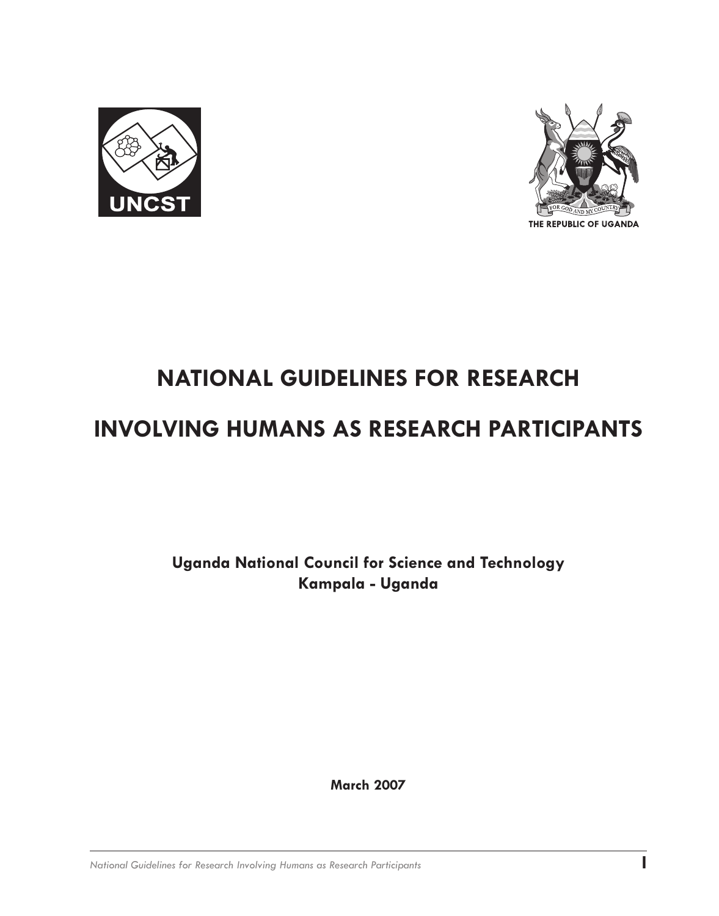UNCST

THE REPUBLIC OF UGANDA

# NATIONAL GUIDELINES FOR RESEARCH INVOLVING HUMANS AS RESEARCH PARTICIPANTS

**Uganda National Council for Science and Technology**
**Kampala - Uganda**

**March 2007**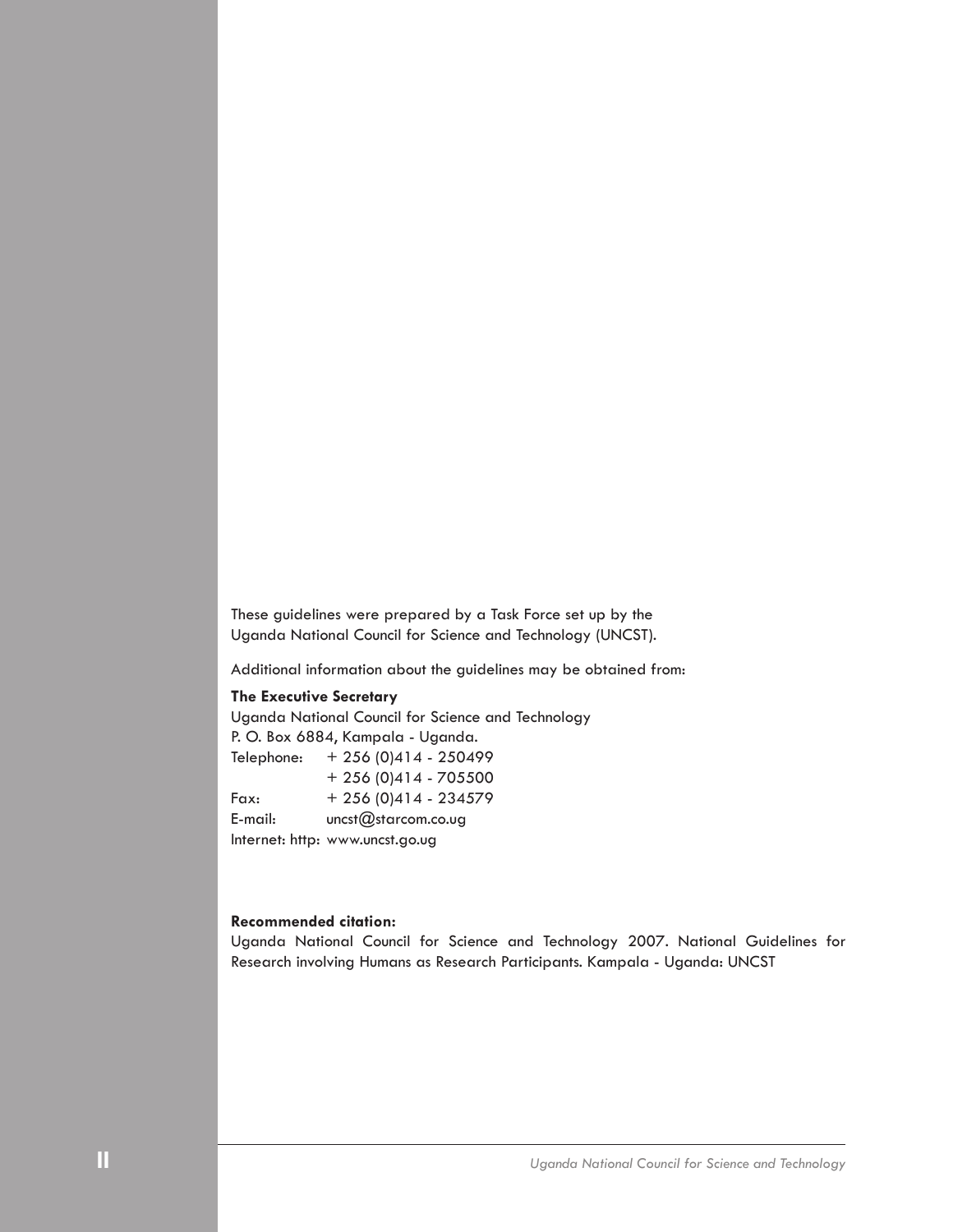These guidelines were prepared by a Task Force set up by the Uganda National Council for Science and Technology (UNCST).

Additional information about the guidelines may be obtained from:

**The Executive Secretary**
Uganda National Council for Science and Technology
P. O. Box 6884, Kampala - Uganda.
Telephone: + 256 (0)414 - 250499
+ 256 (0)414 - 705500
Fax: + 256 (0)414 - 234579
E-mail: uncst@starcom.co.ug
Internet: http: www.uncst.go.ug

**Recommended citation:**
Uganda National Council for Science and Technology 2007. National Guidelines for Research involving Humans as Research Participants. Kampala - Uganda: UNCST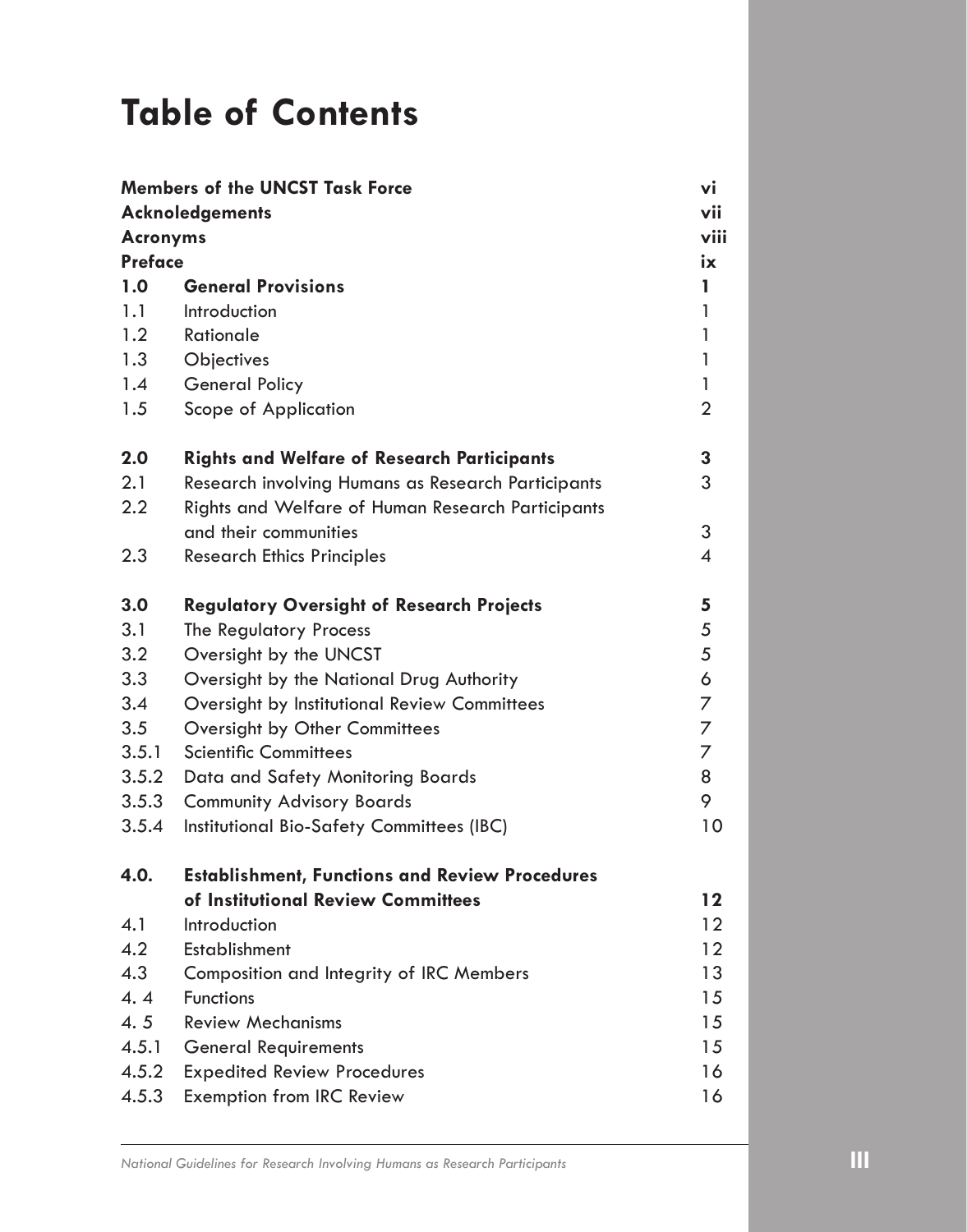# Table of Contents

| | | |
|---|---|---|
| **Members of the UNCST Task Force** | | **vi** |
| **Acknoledgements** | | **vii** |
| **Acronyms** | | **viii** |
| **Preface** | | **ix** |
| **1.0** | **General Provisions** | **1** |
| 1.1 | Introduction | 1 |
| 1.2 | Rationale | 1 |
| 1.3 | Objectives | 1 |
| 1.4 | General Policy | 1 |
| 1.5 | Scope of Application | 2 |
| **2.0** | **Rights and Welfare of Research Participants** | **3** |
| 2.1 | Research involving Humans as Research Participants | 3 |
| 2.2 | Rights and Welfare of Human Research Participants and their communities | 3 |
| 2.3 | Research Ethics Principles | 4 |
| **3.0** | **Regulatory Oversight of Research Projects** | **5** |
| 3.1 | The Regulatory Process | 5 |
| 3.2 | Oversight by the UNCST | 5 |
| 3.3 | Oversight by the National Drug Authority | 6 |
| 3.4 | Oversight by Institutional Review Committees | 7 |
| 3.5 | Oversight by Other Committees | 7 |
| 3.5.1 | Scientific Committees | 7 |
| 3.5.2 | Data and Safety Monitoring Boards | 8 |
| 3.5.3 | Community Advisory Boards | 9 |
| 3.5.4 | Institutional Bio-Safety Committees (IBC) | 10 |
| **4.0.** | **Establishment, Functions and Review Procedures of Institutional Review Committees** | **12** |
| 4.1 | Introduction | 12 |
| 4.2 | Establishment | 12 |
| 4.3 | Composition and Integrity of IRC Members | 13 |
| 4. 4 | Functions | 15 |
| 4. 5 | Review Mechanisms | 15 |
| 4.5.1 | General Requirements | 15 |
| 4.5.2 | Expedited Review Procedures | 16 |
| 4.5.3 | Exemption from IRC Review | 16 |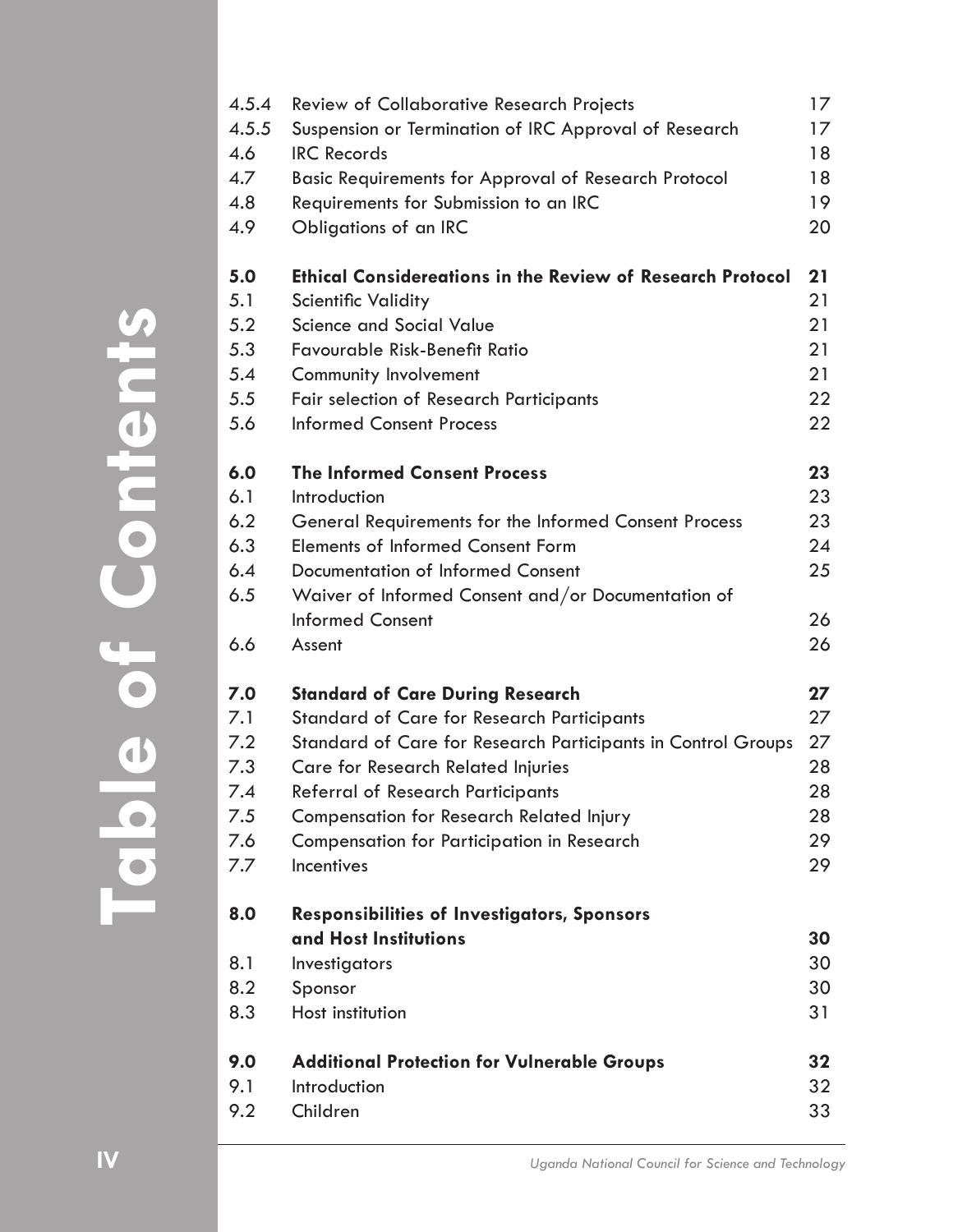# Table of Contents

| | | |
|---|---|---|
| 4.5.4 | Review of Collaborative Research Projects | 17 |
| 4.5.5 | Suspension or Termination of IRC Approval of Research | 17 |
| 4.6 | IRC Records | 18 |
| 4.7 | Basic Requirements for Approval of Research Protocol | 18 |
| 4.8 | Requirements for Submission to an IRC | 19 |
| 4.9 | Obligations of an IRC | 20 |
| **5.0** | **Ethical Considereations in the Review of Research Protocol** | **21** |
| 5.1 | Scientific Validity | 21 |
| 5.2 | Science and Social Value | 21 |
| 5.3 | Favourable Risk-Benefit Ratio | 21 |
| 5.4 | Community Involvement | 21 |
| 5.5 | Fair selection of Research Participants | 22 |
| 5.6 | Informed Consent Process | 22 |
| **6.0** | **The Informed Consent Process** | **23** |
| 6.1 | Introduction | 23 |
| 6.2 | General Requirements for the Informed Consent Process | 23 |
| 6.3 | Elements of Informed Consent Form | 24 |
| 6.4 | Documentation of Informed Consent | 25 |
| 6.5 | Waiver of Informed Consent and/or Documentation of Informed Consent | 26 |
| 6.6 | Assent | 26 |
| **7.0** | **Standard of Care During Research** | **27** |
| 7.1 | Standard of Care for Research Participants | 27 |
| 7.2 | Standard of Care for Research Participants in Control Groups | 27 |
| 7.3 | Care for Research Related Injuries | 28 |
| 7.4 | Referral of Research Participants | 28 |
| 7.5 | Compensation for Research Related Injury | 28 |
| 7.6 | Compensation for Participation in Research | 29 |
| 7.7 | Incentives | 29 |
| **8.0** | **Responsibilities of Investigators, Sponsors and Host Institutions** | **30** |
| 8.1 | Investigators | 30 |
| 8.2 | Sponsor | 30 |
| 8.3 | Host institution | 31 |
| **9.0** | **Additional Protection for Vulnerable Groups** | **32** |
| 9.1 | Introduction | 32 |
| 9.2 | Children | 33 |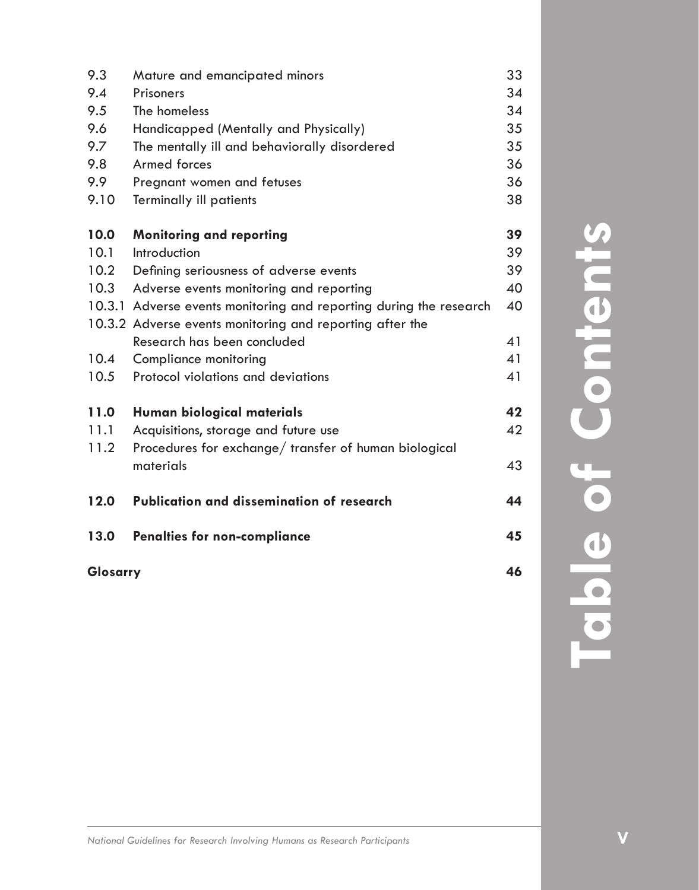| | | |
|---|---|---|
| 9.3 | Mature and emancipated minors | 33 |
| 9.4 | Prisoners | 34 |
| 9.5 | The homeless | 34 |
| 9.6 | Handicapped (Mentally and Physically) | 35 |
| 9.7 | The mentally ill and behaviorally disordered | 35 |
| 9.8 | Armed forces | 36 |
| 9.9 | Pregnant women and fetuses | 36 |
| 9.10 | Terminally ill patients | 38 |
| **10.0** | **Monitoring and reporting** | **39** |
| 10.1 | Introduction | 39 |
| 10.2 | Defining seriousness of adverse events | 39 |
| 10.3 | Adverse events monitoring and reporting | 40 |
| 10.3.1 | Adverse events monitoring and reporting during the research | 40 |
| 10.3.2 | Adverse events monitoring and reporting after the Research has been concluded | 41 |
| 10.4 | Compliance monitoring | 41 |
| 10.5 | Protocol violations and deviations | 41 |
| **11.0** | **Human biological materials** | **42** |
| 11.1 | Acquisitions, storage and future use | 42 |
| 11.2 | Procedures for exchange/ transfer of human biological materials | 43 |
| **12.0** | **Publication and dissemination of research** | **44** |
| **13.0** | **Penalties for non-compliance** | **45** |
| **Glosarry** | | **46** |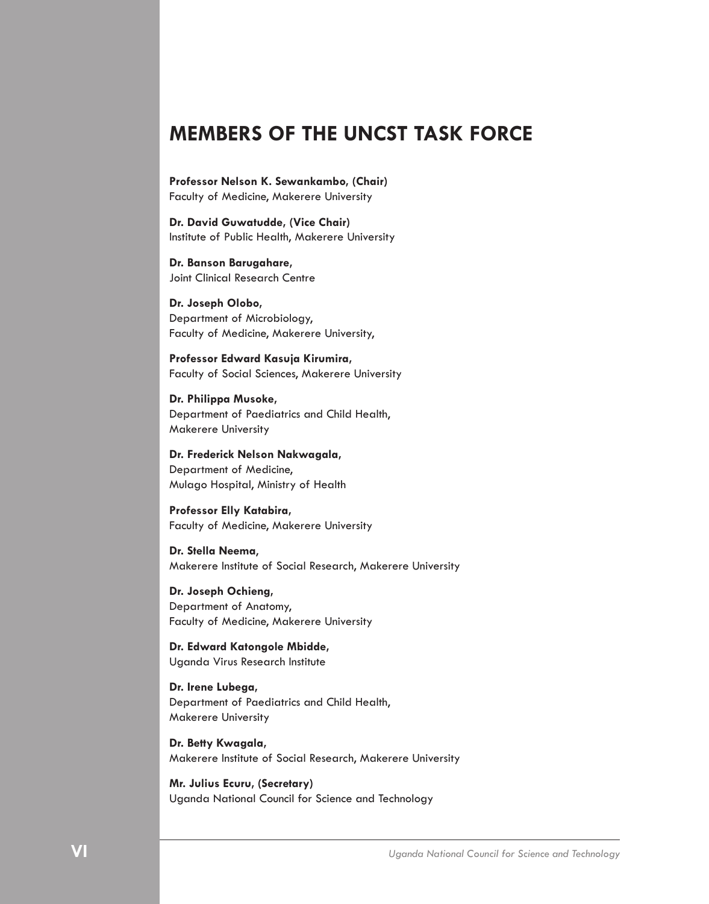# MEMBERS OF THE UNCST TASK FORCE

**Professor Nelson K. Sewankambo, (Chair)**
Faculty of Medicine, Makerere University

**Dr. David Guwatudde, (Vice Chair)**
Institute of Public Health, Makerere University

**Dr. Banson Barugahare,**
Joint Clinical Research Centre

**Dr. Joseph Olobo,**
Department of Microbiology,
Faculty of Medicine, Makerere University,

**Professor Edward Kasuja Kirumira,**
Faculty of Social Sciences, Makerere University

**Dr. Philippa Musoke,**
Department of Paediatrics and Child Health,
Makerere University

**Dr. Frederick Nelson Nakwagala,**
Department of Medicine,
Mulago Hospital, Ministry of Health

**Professor Elly Katabira,**
Faculty of Medicine, Makerere University

**Dr. Stella Neema,**
Makerere Institute of Social Research, Makerere University

**Dr. Joseph Ochieng,**
Department of Anatomy,
Faculty of Medicine, Makerere University

**Dr. Edward Katongole Mbidde,**
Uganda Virus Research Institute

**Dr. Irene Lubega,**
Department of Paediatrics and Child Health,
Makerere University

**Dr. Betty Kwagala,**
Makerere Institute of Social Research, Makerere University

**Mr. Julius Ecuru, (Secretary)**
Uganda National Council for Science and Technology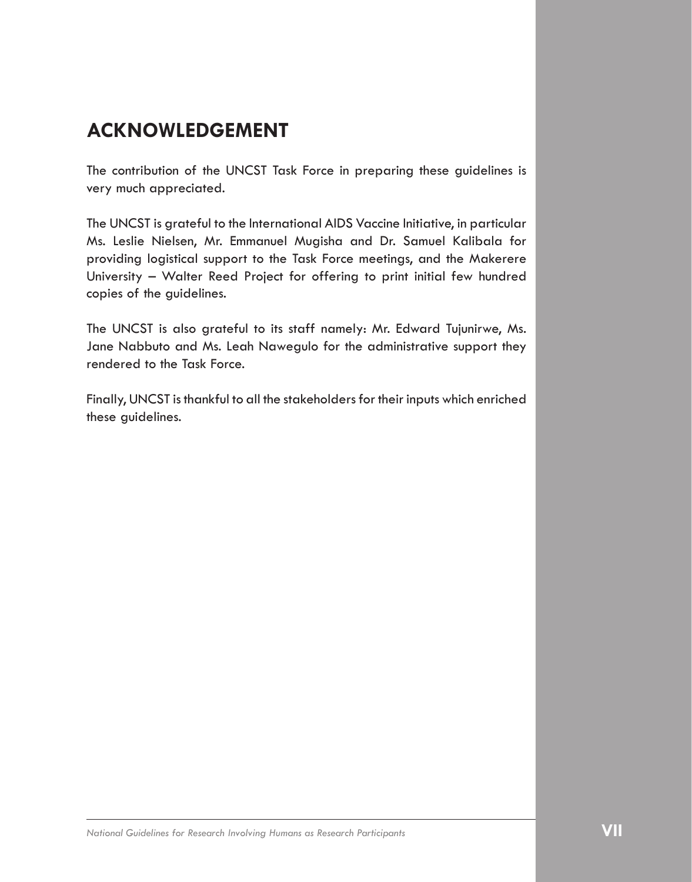## ACKNOWLEDGEMENT

The contribution of the UNCST Task Force in preparing these guidelines is very much appreciated.

The UNCST is grateful to the International AIDS Vaccine Initiative, in particular Ms. Leslie Nielsen, Mr. Emmanuel Mugisha and Dr. Samuel Kalibala for providing logistical support to the Task Force meetings, and the Makerere University – Walter Reed Project for offering to print initial few hundred copies of the guidelines.

The UNCST is also grateful to its staff namely: Mr. Edward Tujunirwe, Ms. Jane Nabbuto and Ms. Leah Nawegulo for the administrative support they rendered to the Task Force.

Finally, UNCST is thankful to all the stakeholders for their inputs which enriched these guidelines.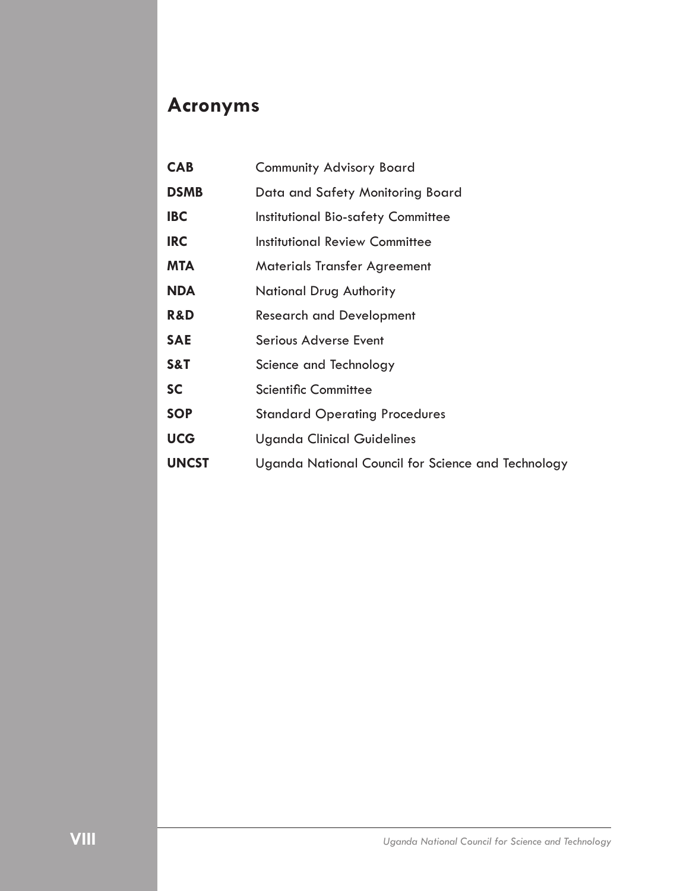## Acronyms

| | |
|---|---|
| **CAB** | Community Advisory Board |
| **DSMB** | Data and Safety Monitoring Board |
| **IBC** | Institutional Bio-safety Committee |
| **IRC** | Institutional Review Committee |
| **MTA** | Materials Transfer Agreement |
| **NDA** | National Drug Authority |
| **R&D** | Research and Development |
| **SAE** | Serious Adverse Event |
| **S&T** | Science and Technology |
| **SC** | Scientific Committee |
| **SOP** | Standard Operating Procedures |
| **UCG** | Uganda Clinical Guidelines |
| **UNCST** | Uganda National Council for Science and Technology |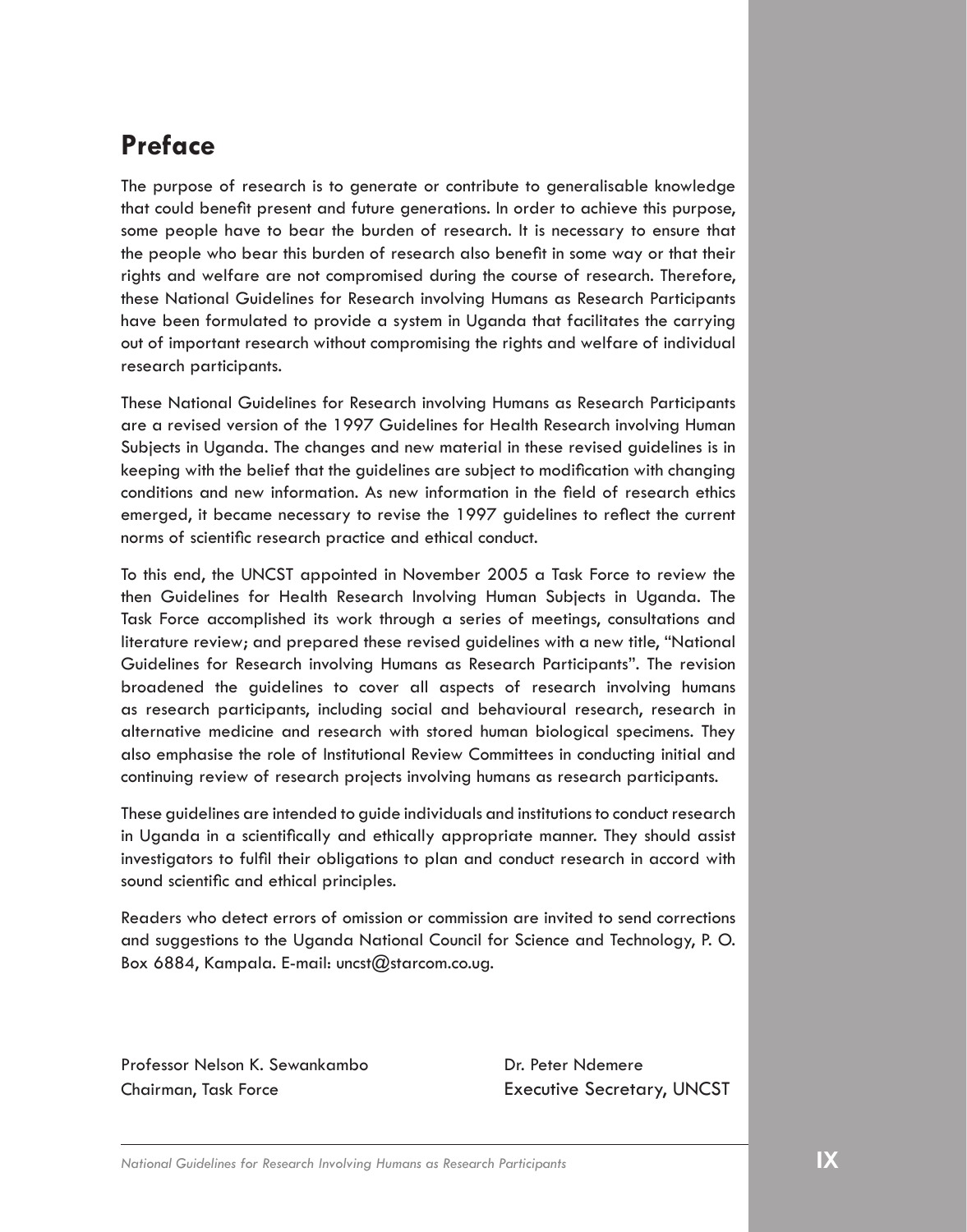## Preface

The purpose of research is to generate or contribute to generalisable knowledge that could benefit present and future generations. In order to achieve this purpose, some people have to bear the burden of research. It is necessary to ensure that the people who bear this burden of research also benefit in some way or that their rights and welfare are not compromised during the course of research. Therefore, these National Guidelines for Research involving Humans as Research Participants have been formulated to provide a system in Uganda that facilitates the carrying out of important research without compromising the rights and welfare of individual research participants.

These National Guidelines for Research involving Humans as Research Participants are a revised version of the 1997 Guidelines for Health Research involving Human Subjects in Uganda. The changes and new material in these revised guidelines is in keeping with the belief that the guidelines are subject to modification with changing conditions and new information. As new information in the field of research ethics emerged, it became necessary to revise the 1997 guidelines to reflect the current norms of scientific research practice and ethical conduct.

To this end, the UNCST appointed in November 2005 a Task Force to review the then Guidelines for Health Research Involving Human Subjects in Uganda. The Task Force accomplished its work through a series of meetings, consultations and literature review; and prepared these revised guidelines with a new title, "National Guidelines for Research involving Humans as Research Participants". The revision broadened the guidelines to cover all aspects of research involving humans as research participants, including social and behavioural research, research in alternative medicine and research with stored human biological specimens. They also emphasise the role of Institutional Review Committees in conducting initial and continuing review of research projects involving humans as research participants.

These guidelines are intended to guide individuals and institutions to conduct research in Uganda in a scientifically and ethically appropriate manner. They should assist investigators to fulfil their obligations to plan and conduct research in accord with sound scientific and ethical principles.

Readers who detect errors of omission or commission are invited to send corrections and suggestions to the Uganda National Council for Science and Technology, P. O. Box 6884, Kampala. E-mail: uncst@starcom.co.ug.

Professor Nelson K. Sewankambo
Chairman, Task Force

Dr. Peter Ndemere
Executive Secretary, UNCST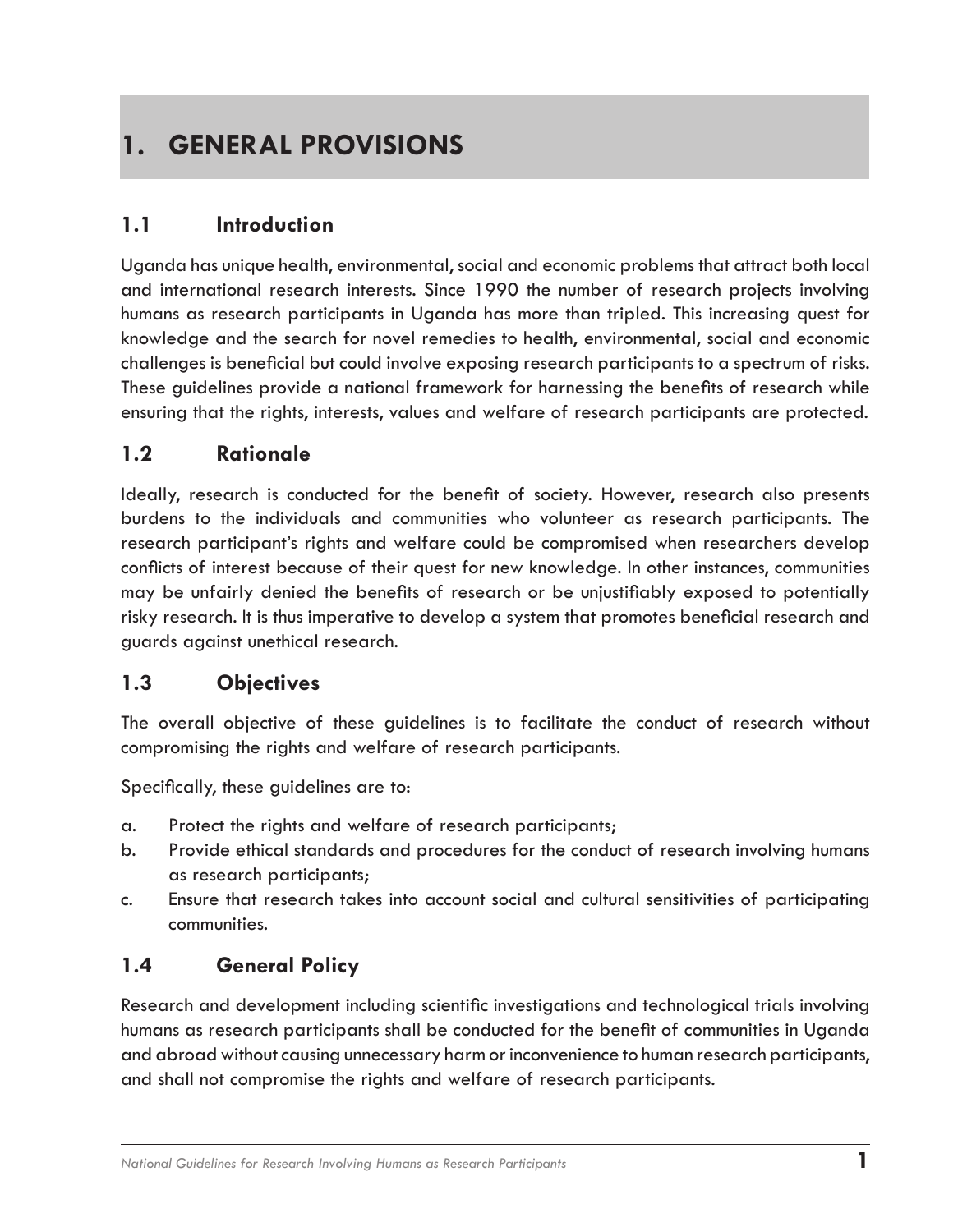# 1. GENERAL PROVISIONS

## 1.1 Introduction

Uganda has unique health, environmental, social and economic problems that attract both local and international research interests. Since 1990 the number of research projects involving humans as research participants in Uganda has more than tripled. This increasing quest for knowledge and the search for novel remedies to health, environmental, social and economic challenges is beneficial but could involve exposing research participants to a spectrum of risks. These guidelines provide a national framework for harnessing the benefits of research while ensuring that the rights, interests, values and welfare of research participants are protected.

## 1.2 Rationale

Ideally, research is conducted for the benefit of society. However, research also presents burdens to the individuals and communities who volunteer as research participants. The research participant's rights and welfare could be compromised when researchers develop conflicts of interest because of their quest for new knowledge. In other instances, communities may be unfairly denied the benefits of research or be unjustifiably exposed to potentially risky research. It is thus imperative to develop a system that promotes beneficial research and guards against unethical research.

## 1.3 Objectives

The overall objective of these guidelines is to facilitate the conduct of research without compromising the rights and welfare of research participants.

Specifically, these guidelines are to:

a. Protect the rights and welfare of research participants;
b. Provide ethical standards and procedures for the conduct of research involving humans as research participants;
c. Ensure that research takes into account social and cultural sensitivities of participating communities.

## 1.4 General Policy

Research and development including scientific investigations and technological trials involving humans as research participants shall be conducted for the benefit of communities in Uganda and abroad without causing unnecessary harm or inconvenience to human research participants, and shall not compromise the rights and welfare of research participants.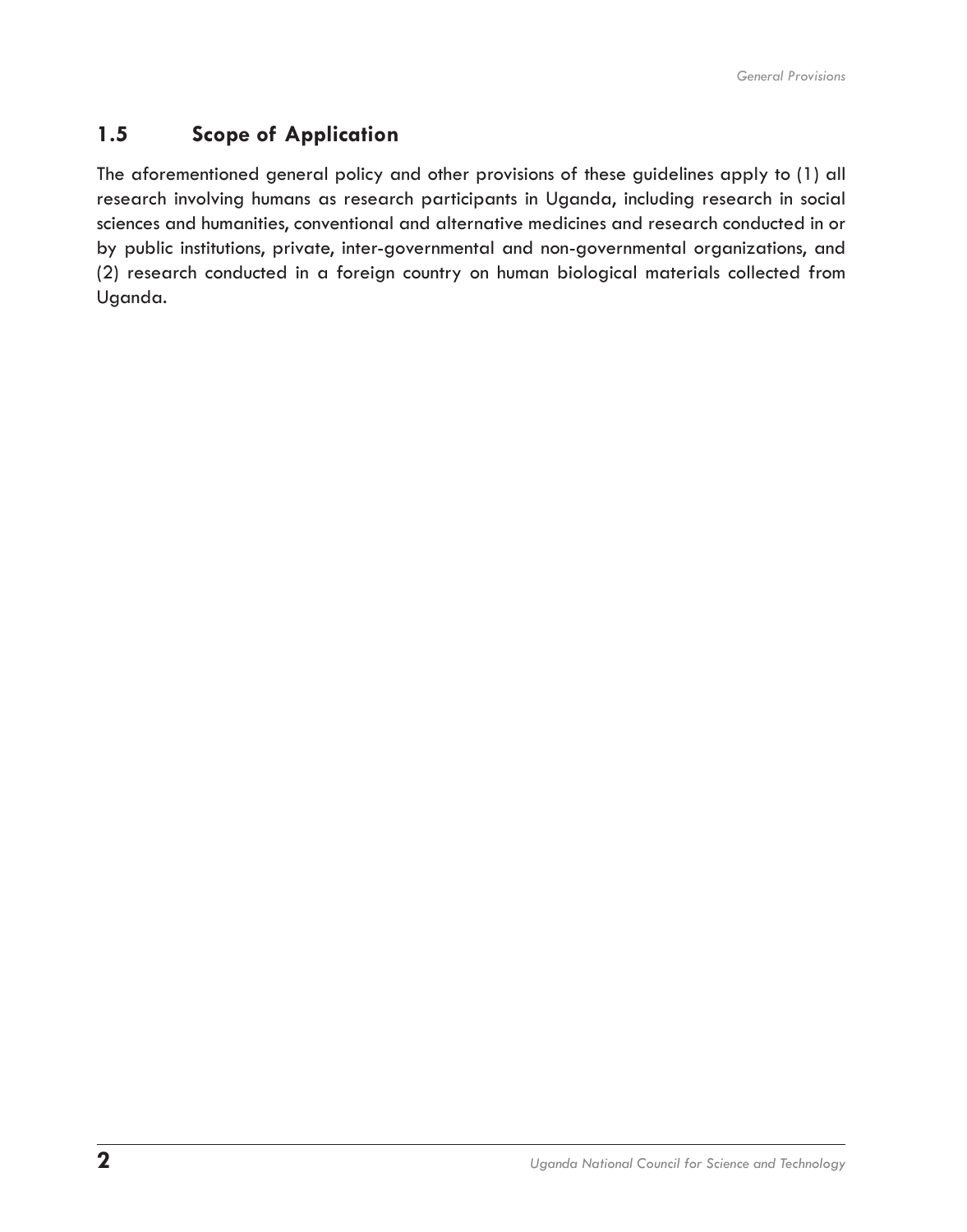## 1.5 Scope of Application

The aforementioned general policy and other provisions of these guidelines apply to (1) all research involving humans as research participants in Uganda, including research in social sciences and humanities, conventional and alternative medicines and research conducted in or by public institutions, private, inter-governmental and non-governmental organizations, and (2) research conducted in a foreign country on human biological materials collected from Uganda.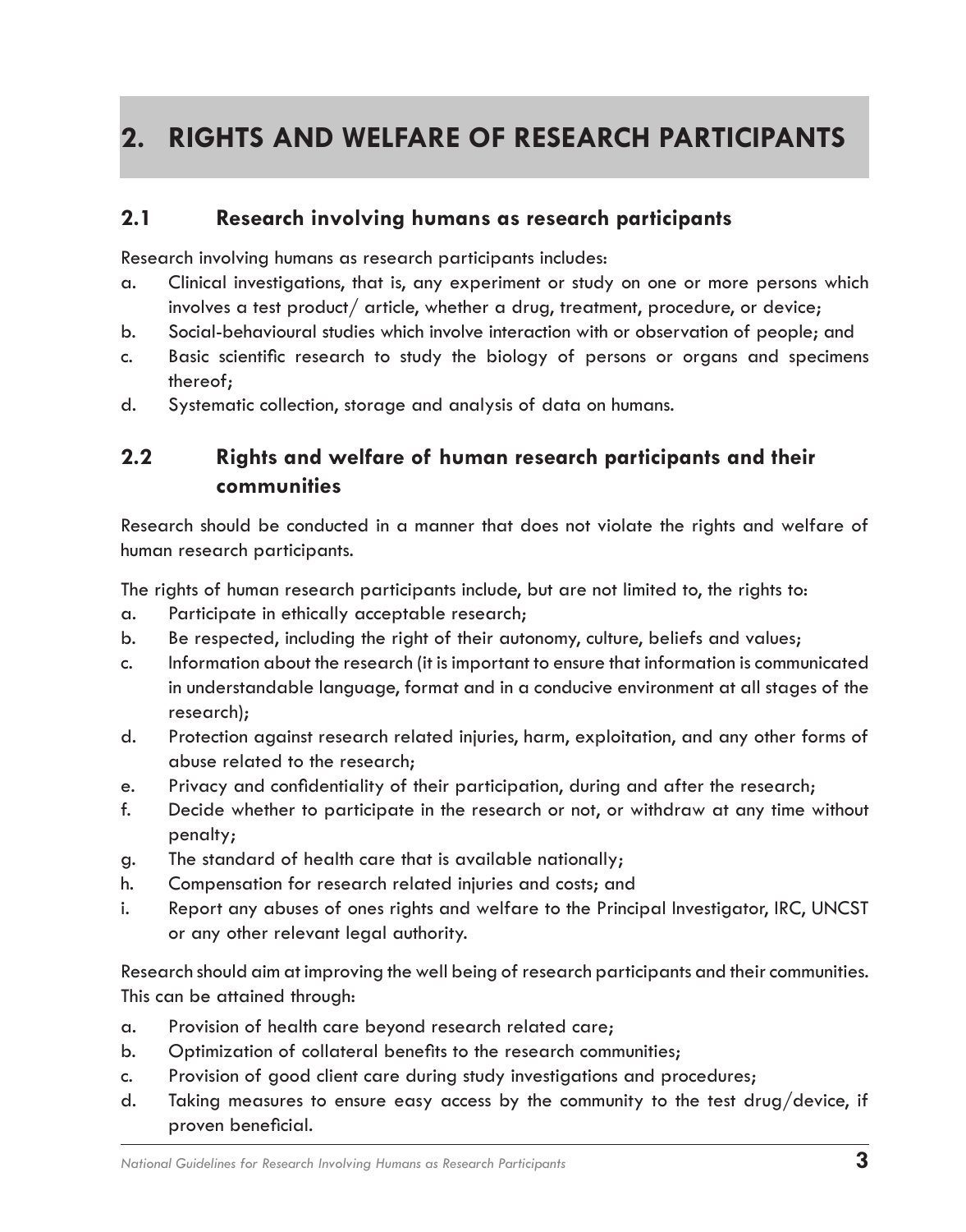# 2. RIGHTS AND WELFARE OF RESEARCH PARTICIPANTS

## 2.1 Research involving humans as research participants

Research involving humans as research participants includes:

a. Clinical investigations, that is, any experiment or study on one or more persons which involves a test product/ article, whether a drug, treatment, procedure, or device;
b. Social-behavioural studies which involve interaction with or observation of people; and
c. Basic scientific research to study the biology of persons or organs and specimens thereof;
d. Systematic collection, storage and analysis of data on humans.

## 2.2 Rights and welfare of human research participants and their communities

Research should be conducted in a manner that does not violate the rights and welfare of human research participants.

The rights of human research participants include, but are not limited to, the rights to:

a. Participate in ethically acceptable research;
b. Be respected, including the right of their autonomy, culture, beliefs and values;
c. Information about the research (it is important to ensure that information is communicated in understandable language, format and in a conducive environment at all stages of the research);
d. Protection against research related injuries, harm, exploitation, and any other forms of abuse related to the research;
e. Privacy and confidentiality of their participation, during and after the research;
f. Decide whether to participate in the research or not, or withdraw at any time without penalty;
g. The standard of health care that is available nationally;
h. Compensation for research related injuries and costs; and
i. Report any abuses of ones rights and welfare to the Principal Investigator, IRC, UNCST or any other relevant legal authority.

Research should aim at improving the well being of research participants and their communities. This can be attained through:

a. Provision of health care beyond research related care;
b. Optimization of collateral benefits to the research communities;
c. Provision of good client care during study investigations and procedures;
d. Taking measures to ensure easy access by the community to the test drug/device, if proven beneficial.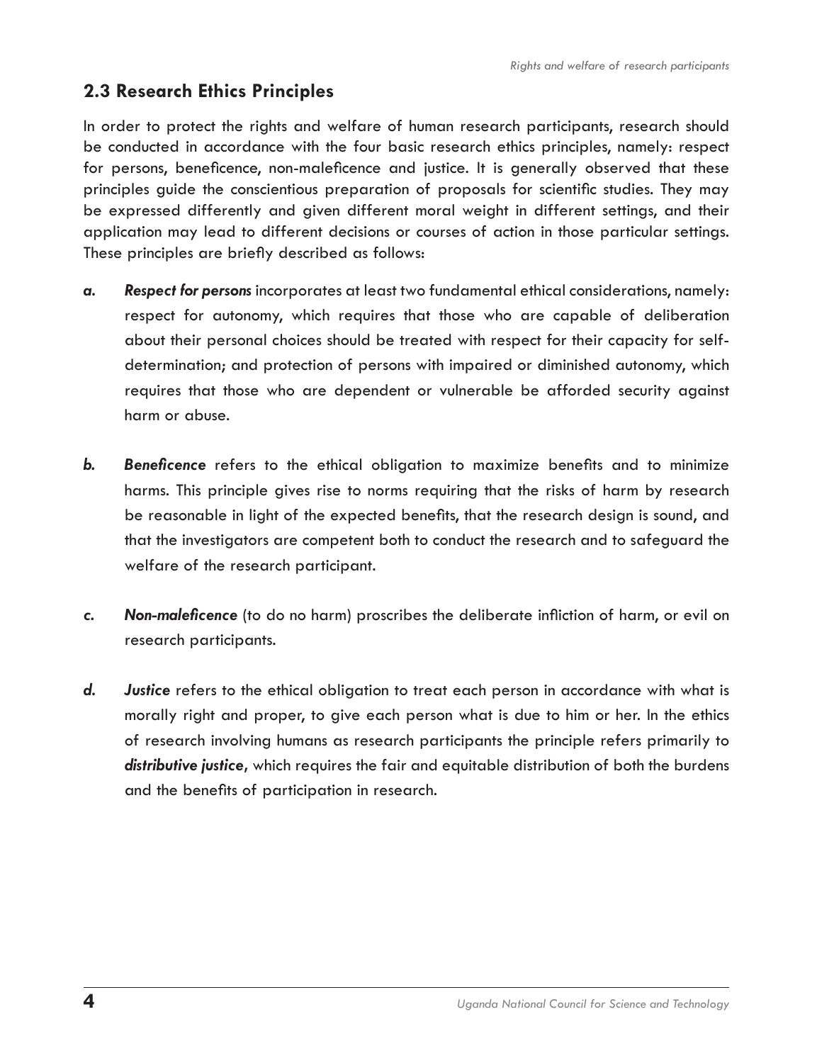## 2.3 Research Ethics Principles

In order to protect the rights and welfare of human research participants, research should be conducted in accordance with the four basic research ethics principles, namely: respect for persons, beneficence, non-maleficence and justice. It is generally observed that these principles guide the conscientious preparation of proposals for scientific studies. They may be expressed differently and given different moral weight in different settings, and their application may lead to different decisions or courses of action in those particular settings. These principles are briefly described as follows:

*a.* ***Respect for persons*** incorporates at least two fundamental ethical considerations, namely: respect for autonomy, which requires that those who are capable of deliberation about their personal choices should be treated with respect for their capacity for self-determination; and protection of persons with impaired or diminished autonomy, which requires that those who are dependent or vulnerable be afforded security against harm or abuse.

*b.* ***Beneficence*** refers to the ethical obligation to maximize benefits and to minimize harms. This principle gives rise to norms requiring that the risks of harm by research be reasonable in light of the expected benefits, that the research design is sound, and that the investigators are competent both to conduct the research and to safeguard the welfare of the research participant.

*c.* ***Non-maleficence*** (to do no harm) proscribes the deliberate infliction of harm, or evil on research participants.

*d.* ***Justice*** refers to the ethical obligation to treat each person in accordance with what is morally right and proper, to give each person what is due to him or her. In the ethics of research involving humans as research participants the principle refers primarily to ***distributive justice***, which requires the fair and equitable distribution of both the burdens and the benefits of participation in research.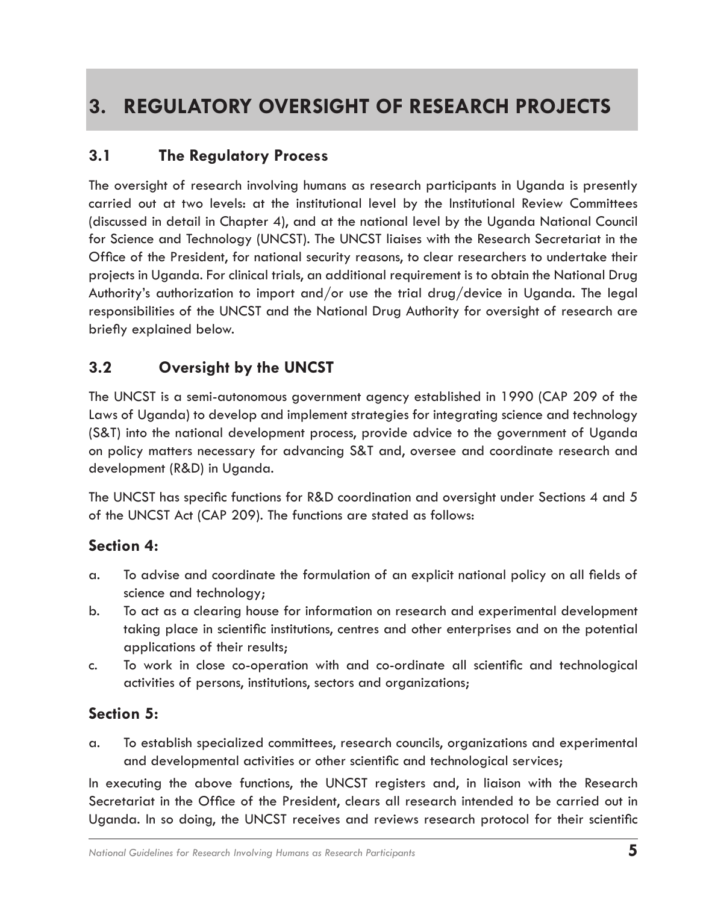# 3. REGULATORY OVERSIGHT OF RESEARCH PROJECTS

## 3.1 The Regulatory Process

The oversight of research involving humans as research participants in Uganda is presently carried out at two levels: at the institutional level by the Institutional Review Committees (discussed in detail in Chapter 4), and at the national level by the Uganda National Council for Science and Technology (UNCST). The UNCST liaises with the Research Secretariat in the Office of the President, for national security reasons, to clear researchers to undertake their projects in Uganda. For clinical trials, an additional requirement is to obtain the National Drug Authority's authorization to import and/or use the trial drug/device in Uganda. The legal responsibilities of the UNCST and the National Drug Authority for oversight of research are briefly explained below.

## 3.2 Oversight by the UNCST

The UNCST is a semi-autonomous government agency established in 1990 (CAP 209 of the Laws of Uganda) to develop and implement strategies for integrating science and technology (S&T) into the national development process, provide advice to the government of Uganda on policy matters necessary for advancing S&T and, oversee and coordinate research and development (R&D) in Uganda.

The UNCST has specific functions for R&D coordination and oversight under Sections 4 and 5 of the UNCST Act (CAP 209). The functions are stated as follows:

### Section 4:

a. To advise and coordinate the formulation of an explicit national policy on all fields of science and technology;
b. To act as a clearing house for information on research and experimental development taking place in scientific institutions, centres and other enterprises and on the potential applications of their results;
c. To work in close co-operation with and co-ordinate all scientific and technological activities of persons, institutions, sectors and organizations;

### Section 5:

a. To establish specialized committees, research councils, organizations and experimental and developmental activities or other scientific and technological services;

In executing the above functions, the UNCST registers and, in liaison with the Research Secretariat in the Office of the President, clears all research intended to be carried out in Uganda. In so doing, the UNCST receives and reviews research protocol for their scientific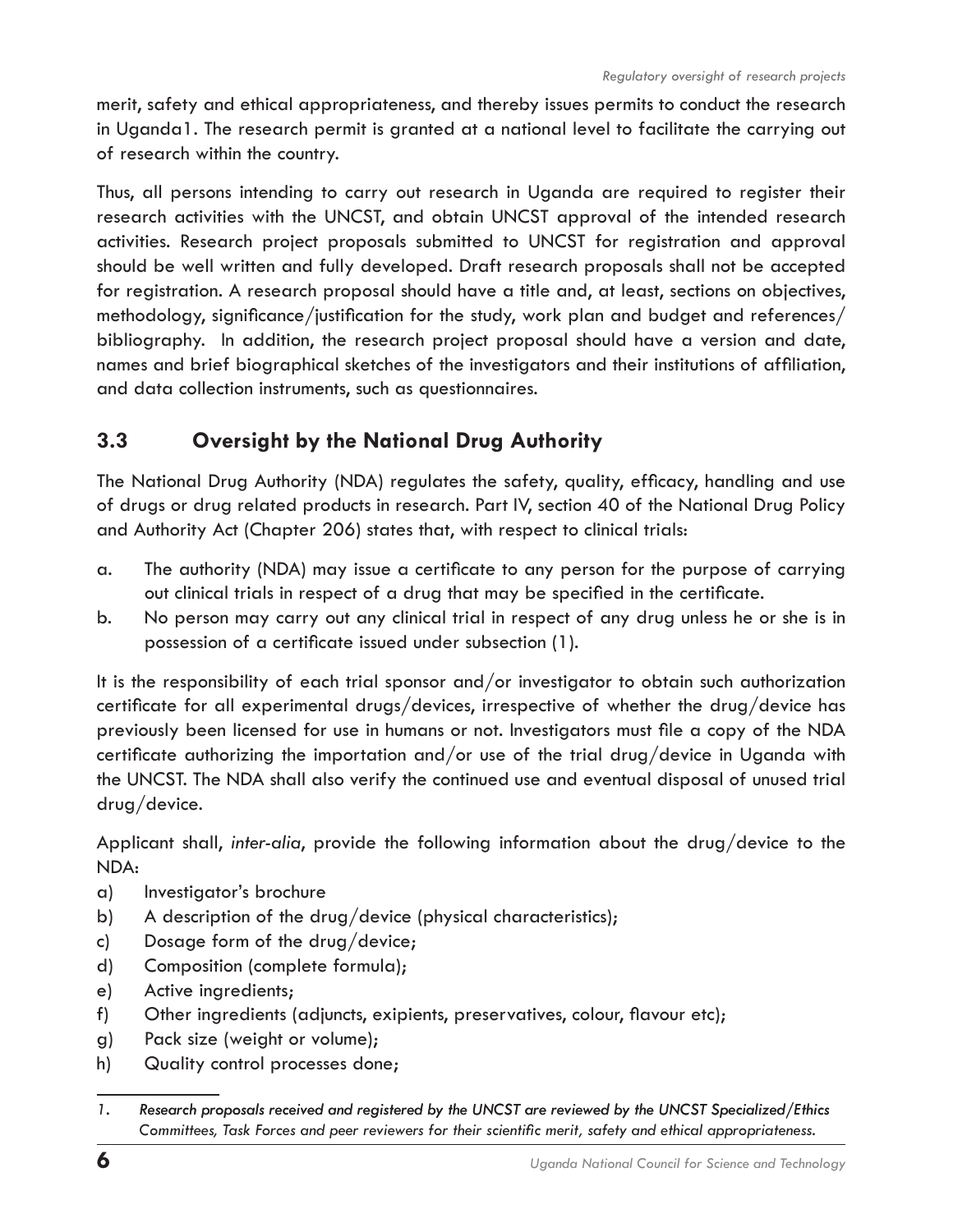merit, safety and ethical appropriateness, and thereby issues permits to conduct the research in Uganda[1]. The research permit is granted at a national level to facilitate the carrying out of research within the country.

Thus, all persons intending to carry out research in Uganda are required to register their research activities with the UNCST, and obtain UNCST approval of the intended research activities. Research project proposals submitted to UNCST for registration and approval should be well written and fully developed. Draft research proposals shall not be accepted for registration. A research proposal should have a title and, at least, sections on objectives, methodology, significance/justification for the study, work plan and budget and references/bibliography. In addition, the research project proposal should have a version and date, names and brief biographical sketches of the investigators and their institutions of affiliation, and data collection instruments, such as questionnaires.

## 3.3 Oversight by the National Drug Authority

The National Drug Authority (NDA) regulates the safety, quality, efficacy, handling and use of drugs or drug related products in research. Part IV, section 40 of the National Drug Policy and Authority Act (Chapter 206) states that, with respect to clinical trials:

a. The authority (NDA) may issue a certificate to any person for the purpose of carrying out clinical trials in respect of a drug that may be specified in the certificate.
b. No person may carry out any clinical trial in respect of any drug unless he or she is in possession of a certificate issued under subsection (1).

It is the responsibility of each trial sponsor and/or investigator to obtain such authorization certificate for all experimental drugs/devices, irrespective of whether the drug/device has previously been licensed for use in humans or not. Investigators must file a copy of the NDA certificate authorizing the importation and/or use of the trial drug/device in Uganda with the UNCST. The NDA shall also verify the continued use and eventual disposal of unused trial drug/device.

Applicant shall, *inter-alia*, provide the following information about the drug/device to the NDA:

a) Investigator's brochure
b) A description of the drug/device (physical characteristics);
c) Dosage form of the drug/device;
d) Composition (complete formula);
e) Active ingredients;
f) Other ingredients (adjuncts, exipients, preservatives, colour, flavour etc);
g) Pack size (weight or volume);
h) Quality control processes done;

---

*1. Research proposals received and registered by the UNCST are reviewed by the UNCST Specialized/Ethics Committees, Task Forces and peer reviewers for their scientific merit, safety and ethical appropriateness.*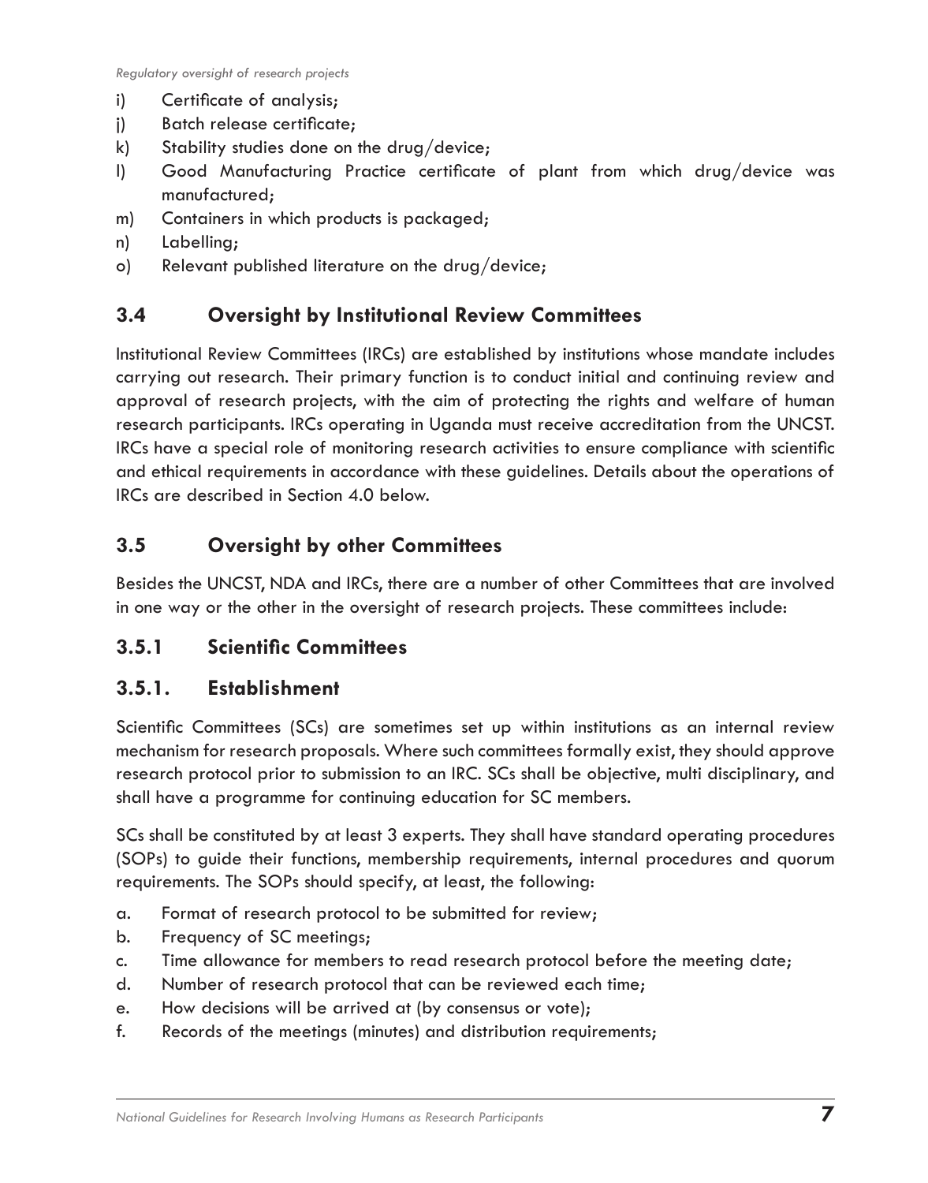i) Certificate of analysis;
j) Batch release certificate;
k) Stability studies done on the drug/device;
l) Good Manufacturing Practice certificate of plant from which drug/device was manufactured;
m) Containers in which products is packaged;
n) Labelling;
o) Relevant published literature on the drug/device;

## 3.4 Oversight by Institutional Review Committees

Institutional Review Committees (IRCs) are established by institutions whose mandate includes carrying out research. Their primary function is to conduct initial and continuing review and approval of research projects, with the aim of protecting the rights and welfare of human research participants. IRCs operating in Uganda must receive accreditation from the UNCST. IRCs have a special role of monitoring research activities to ensure compliance with scientific and ethical requirements in accordance with these guidelines. Details about the operations of IRCs are described in Section 4.0 below.

## 3.5 Oversight by other Committees

Besides the UNCST, NDA and IRCs, there are a number of other Committees that are involved in one way or the other in the oversight of research projects. These committees include:

### 3.5.1 Scientific Committees

### 3.5.1. Establishment

Scientific Committees (SCs) are sometimes set up within institutions as an internal review mechanism for research proposals. Where such committees formally exist, they should approve research protocol prior to submission to an IRC. SCs shall be objective, multi disciplinary, and shall have a programme for continuing education for SC members.

SCs shall be constituted by at least 3 experts. They shall have standard operating procedures (SOPs) to guide their functions, membership requirements, internal procedures and quorum requirements. The SOPs should specify, at least, the following:

a. Format of research protocol to be submitted for review;
b. Frequency of SC meetings;
c. Time allowance for members to read research protocol before the meeting date;
d. Number of research protocol that can be reviewed each time;
e. How decisions will be arrived at (by consensus or vote);
f. Records of the meetings (minutes) and distribution requirements;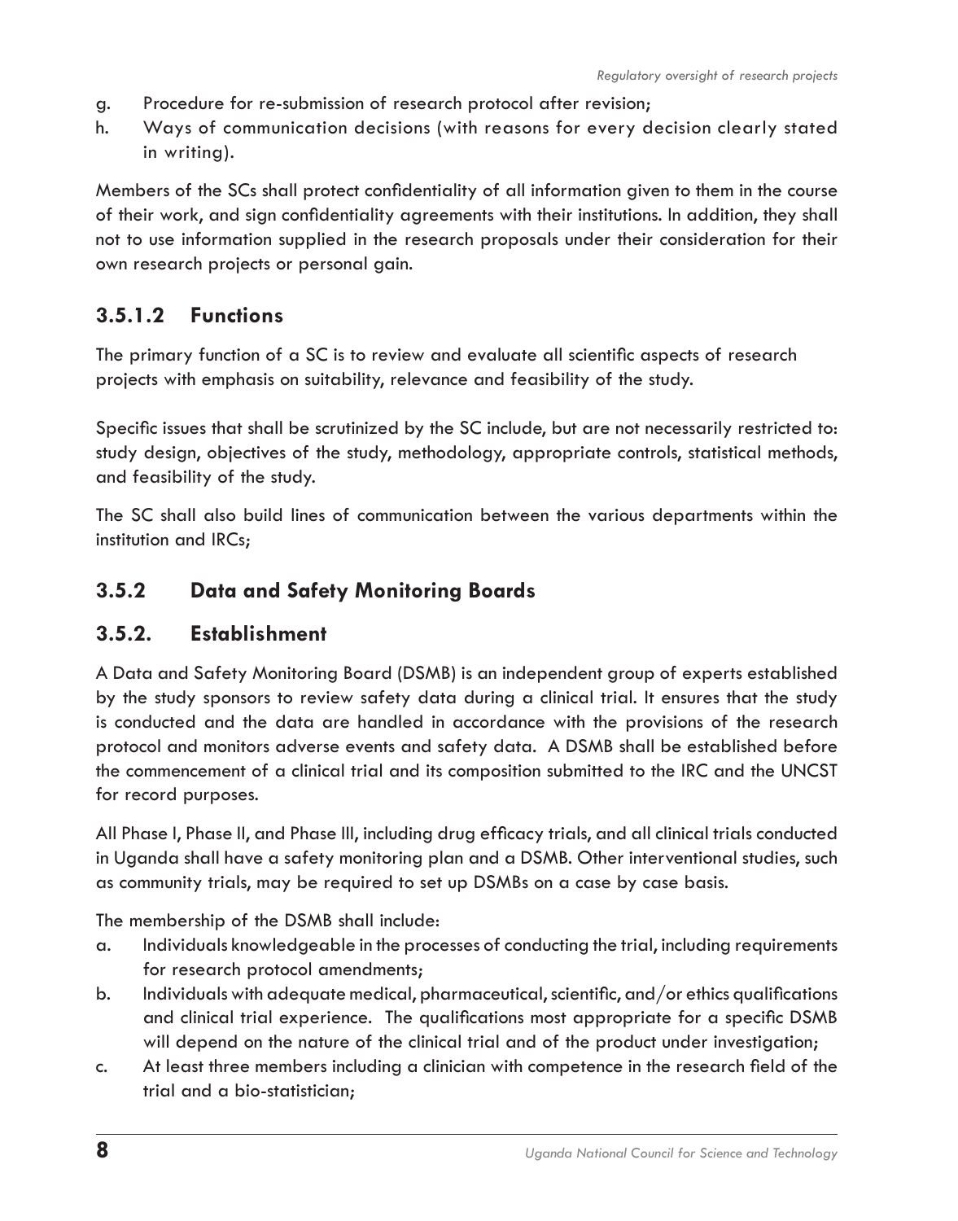g. Procedure for re-submission of research protocol after revision;
h. Ways of communication decisions (with reasons for every decision clearly stated in writing).

Members of the SCs shall protect confidentiality of all information given to them in the course of their work, and sign confidentiality agreements with their institutions. In addition, they shall not to use information supplied in the research proposals under their consideration for their own research projects or personal gain.

### 3.5.1.2 Functions

The primary function of a SC is to review and evaluate all scientific aspects of research projects with emphasis on suitability, relevance and feasibility of the study.

Specific issues that shall be scrutinized by the SC include, but are not necessarily restricted to: study design, objectives of the study, methodology, appropriate controls, statistical methods, and feasibility of the study.

The SC shall also build lines of communication between the various departments within the institution and IRCs;

## 3.5.2 Data and Safety Monitoring Boards

## 3.5.2. Establishment

A Data and Safety Monitoring Board (DSMB) is an independent group of experts established by the study sponsors to review safety data during a clinical trial. It ensures that the study is conducted and the data are handled in accordance with the provisions of the research protocol and monitors adverse events and safety data. A DSMB shall be established before the commencement of a clinical trial and its composition submitted to the IRC and the UNCST for record purposes.

All Phase I, Phase II, and Phase III, including drug efficacy trials, and all clinical trials conducted in Uganda shall have a safety monitoring plan and a DSMB. Other interventional studies, such as community trials, may be required to set up DSMBs on a case by case basis.

The membership of the DSMB shall include:

a. Individuals knowledgeable in the processes of conducting the trial, including requirements for research protocol amendments;
b. Individuals with adequate medical, pharmaceutical, scientific, and/or ethics qualifications and clinical trial experience. The qualifications most appropriate for a specific DSMB will depend on the nature of the clinical trial and of the product under investigation;
c. At least three members including a clinician with competence in the research field of the trial and a bio-statistician;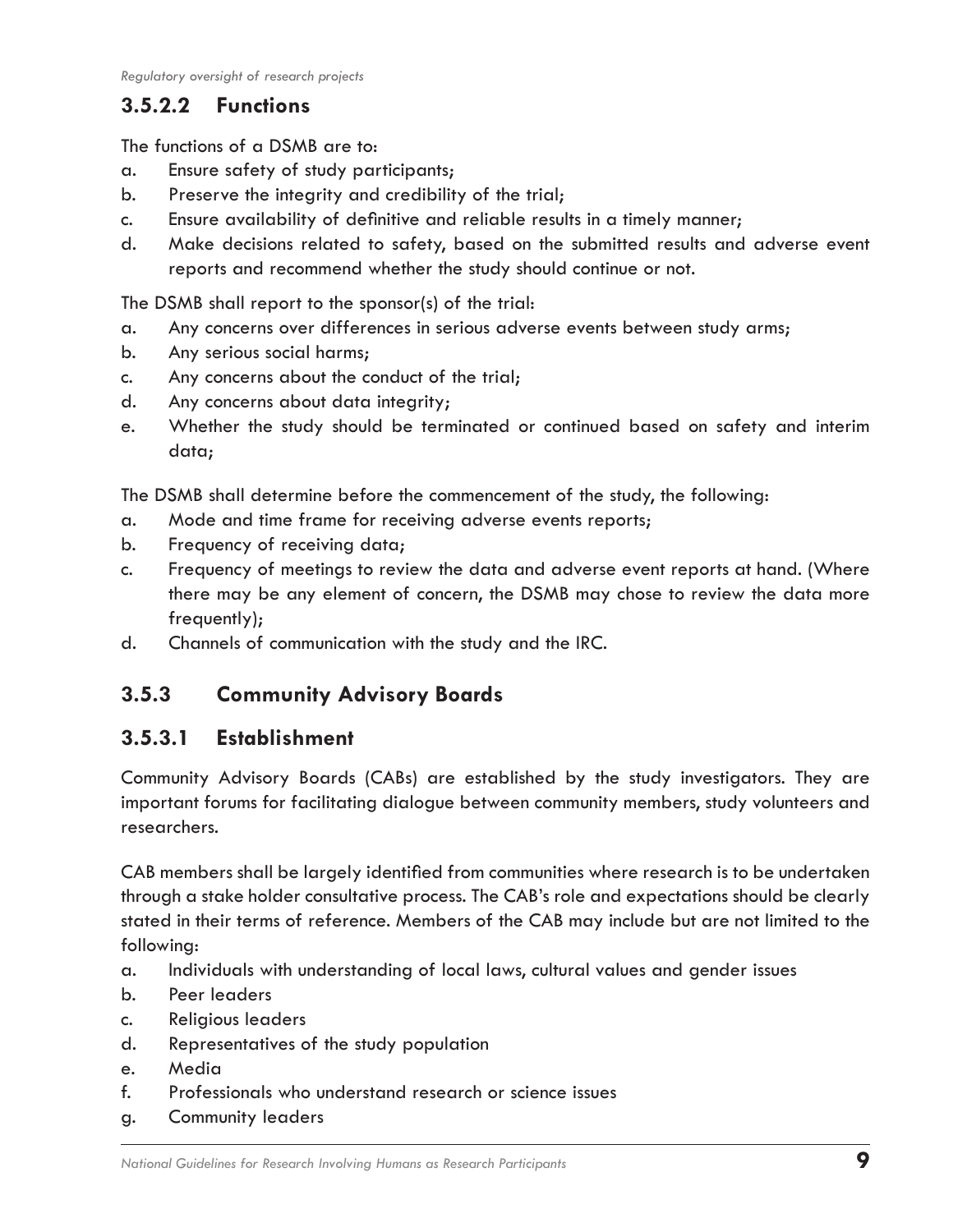### 3.5.2.2 Functions

The functions of a DSMB are to:

a. Ensure safety of study participants;
b. Preserve the integrity and credibility of the trial;
c. Ensure availability of definitive and reliable results in a timely manner;
d. Make decisions related to safety, based on the submitted results and adverse event reports and recommend whether the study should continue or not.

The DSMB shall report to the sponsor(s) of the trial:

a. Any concerns over differences in serious adverse events between study arms;
b. Any serious social harms;
c. Any concerns about the conduct of the trial;
d. Any concerns about data integrity;
e. Whether the study should be terminated or continued based on safety and interim data;

The DSMB shall determine before the commencement of the study, the following:

a. Mode and time frame for receiving adverse events reports;
b. Frequency of receiving data;
c. Frequency of meetings to review the data and adverse event reports at hand. (Where there may be any element of concern, the DSMB may chose to review the data more frequently);
d. Channels of communication with the study and the IRC.

## 3.5.3 Community Advisory Boards

### 3.5.3.1 Establishment

Community Advisory Boards (CABs) are established by the study investigators. They are important forums for facilitating dialogue between community members, study volunteers and researchers.

CAB members shall be largely identified from communities where research is to be undertaken through a stake holder consultative process. The CAB's role and expectations should be clearly stated in their terms of reference. Members of the CAB may include but are not limited to the following:

a. Individuals with understanding of local laws, cultural values and gender issues
b. Peer leaders
c. Religious leaders
d. Representatives of the study population
e. Media
f. Professionals who understand research or science issues
g. Community leaders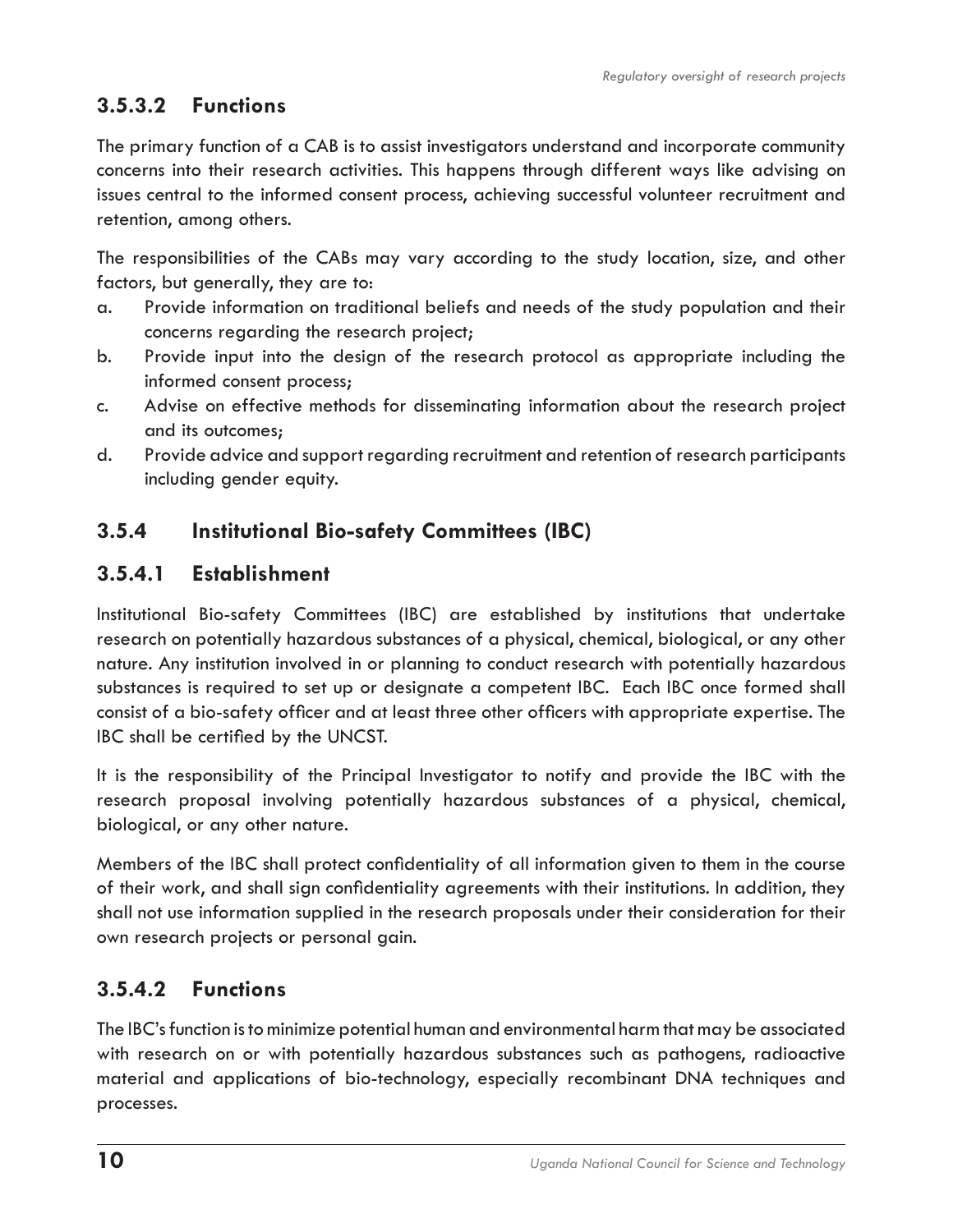#### 3.5.3.2 Functions

The primary function of a CAB is to assist investigators understand and incorporate community concerns into their research activities. This happens through different ways like advising on issues central to the informed consent process, achieving successful volunteer recruitment and retention, among others.

The responsibilities of the CABs may vary according to the study location, size, and other factors, but generally, they are to:

a. Provide information on traditional beliefs and needs of the study population and their concerns regarding the research project;
b. Provide input into the design of the research protocol as appropriate including the informed consent process;
c. Advise on effective methods for disseminating information about the research project and its outcomes;
d. Provide advice and support regarding recruitment and retention of research participants including gender equity.

### 3.5.4 Institutional Bio-safety Committees (IBC)

#### 3.5.4.1 Establishment

Institutional Bio-safety Committees (IBC) are established by institutions that undertake research on potentially hazardous substances of a physical, chemical, biological, or any other nature. Any institution involved in or planning to conduct research with potentially hazardous substances is required to set up or designate a competent IBC. Each IBC once formed shall consist of a bio-safety officer and at least three other officers with appropriate expertise. The IBC shall be certified by the UNCST.

It is the responsibility of the Principal Investigator to notify and provide the IBC with the research proposal involving potentially hazardous substances of a physical, chemical, biological, or any other nature.

Members of the IBC shall protect confidentiality of all information given to them in the course of their work, and shall sign confidentiality agreements with their institutions. In addition, they shall not use information supplied in the research proposals under their consideration for their own research projects or personal gain.

#### 3.5.4.2 Functions

The IBC's function is to minimize potential human and environmental harm that may be associated with research on or with potentially hazardous substances such as pathogens, radioactive material and applications of bio-technology, especially recombinant DNA techniques and processes.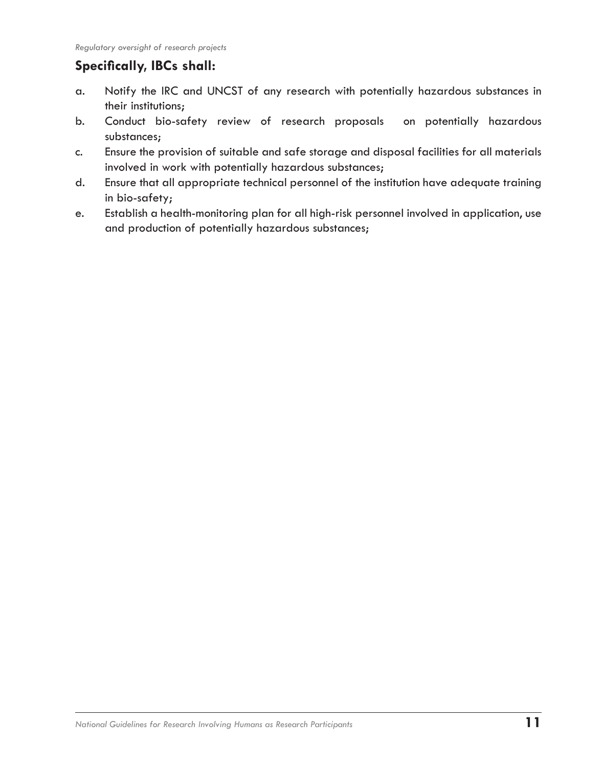**Specifically, IBCs shall:**

a. Notify the IRC and UNCST of any research with potentially hazardous substances in their institutions;
b. Conduct bio-safety review of research proposals on potentially hazardous substances;
c. Ensure the provision of suitable and safe storage and disposal facilities for all materials involved in work with potentially hazardous substances;
d. Ensure that all appropriate technical personnel of the institution have adequate training in bio-safety;
e. Establish a health-monitoring plan for all high-risk personnel involved in application, use and production of potentially hazardous substances;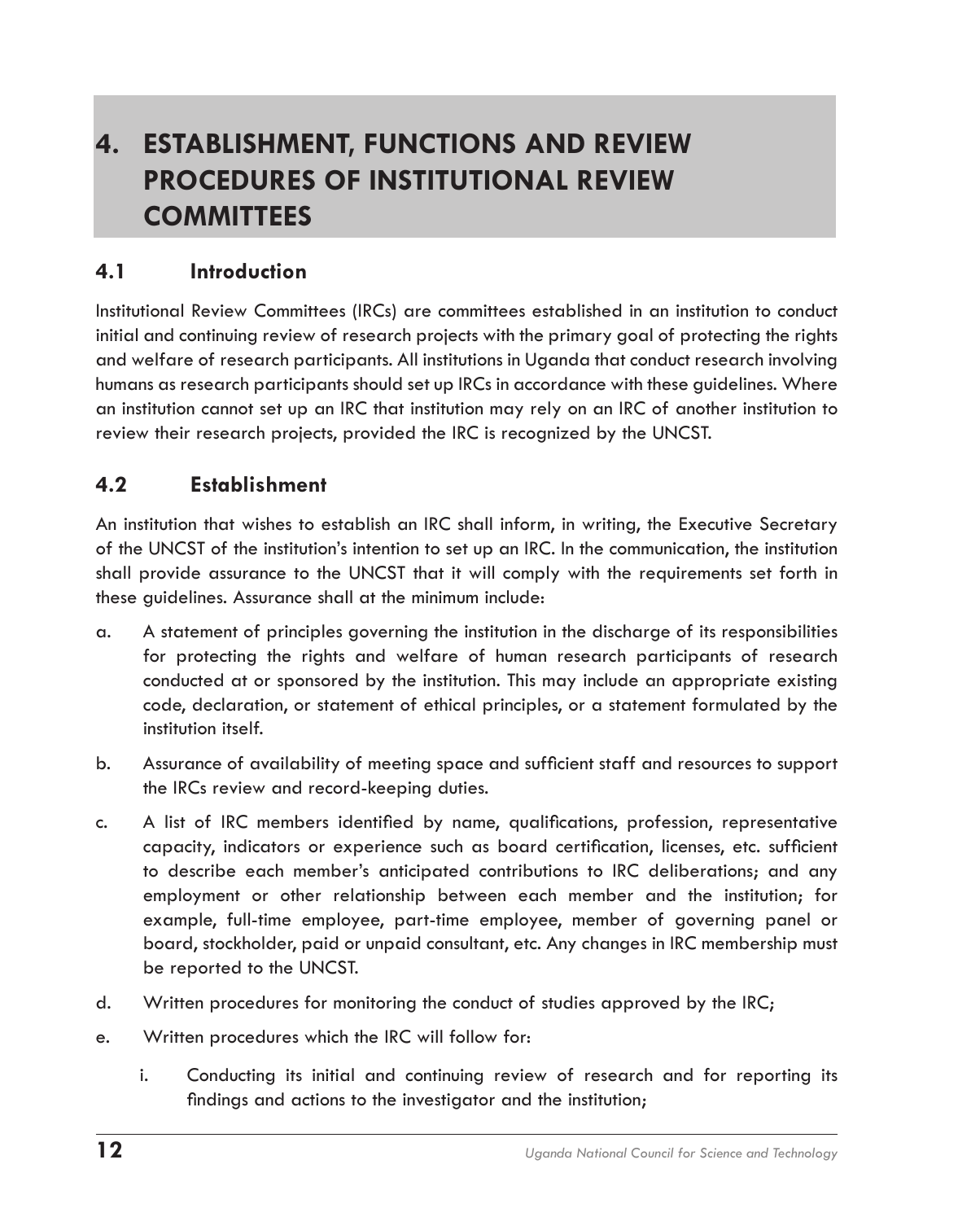# 4. ESTABLISHMENT, FUNCTIONS AND REVIEW PROCEDURES OF INSTITUTIONAL REVIEW COMMITTEES

## 4.1 Introduction

Institutional Review Committees (IRCs) are committees established in an institution to conduct initial and continuing review of research projects with the primary goal of protecting the rights and welfare of research participants. All institutions in Uganda that conduct research involving humans as research participants should set up IRCs in accordance with these guidelines. Where an institution cannot set up an IRC that institution may rely on an IRC of another institution to review their research projects, provided the IRC is recognized by the UNCST.

## 4.2 Establishment

An institution that wishes to establish an IRC shall inform, in writing, the Executive Secretary of the UNCST of the institution's intention to set up an IRC. In the communication, the institution shall provide assurance to the UNCST that it will comply with the requirements set forth in these guidelines. Assurance shall at the minimum include:

a. A statement of principles governing the institution in the discharge of its responsibilities for protecting the rights and welfare of human research participants of research conducted at or sponsored by the institution. This may include an appropriate existing code, declaration, or statement of ethical principles, or a statement formulated by the institution itself.

b. Assurance of availability of meeting space and sufficient staff and resources to support the IRCs review and record-keeping duties.

c. A list of IRC members identified by name, qualifications, profession, representative capacity, indicators or experience such as board certification, licenses, etc. sufficient to describe each member's anticipated contributions to IRC deliberations; and any employment or other relationship between each member and the institution; for example, full-time employee, part-time employee, member of governing panel or board, stockholder, paid or unpaid consultant, etc. Any changes in IRC membership must be reported to the UNCST.

d. Written procedures for monitoring the conduct of studies approved by the IRC;

e. Written procedures which the IRC will follow for:

   i. Conducting its initial and continuing review of research and for reporting its findings and actions to the investigator and the institution;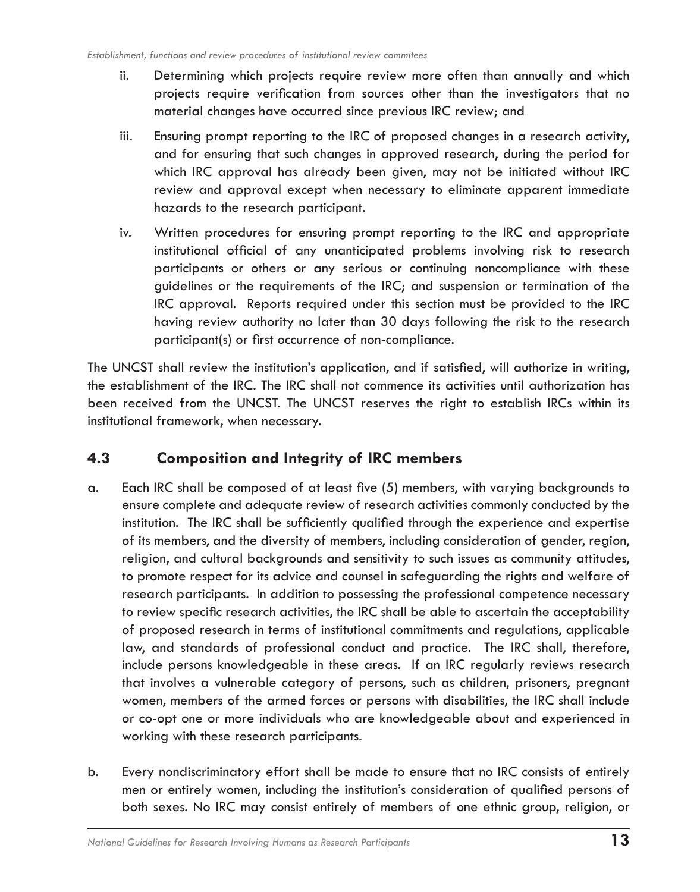ii. Determining which projects require review more often than annually and which projects require verification from sources other than the investigators that no material changes have occurred since previous IRC review; and

iii. Ensuring prompt reporting to the IRC of proposed changes in a research activity, and for ensuring that such changes in approved research, during the period for which IRC approval has already been given, may not be initiated without IRC review and approval except when necessary to eliminate apparent immediate hazards to the research participant.

iv. Written procedures for ensuring prompt reporting to the IRC and appropriate institutional official of any unanticipated problems involving risk to research participants or others or any serious or continuing noncompliance with these guidelines or the requirements of the IRC; and suspension or termination of the IRC approval. Reports required under this section must be provided to the IRC having review authority no later than 30 days following the risk to the research participant(s) or first occurrence of non-compliance.

The UNCST shall review the institution's application, and if satisfied, will authorize in writing, the establishment of the IRC. The IRC shall not commence its activities until authorization has been received from the UNCST. The UNCST reserves the right to establish IRCs within its institutional framework, when necessary.

## 4.3 Composition and Integrity of IRC members

a. Each IRC shall be composed of at least five (5) members, with varying backgrounds to ensure complete and adequate review of research activities commonly conducted by the institution. The IRC shall be sufficiently qualified through the experience and expertise of its members, and the diversity of members, including consideration of gender, region, religion, and cultural backgrounds and sensitivity to such issues as community attitudes, to promote respect for its advice and counsel in safeguarding the rights and welfare of research participants. In addition to possessing the professional competence necessary to review specific research activities, the IRC shall be able to ascertain the acceptability of proposed research in terms of institutional commitments and regulations, applicable law, and standards of professional conduct and practice. The IRC shall, therefore, include persons knowledgeable in these areas. If an IRC regularly reviews research that involves a vulnerable category of persons, such as children, prisoners, pregnant women, members of the armed forces or persons with disabilities, the IRC shall include or co-opt one or more individuals who are knowledgeable about and experienced in working with these research participants.

b. Every nondiscriminatory effort shall be made to ensure that no IRC consists of entirely men or entirely women, including the institution's consideration of qualified persons of both sexes. No IRC may consist entirely of members of one ethnic group, religion, or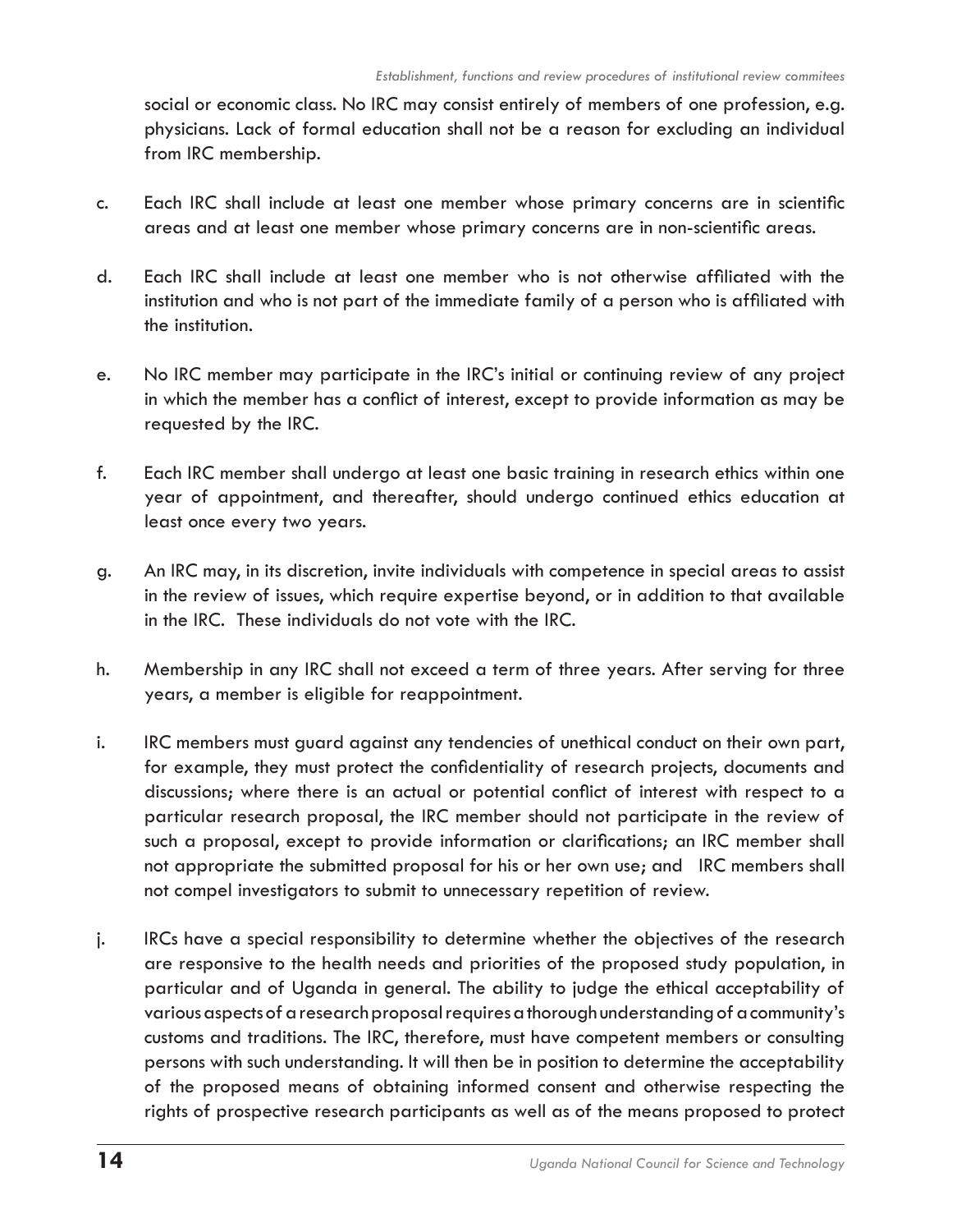social or economic class. No IRC may consist entirely of members of one profession, e.g. physicians. Lack of formal education shall not be a reason for excluding an individual from IRC membership.

c. Each IRC shall include at least one member whose primary concerns are in scientific areas and at least one member whose primary concerns are in non-scientific areas.

d. Each IRC shall include at least one member who is not otherwise affiliated with the institution and who is not part of the immediate family of a person who is affiliated with the institution.

e. No IRC member may participate in the IRC's initial or continuing review of any project in which the member has a conflict of interest, except to provide information as may be requested by the IRC.

f. Each IRC member shall undergo at least one basic training in research ethics within one year of appointment, and thereafter, should undergo continued ethics education at least once every two years.

g. An IRC may, in its discretion, invite individuals with competence in special areas to assist in the review of issues, which require expertise beyond, or in addition to that available in the IRC. These individuals do not vote with the IRC.

h. Membership in any IRC shall not exceed a term of three years. After serving for three years, a member is eligible for reappointment.

i. IRC members must guard against any tendencies of unethical conduct on their own part, for example, they must protect the confidentiality of research projects, documents and discussions; where there is an actual or potential conflict of interest with respect to a particular research proposal, the IRC member should not participate in the review of such a proposal, except to provide information or clarifications; an IRC member shall not appropriate the submitted proposal for his or her own use; and IRC members shall not compel investigators to submit to unnecessary repetition of review.

j. IRCs have a special responsibility to determine whether the objectives of the research are responsive to the health needs and priorities of the proposed study population, in particular and of Uganda in general. The ability to judge the ethical acceptability of various aspects of a research proposal requires a thorough understanding of a community's customs and traditions. The IRC, therefore, must have competent members or consulting persons with such understanding. It will then be in position to determine the acceptability of the proposed means of obtaining informed consent and otherwise respecting the rights of prospective research participants as well as of the means proposed to protect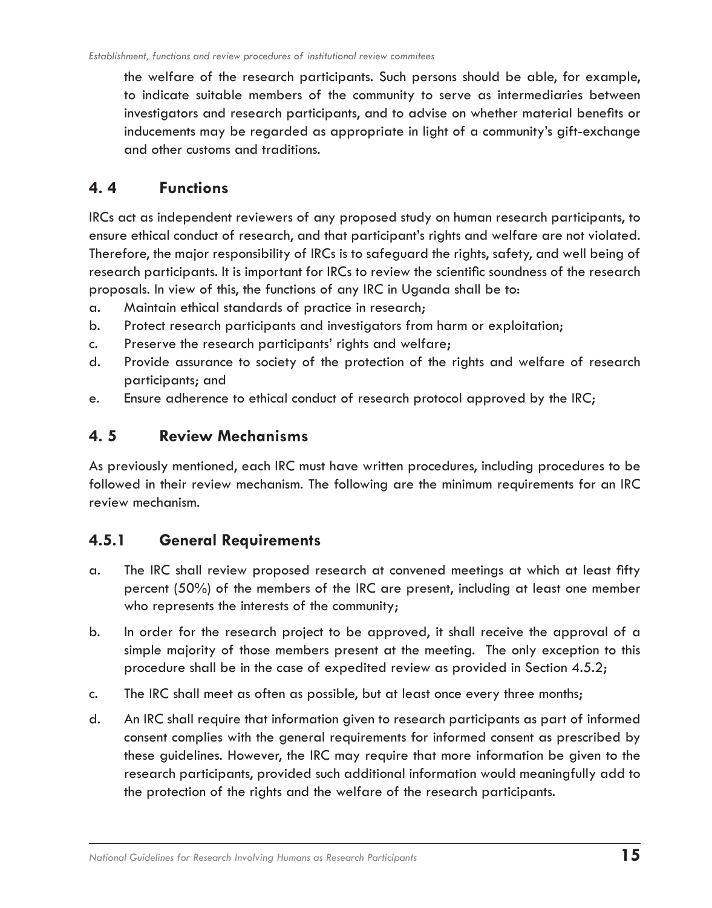the welfare of the research participants. Such persons should be able, for example, to indicate suitable members of the community to serve as intermediaries between investigators and research participants, and to advise on whether material benefits or inducements may be regarded as appropriate in light of a community's gift-exchange and other customs and traditions.

## 4. 4 Functions

IRCs act as independent reviewers of any proposed study on human research participants, to ensure ethical conduct of research, and that participant's rights and welfare are not violated. Therefore, the major responsibility of IRCs is to safeguard the rights, safety, and well being of research participants. It is important for IRCs to review the scientific soundness of the research proposals. In view of this, the functions of any IRC in Uganda shall be to:

a. Maintain ethical standards of practice in research;
b. Protect research participants and investigators from harm or exploitation;
c. Preserve the research participants' rights and welfare;
d. Provide assurance to society of the protection of the rights and welfare of research participants; and
e. Ensure adherence to ethical conduct of research protocol approved by the IRC;

## 4. 5 Review Mechanisms

As previously mentioned, each IRC must have written procedures, including procedures to be followed in their review mechanism. The following are the minimum requirements for an IRC review mechanism.

### 4.5.1 General Requirements

a. The IRC shall review proposed research at convened meetings at which at least fifty percent (50%) of the members of the IRC are present, including at least one member who represents the interests of the community;

b. In order for the research project to be approved, it shall receive the approval of a simple majority of those members present at the meeting. The only exception to this procedure shall be in the case of expedited review as provided in Section 4.5.2;

c. The IRC shall meet as often as possible, but at least once every three months;

d. An IRC shall require that information given to research participants as part of informed consent complies with the general requirements for informed consent as prescribed by these guidelines. However, the IRC may require that more information be given to the research participants, provided such additional information would meaningfully add to the protection of the rights and the welfare of the research participants.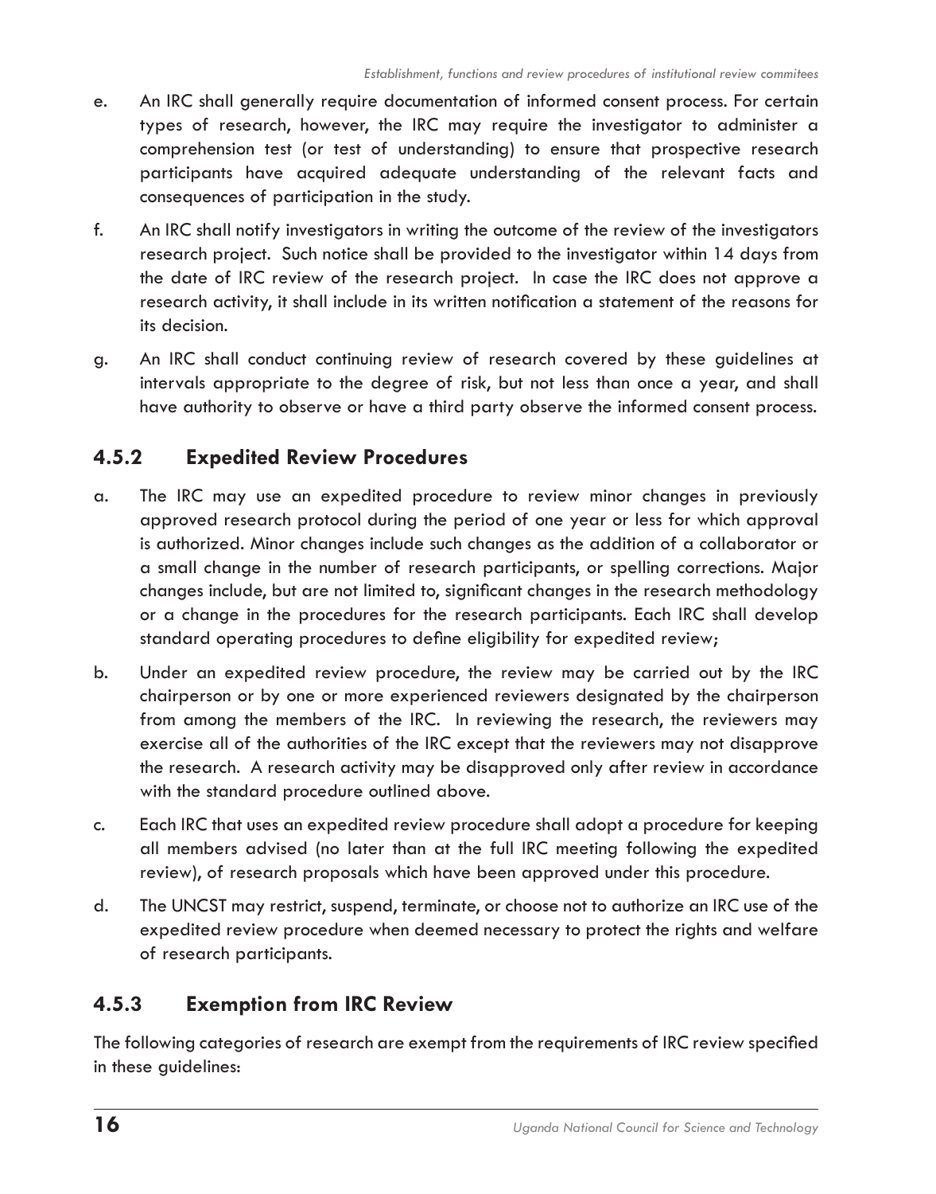e. An IRC shall generally require documentation of informed consent process. For certain types of research, however, the IRC may require the investigator to administer a comprehension test (or test of understanding) to ensure that prospective research participants have acquired adequate understanding of the relevant facts and consequences of participation in the study.

f. An IRC shall notify investigators in writing the outcome of the review of the investigators research project. Such notice shall be provided to the investigator within 14 days from the date of IRC review of the research project. In case the IRC does not approve a research activity, it shall include in its written notification a statement of the reasons for its decision.

g. An IRC shall conduct continuing review of research covered by these guidelines at intervals appropriate to the degree of risk, but not less than once a year, and shall have authority to observe or have a third party observe the informed consent process.

### 4.5.2 Expedited Review Procedures

a. The IRC may use an expedited procedure to review minor changes in previously approved research protocol during the period of one year or less for which approval is authorized. Minor changes include such changes as the addition of a collaborator or a small change in the number of research participants, or spelling corrections. Major changes include, but are not limited to, significant changes in the research methodology or a change in the procedures for the research participants. Each IRC shall develop standard operating procedures to define eligibility for expedited review;

b. Under an expedited review procedure, the review may be carried out by the IRC chairperson or by one or more experienced reviewers designated by the chairperson from among the members of the IRC. In reviewing the research, the reviewers may exercise all of the authorities of the IRC except that the reviewers may not disapprove the research. A research activity may be disapproved only after review in accordance with the standard procedure outlined above.

c. Each IRC that uses an expedited review procedure shall adopt a procedure for keeping all members advised (no later than at the full IRC meeting following the expedited review), of research proposals which have been approved under this procedure.

d. The UNCST may restrict, suspend, terminate, or choose not to authorize an IRC use of the expedited review procedure when deemed necessary to protect the rights and welfare of research participants.

### 4.5.3 Exemption from IRC Review

The following categories of research are exempt from the requirements of IRC review specified in these guidelines: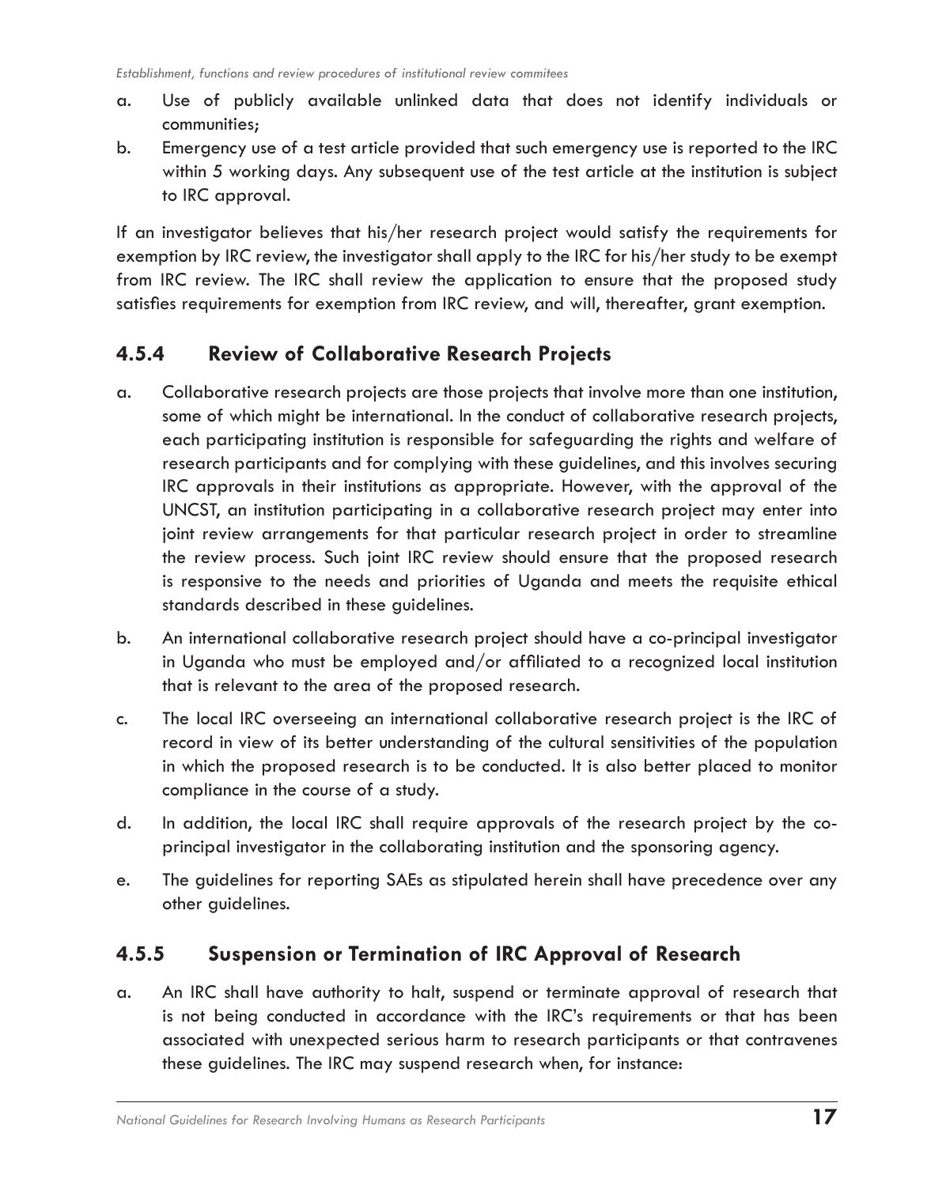a. Use of publicly available unlinked data that does not identify individuals or communities;
b. Emergency use of a test article provided that such emergency use is reported to the IRC within 5 working days. Any subsequent use of the test article at the institution is subject to IRC approval.

If an investigator believes that his/her research project would satisfy the requirements for exemption by IRC review, the investigator shall apply to the IRC for his/her study to be exempt from IRC review. The IRC shall review the application to ensure that the proposed study satisfies requirements for exemption from IRC review, and will, thereafter, grant exemption.

### 4.5.4 Review of Collaborative Research Projects

a. Collaborative research projects are those projects that involve more than one institution, some of which might be international. In the conduct of collaborative research projects, each participating institution is responsible for safeguarding the rights and welfare of research participants and for complying with these guidelines, and this involves securing IRC approvals in their institutions as appropriate. However, with the approval of the UNCST, an institution participating in a collaborative research project may enter into joint review arrangements for that particular research project in order to streamline the review process. Such joint IRC review should ensure that the proposed research is responsive to the needs and priorities of Uganda and meets the requisite ethical standards described in these guidelines.
b. An international collaborative research project should have a co-principal investigator in Uganda who must be employed and/or affiliated to a recognized local institution that is relevant to the area of the proposed research.
c. The local IRC overseeing an international collaborative research project is the IRC of record in view of its better understanding of the cultural sensitivities of the population in which the proposed research is to be conducted. It is also better placed to monitor compliance in the course of a study.
d. In addition, the local IRC shall require approvals of the research project by the co-principal investigator in the collaborating institution and the sponsoring agency.
e. The guidelines for reporting SAEs as stipulated herein shall have precedence over any other guidelines.

### 4.5.5 Suspension or Termination of IRC Approval of Research

a. An IRC shall have authority to halt, suspend or terminate approval of research that is not being conducted in accordance with the IRC's requirements or that has been associated with unexpected serious harm to research participants or that contravenes these guidelines. The IRC may suspend research when, for instance: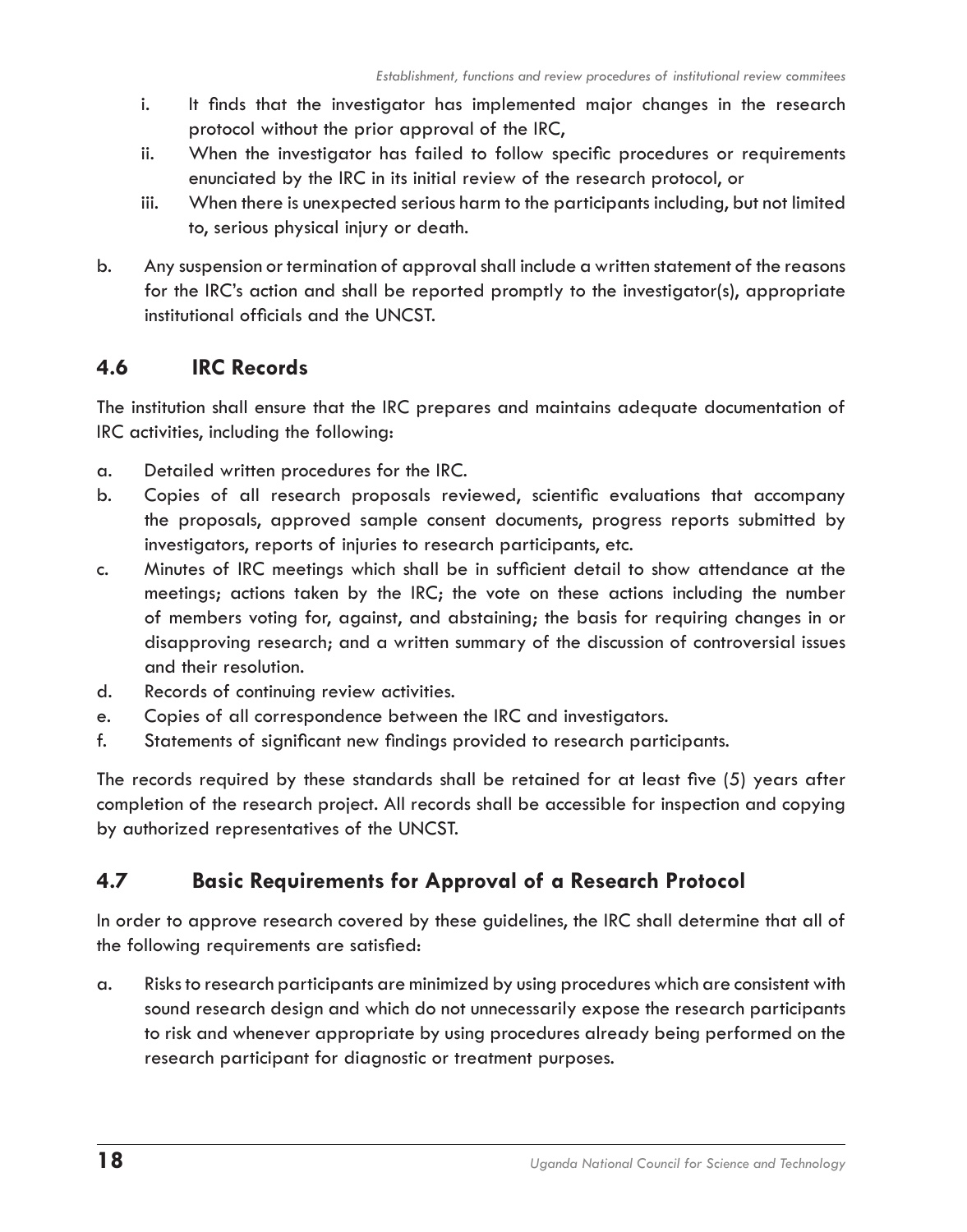i. It finds that the investigator has implemented major changes in the research protocol without the prior approval of the IRC,
ii. When the investigator has failed to follow specific procedures or requirements enunciated by the IRC in its initial review of the research protocol, or
iii. When there is unexpected serious harm to the participants including, but not limited to, serious physical injury or death.

b. Any suspension or termination of approval shall include a written statement of the reasons for the IRC's action and shall be reported promptly to the investigator(s), appropriate institutional officials and the UNCST.

## 4.6 IRC Records

The institution shall ensure that the IRC prepares and maintains adequate documentation of IRC activities, including the following:

a. Detailed written procedures for the IRC.
b. Copies of all research proposals reviewed, scientific evaluations that accompany the proposals, approved sample consent documents, progress reports submitted by investigators, reports of injuries to research participants, etc.
c. Minutes of IRC meetings which shall be in sufficient detail to show attendance at the meetings; actions taken by the IRC; the vote on these actions including the number of members voting for, against, and abstaining; the basis for requiring changes in or disapproving research; and a written summary of the discussion of controversial issues and their resolution.
d. Records of continuing review activities.
e. Copies of all correspondence between the IRC and investigators.
f. Statements of significant new findings provided to research participants.

The records required by these standards shall be retained for at least five (5) years after completion of the research project. All records shall be accessible for inspection and copying by authorized representatives of the UNCST.

## 4.7 Basic Requirements for Approval of a Research Protocol

In order to approve research covered by these guidelines, the IRC shall determine that all of the following requirements are satisfied:

a. Risks to research participants are minimized by using procedures which are consistent with sound research design and which do not unnecessarily expose the research participants to risk and whenever appropriate by using procedures already being performed on the research participant for diagnostic or treatment purposes.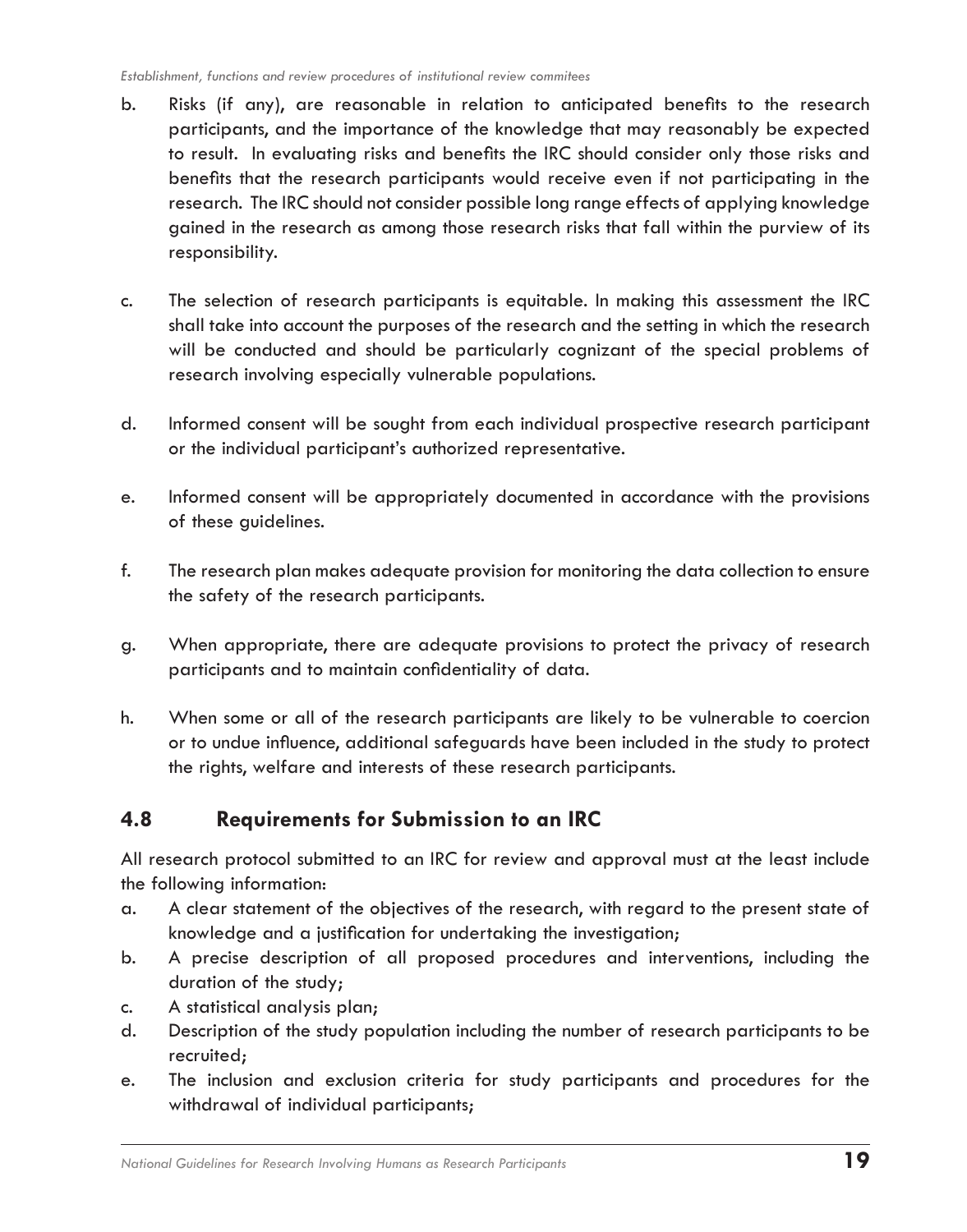b. Risks (if any), are reasonable in relation to anticipated benefits to the research participants, and the importance of the knowledge that may reasonably be expected to result. In evaluating risks and benefits the IRC should consider only those risks and benefits that the research participants would receive even if not participating in the research. The IRC should not consider possible long range effects of applying knowledge gained in the research as among those research risks that fall within the purview of its responsibility.

c. The selection of research participants is equitable. In making this assessment the IRC shall take into account the purposes of the research and the setting in which the research will be conducted and should be particularly cognizant of the special problems of research involving especially vulnerable populations.

d. Informed consent will be sought from each individual prospective research participant or the individual participant's authorized representative.

e. Informed consent will be appropriately documented in accordance with the provisions of these guidelines.

f. The research plan makes adequate provision for monitoring the data collection to ensure the safety of the research participants.

g. When appropriate, there are adequate provisions to protect the privacy of research participants and to maintain confidentiality of data.

h. When some or all of the research participants are likely to be vulnerable to coercion or to undue influence, additional safeguards have been included in the study to protect the rights, welfare and interests of these research participants.

## 4.8 Requirements for Submission to an IRC

All research protocol submitted to an IRC for review and approval must at the least include the following information:

a. A clear statement of the objectives of the research, with regard to the present state of knowledge and a justification for undertaking the investigation;
b. A precise description of all proposed procedures and interventions, including the duration of the study;
c. A statistical analysis plan;
d. Description of the study population including the number of research participants to be recruited;
e. The inclusion and exclusion criteria for study participants and procedures for the withdrawal of individual participants;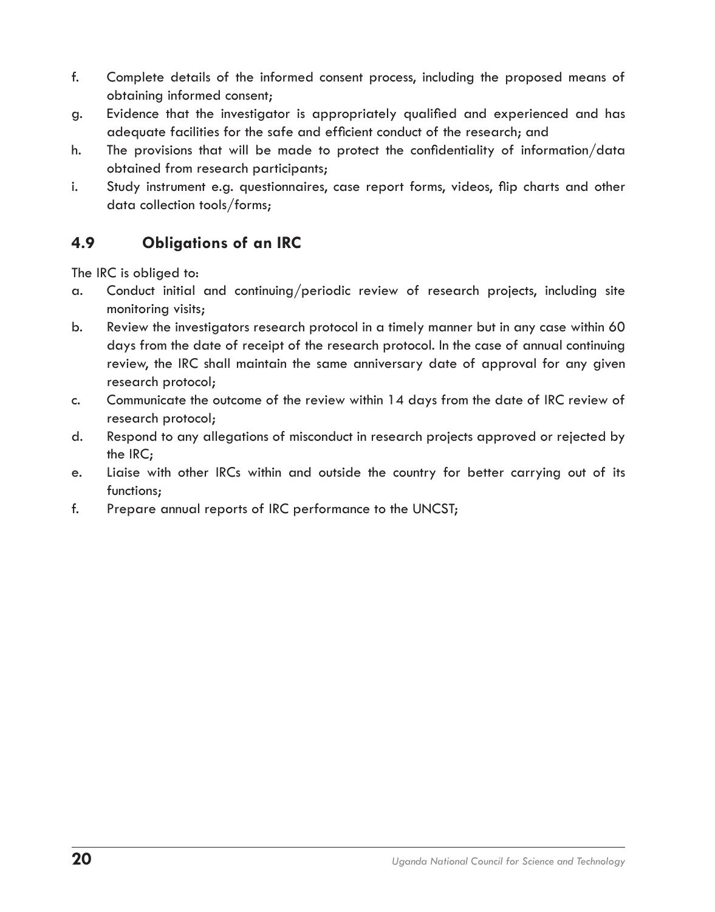f. Complete details of the informed consent process, including the proposed means of obtaining informed consent;
g. Evidence that the investigator is appropriately qualified and experienced and has adequate facilities for the safe and efficient conduct of the research; and
h. The provisions that will be made to protect the confidentiality of information/data obtained from research participants;
i. Study instrument e.g. questionnaires, case report forms, videos, flip charts and other data collection tools/forms;

## 4.9 Obligations of an IRC

The IRC is obliged to:

a. Conduct initial and continuing/periodic review of research projects, including site monitoring visits;
b. Review the investigators research protocol in a timely manner but in any case within 60 days from the date of receipt of the research protocol. In the case of annual continuing review, the IRC shall maintain the same anniversary date of approval for any given research protocol;
c. Communicate the outcome of the review within 14 days from the date of IRC review of research protocol;
d. Respond to any allegations of misconduct in research projects approved or rejected by the IRC;
e. Liaise with other IRCs within and outside the country for better carrying out of its functions;
f. Prepare annual reports of IRC performance to the UNCST;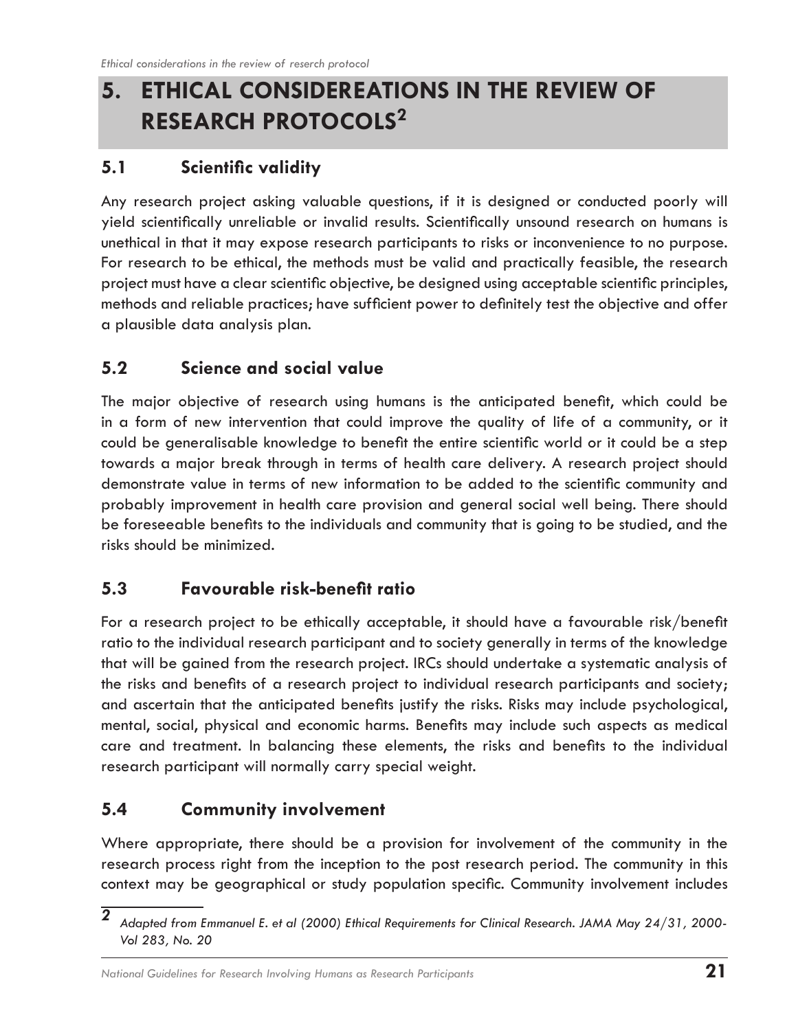# 5. ETHICAL CONSIDEREATIONS IN THE REVIEW OF RESEARCH PROTOCOLS[2]

## 5.1 Scientific validity

Any research project asking valuable questions, if it is designed or conducted poorly will yield scientifically unreliable or invalid results. Scientifically unsound research on humans is unethical in that it may expose research participants to risks or inconvenience to no purpose. For research to be ethical, the methods must be valid and practically feasible, the research project must have a clear scientific objective, be designed using acceptable scientific principles, methods and reliable practices; have sufficient power to definitely test the objective and offer a plausible data analysis plan.

## 5.2 Science and social value

The major objective of research using humans is the anticipated benefit, which could be in a form of new intervention that could improve the quality of life of a community, or it could be generalisable knowledge to benefit the entire scientific world or it could be a step towards a major break through in terms of health care delivery. A research project should demonstrate value in terms of new information to be added to the scientific community and probably improvement in health care provision and general social well being. There should be foreseeable benefits to the individuals and community that is going to be studied, and the risks should be minimized.

## 5.3 Favourable risk-benefit ratio

For a research project to be ethically acceptable, it should have a favourable risk/benefit ratio to the individual research participant and to society generally in terms of the knowledge that will be gained from the research project. IRCs should undertake a systematic analysis of the risks and benefits of a research project to individual research participants and society; and ascertain that the anticipated benefits justify the risks. Risks may include psychological, mental, social, physical and economic harms. Benefits may include such aspects as medical care and treatment. In balancing these elements, the risks and benefits to the individual research participant will normally carry special weight.

## 5.4 Community involvement

Where appropriate, there should be a provision for involvement of the community in the research process right from the inception to the post research period. The community in this context may be geographical or study population specific. Community involvement includes

---

[2] *Adapted from Emmanuel E. et al (2000) Ethical Requirements for Clinical Research. JAMA May 24/31, 2000- Vol 283, No. 20*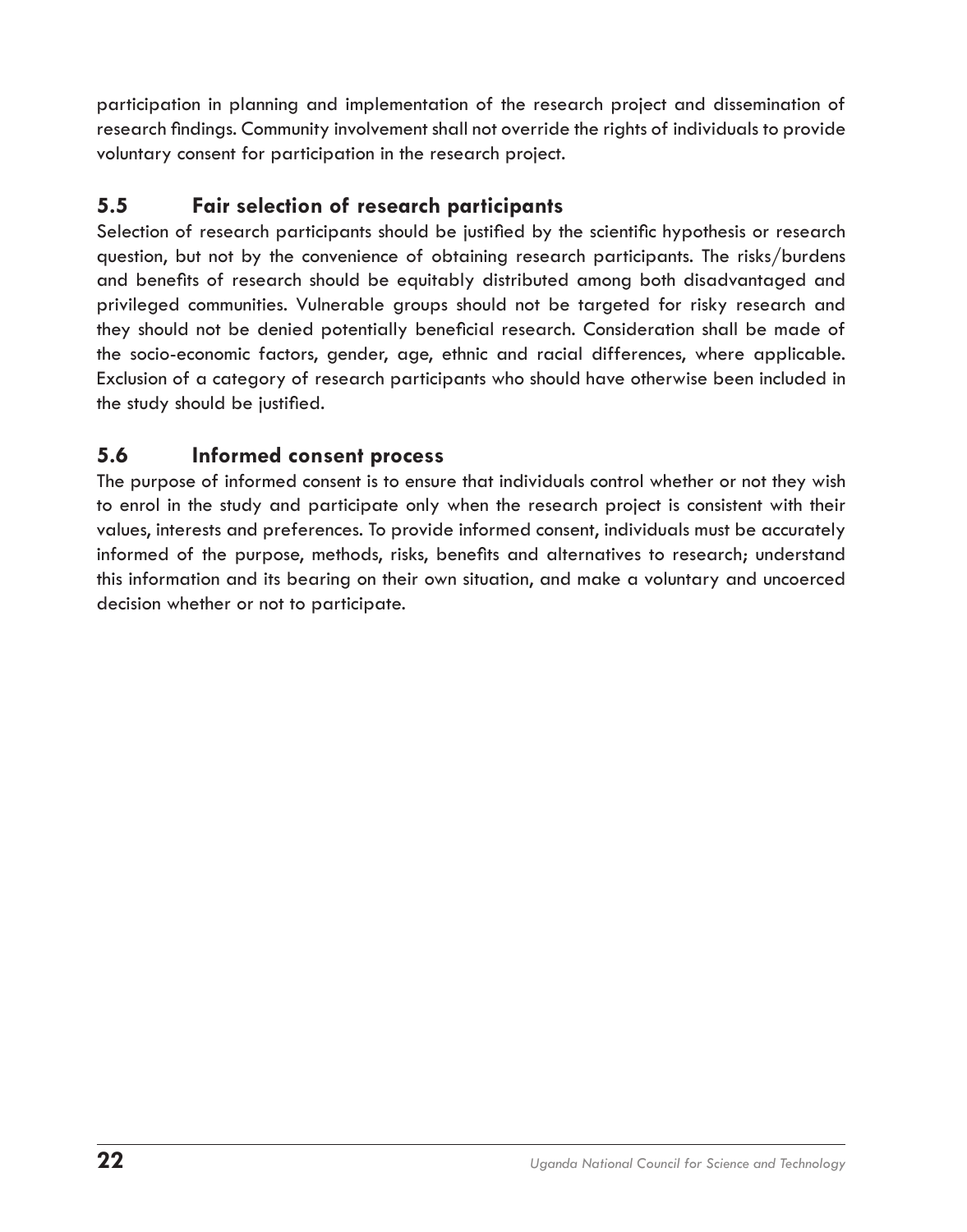participation in planning and implementation of the research project and dissemination of research findings. Community involvement shall not override the rights of individuals to provide voluntary consent for participation in the research project.

## 5.5 Fair selection of research participants

Selection of research participants should be justified by the scientific hypothesis or research question, but not by the convenience of obtaining research participants. The risks/burdens and benefits of research should be equitably distributed among both disadvantaged and privileged communities. Vulnerable groups should not be targeted for risky research and they should not be denied potentially beneficial research. Consideration shall be made of the socio-economic factors, gender, age, ethnic and racial differences, where applicable. Exclusion of a category of research participants who should have otherwise been included in the study should be justified.

## 5.6 Informed consent process

The purpose of informed consent is to ensure that individuals control whether or not they wish to enrol in the study and participate only when the research project is consistent with their values, interests and preferences. To provide informed consent, individuals must be accurately informed of the purpose, methods, risks, benefits and alternatives to research; understand this information and its bearing on their own situation, and make a voluntary and uncoerced decision whether or not to participate.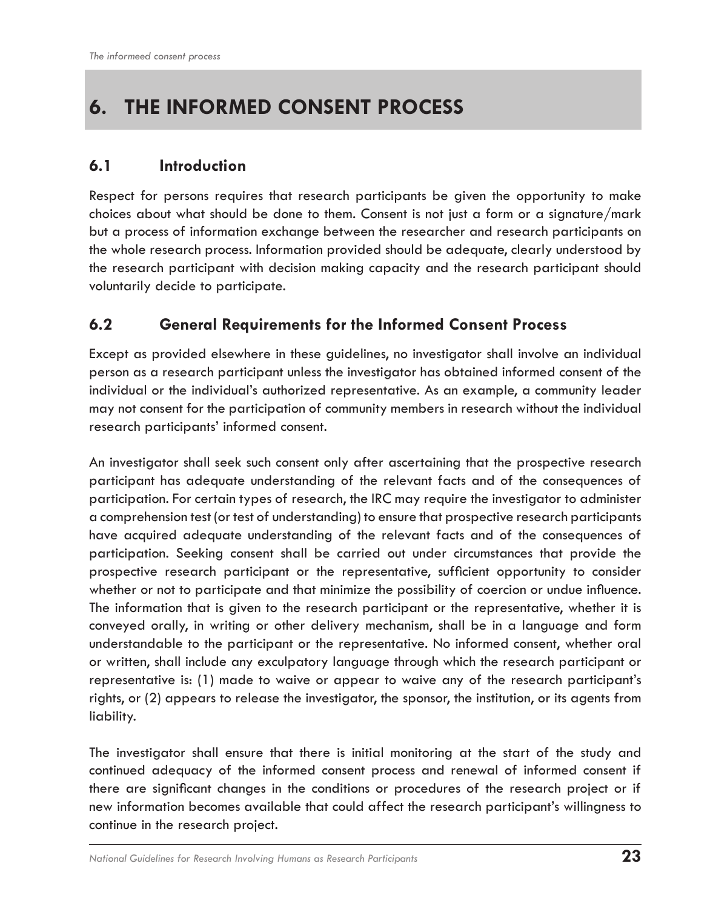# 6. THE INFORMED CONSENT PROCESS

## 6.1 Introduction

Respect for persons requires that research participants be given the opportunity to make choices about what should be done to them. Consent is not just a form or a signature/mark but a process of information exchange between the researcher and research participants on the whole research process. Information provided should be adequate, clearly understood by the research participant with decision making capacity and the research participant should voluntarily decide to participate.

## 6.2 General Requirements for the Informed Consent Process

Except as provided elsewhere in these guidelines, no investigator shall involve an individual person as a research participant unless the investigator has obtained informed consent of the individual or the individual's authorized representative. As an example, a community leader may not consent for the participation of community members in research without the individual research participants' informed consent.

An investigator shall seek such consent only after ascertaining that the prospective research participant has adequate understanding of the relevant facts and of the consequences of participation. For certain types of research, the IRC may require the investigator to administer a comprehension test (or test of understanding) to ensure that prospective research participants have acquired adequate understanding of the relevant facts and of the consequences of participation. Seeking consent shall be carried out under circumstances that provide the prospective research participant or the representative, sufficient opportunity to consider whether or not to participate and that minimize the possibility of coercion or undue influence. The information that is given to the research participant or the representative, whether it is conveyed orally, in writing or other delivery mechanism, shall be in a language and form understandable to the participant or the representative. No informed consent, whether oral or written, shall include any exculpatory language through which the research participant or representative is: (1) made to waive or appear to waive any of the research participant's rights, or (2) appears to release the investigator, the sponsor, the institution, or its agents from liability.

The investigator shall ensure that there is initial monitoring at the start of the study and continued adequacy of the informed consent process and renewal of informed consent if there are significant changes in the conditions or procedures of the research project or if new information becomes available that could affect the research participant's willingness to continue in the research project.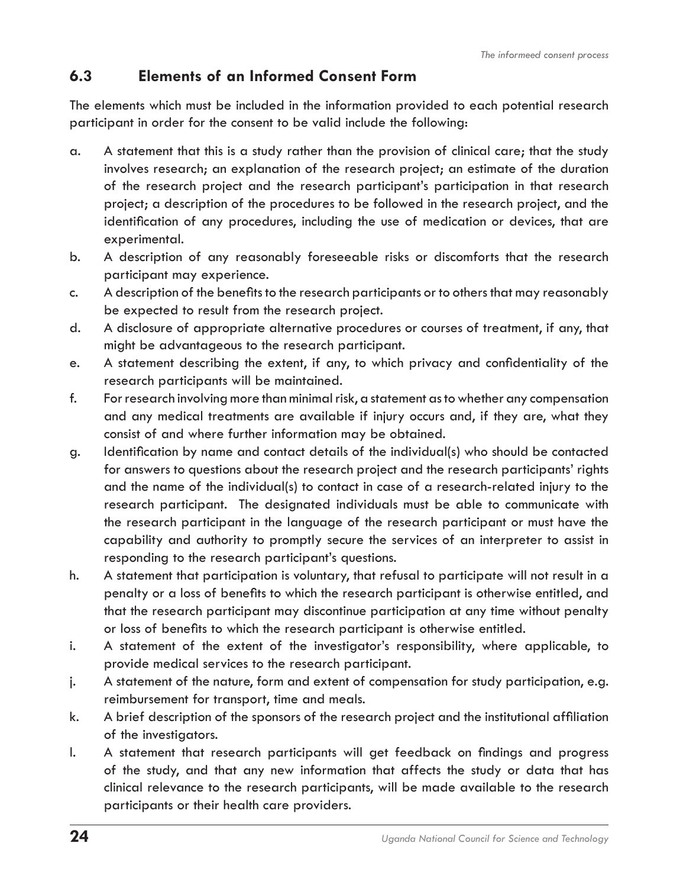## 6.3 Elements of an Informed Consent Form

The elements which must be included in the information provided to each potential research participant in order for the consent to be valid include the following:

a. A statement that this is a study rather than the provision of clinical care; that the study involves research; an explanation of the research project; an estimate of the duration of the research project and the research participant's participation in that research project; a description of the procedures to be followed in the research project, and the identification of any procedures, including the use of medication or devices, that are experimental.

b. A description of any reasonably foreseeable risks or discomforts that the research participant may experience.

c. A description of the benefits to the research participants or to others that may reasonably be expected to result from the research project.

d. A disclosure of appropriate alternative procedures or courses of treatment, if any, that might be advantageous to the research participant.

e. A statement describing the extent, if any, to which privacy and confidentiality of the research participants will be maintained.

f. For research involving more than minimal risk, a statement as to whether any compensation and any medical treatments are available if injury occurs and, if they are, what they consist of and where further information may be obtained.

g. Identification by name and contact details of the individual(s) who should be contacted for answers to questions about the research project and the research participants' rights and the name of the individual(s) to contact in case of a research-related injury to the research participant. The designated individuals must be able to communicate with the research participant in the language of the research participant or must have the capability and authority to promptly secure the services of an interpreter to assist in responding to the research participant's questions.

h. A statement that participation is voluntary, that refusal to participate will not result in a penalty or a loss of benefits to which the research participant is otherwise entitled, and that the research participant may discontinue participation at any time without penalty or loss of benefits to which the research participant is otherwise entitled.

i. A statement of the extent of the investigator's responsibility, where applicable, to provide medical services to the research participant.

j. A statement of the nature, form and extent of compensation for study participation, e.g. reimbursement for transport, time and meals.

k. A brief description of the sponsors of the research project and the institutional affiliation of the investigators.

l. A statement that research participants will get feedback on findings and progress of the study, and that any new information that affects the study or data that has clinical relevance to the research participants, will be made available to the research participants or their health care providers.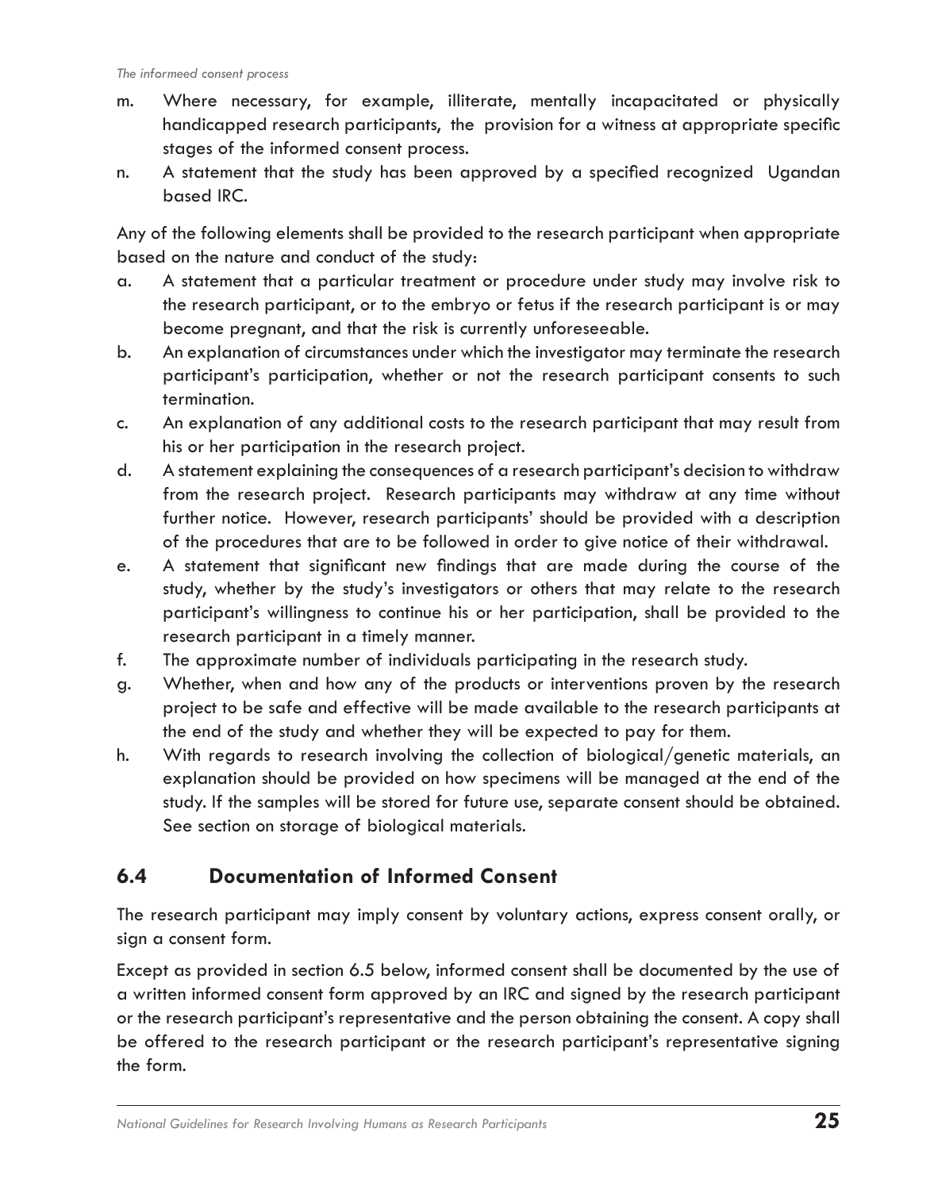m. Where necessary, for example, illiterate, mentally incapacitated or physically handicapped research participants, the provision for a witness at appropriate specific stages of the informed consent process.
n. A statement that the study has been approved by a specified recognized Ugandan based IRC.

Any of the following elements shall be provided to the research participant when appropriate based on the nature and conduct of the study:

a. A statement that a particular treatment or procedure under study may involve risk to the research participant, or to the embryo or fetus if the research participant is or may become pregnant, and that the risk is currently unforeseeable.
b. An explanation of circumstances under which the investigator may terminate the research participant's participation, whether or not the research participant consents to such termination.
c. An explanation of any additional costs to the research participant that may result from his or her participation in the research project.
d. A statement explaining the consequences of a research participant's decision to withdraw from the research project. Research participants may withdraw at any time without further notice. However, research participants' should be provided with a description of the procedures that are to be followed in order to give notice of their withdrawal.
e. A statement that significant new findings that are made during the course of the study, whether by the study's investigators or others that may relate to the research participant's willingness to continue his or her participation, shall be provided to the research participant in a timely manner.
f. The approximate number of individuals participating in the research study.
g. Whether, when and how any of the products or interventions proven by the research project to be safe and effective will be made available to the research participants at the end of the study and whether they will be expected to pay for them.
h. With regards to research involving the collection of biological/genetic materials, an explanation should be provided on how specimens will be managed at the end of the study. If the samples will be stored for future use, separate consent should be obtained. See section on storage of biological materials.

## 6.4 Documentation of Informed Consent

The research participant may imply consent by voluntary actions, express consent orally, or sign a consent form.

Except as provided in section 6.5 below, informed consent shall be documented by the use of a written informed consent form approved by an IRC and signed by the research participant or the research participant's representative and the person obtaining the consent. A copy shall be offered to the research participant or the research participant's representative signing the form.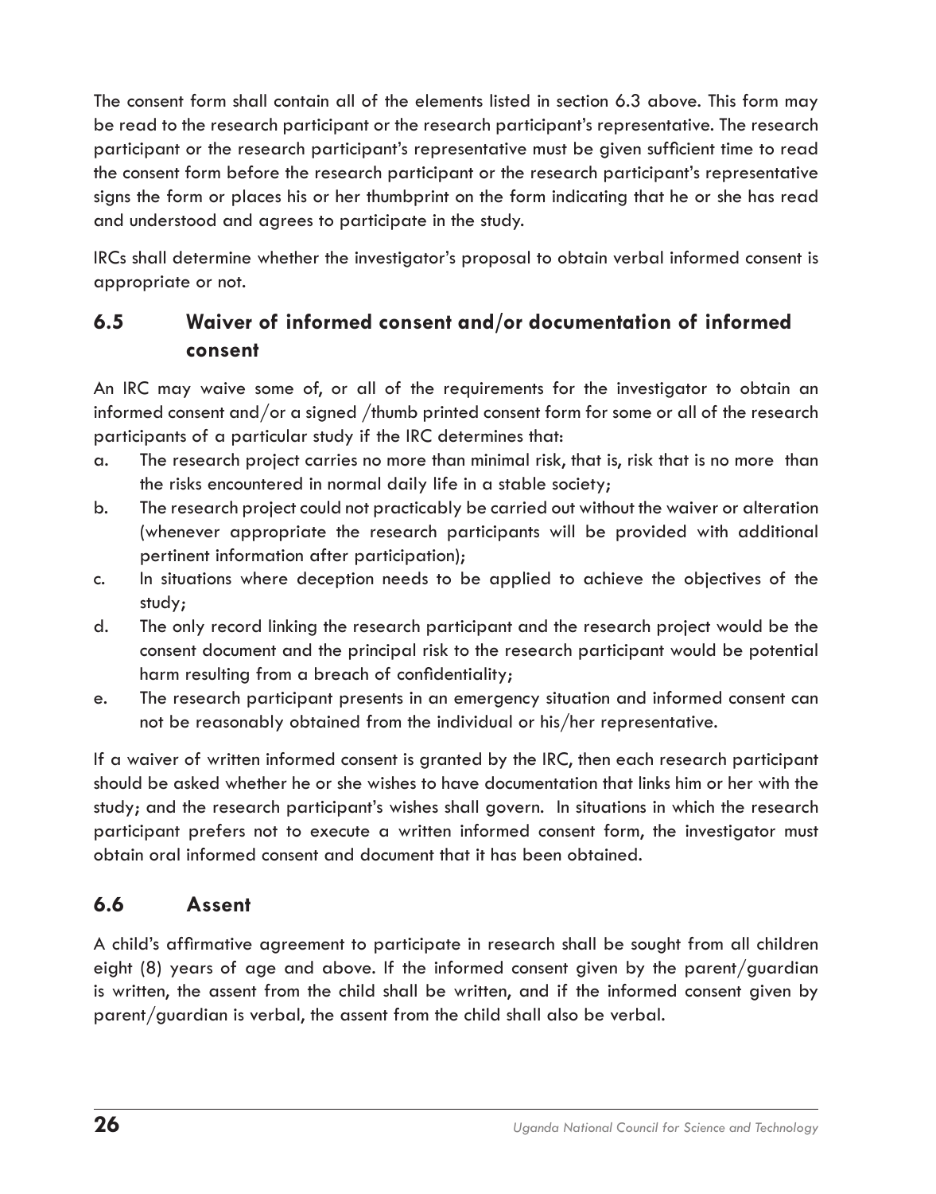The consent form shall contain all of the elements listed in section 6.3 above. This form may be read to the research participant or the research participant's representative. The research participant or the research participant's representative must be given sufficient time to read the consent form before the research participant or the research participant's representative signs the form or places his or her thumbprint on the form indicating that he or she has read and understood and agrees to participate in the study.

IRCs shall determine whether the investigator's proposal to obtain verbal informed consent is appropriate or not.

## 6.5 Waiver of informed consent and/or documentation of informed consent

An IRC may waive some of, or all of the requirements for the investigator to obtain an informed consent and/or a signed /thumb printed consent form for some or all of the research participants of a particular study if the IRC determines that:

a. The research project carries no more than minimal risk, that is, risk that is no more than the risks encountered in normal daily life in a stable society;
b. The research project could not practicably be carried out without the waiver or alteration (whenever appropriate the research participants will be provided with additional pertinent information after participation);
c. In situations where deception needs to be applied to achieve the objectives of the study;
d. The only record linking the research participant and the research project would be the consent document and the principal risk to the research participant would be potential harm resulting from a breach of confidentiality;
e. The research participant presents in an emergency situation and informed consent can not be reasonably obtained from the individual or his/her representative.

If a waiver of written informed consent is granted by the IRC, then each research participant should be asked whether he or she wishes to have documentation that links him or her with the study; and the research participant's wishes shall govern. In situations in which the research participant prefers not to execute a written informed consent form, the investigator must obtain oral informed consent and document that it has been obtained.

## 6.6 Assent

A child's affirmative agreement to participate in research shall be sought from all children eight (8) years of age and above. If the informed consent given by the parent/guardian is written, the assent from the child shall be written, and if the informed consent given by parent/guardian is verbal, the assent from the child shall also be verbal.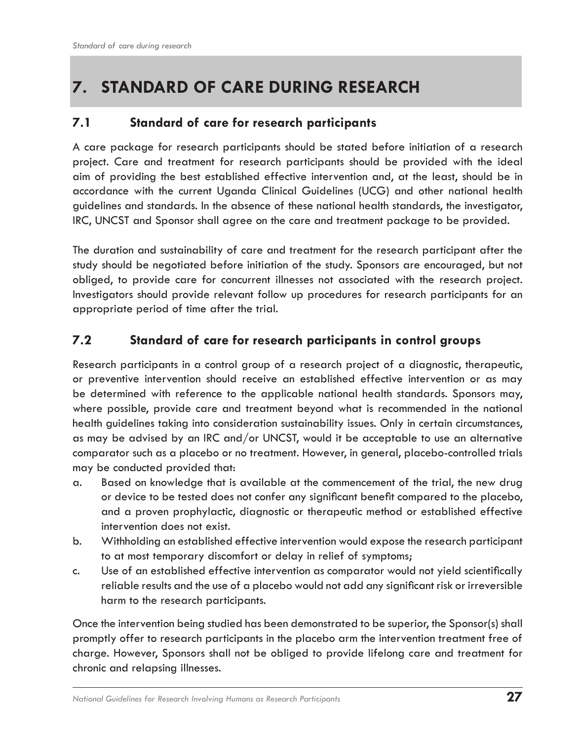# 7. STANDARD OF CARE DURING RESEARCH

## 7.1 Standard of care for research participants

A care package for research participants should be stated before initiation of a research project. Care and treatment for research participants should be provided with the ideal aim of providing the best established effective intervention and, at the least, should be in accordance with the current Uganda Clinical Guidelines (UCG) and other national health guidelines and standards. In the absence of these national health standards, the investigator, IRC, UNCST and Sponsor shall agree on the care and treatment package to be provided.

The duration and sustainability of care and treatment for the research participant after the study should be negotiated before initiation of the study. Sponsors are encouraged, but not obliged, to provide care for concurrent illnesses not associated with the research project. Investigators should provide relevant follow up procedures for research participants for an appropriate period of time after the trial.

## 7.2 Standard of care for research participants in control groups

Research participants in a control group of a research project of a diagnostic, therapeutic, or preventive intervention should receive an established effective intervention or as may be determined with reference to the applicable national health standards. Sponsors may, where possible, provide care and treatment beyond what is recommended in the national health guidelines taking into consideration sustainability issues. Only in certain circumstances, as may be advised by an IRC and/or UNCST, would it be acceptable to use an alternative comparator such as a placebo or no treatment. However, in general, placebo-controlled trials may be conducted provided that:

a. Based on knowledge that is available at the commencement of the trial, the new drug or device to be tested does not confer any significant benefit compared to the placebo, and a proven prophylactic, diagnostic or therapeutic method or established effective intervention does not exist.
b. Withholding an established effective intervention would expose the research participant to at most temporary discomfort or delay in relief of symptoms;
c. Use of an established effective intervention as comparator would not yield scientifically reliable results and the use of a placebo would not add any significant risk or irreversible harm to the research participants.

Once the intervention being studied has been demonstrated to be superior, the Sponsor(s) shall promptly offer to research participants in the placebo arm the intervention treatment free of charge. However, Sponsors shall not be obliged to provide lifelong care and treatment for chronic and relapsing illnesses.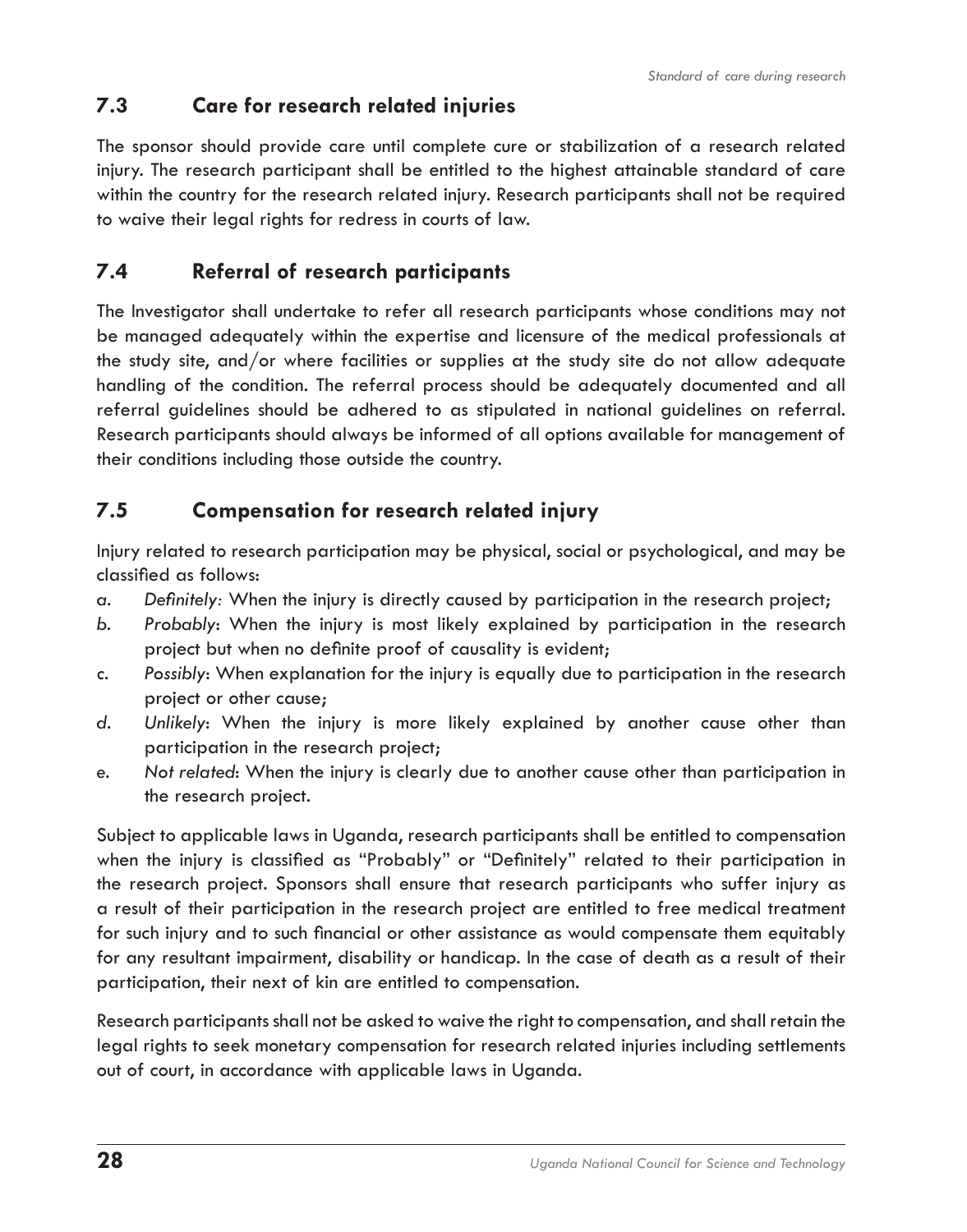## 7.3 Care for research related injuries

The sponsor should provide care until complete cure or stabilization of a research related injury. The research participant shall be entitled to the highest attainable standard of care within the country for the research related injury. Research participants shall not be required to waive their legal rights for redress in courts of law.

## 7.4 Referral of research participants

The Investigator shall undertake to refer all research participants whose conditions may not be managed adequately within the expertise and licensure of the medical professionals at the study site, and/or where facilities or supplies at the study site do not allow adequate handling of the condition. The referral process should be adequately documented and all referral guidelines should be adhered to as stipulated in national guidelines on referral. Research participants should always be informed of all options available for management of their conditions including those outside the country.

## 7.5 Compensation for research related injury

Injury related to research participation may be physical, social or psychological, and may be classified as follows:

a. *Definitely:* When the injury is directly caused by participation in the research project;
b. *Probably*: When the injury is most likely explained by participation in the research project but when no definite proof of causality is evident;
c. *Possibly*: When explanation for the injury is equally due to participation in the research project or other cause;
d. *Unlikely*: When the injury is more likely explained by another cause other than participation in the research project;
e. *Not related*: When the injury is clearly due to another cause other than participation in the research project.

Subject to applicable laws in Uganda, research participants shall be entitled to compensation when the injury is classified as "Probably" or "Definitely" related to their participation in the research project. Sponsors shall ensure that research participants who suffer injury as a result of their participation in the research project are entitled to free medical treatment for such injury and to such financial or other assistance as would compensate them equitably for any resultant impairment, disability or handicap. In the case of death as a result of their participation, their next of kin are entitled to compensation.

Research participants shall not be asked to waive the right to compensation, and shall retain the legal rights to seek monetary compensation for research related injuries including settlements out of court, in accordance with applicable laws in Uganda.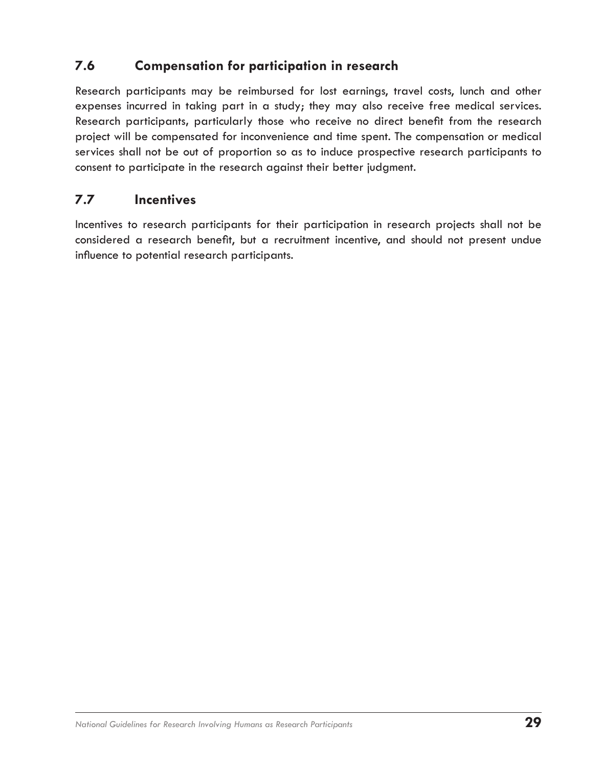## 7.6 Compensation for participation in research

Research participants may be reimbursed for lost earnings, travel costs, lunch and other expenses incurred in taking part in a study; they may also receive free medical services. Research participants, particularly those who receive no direct benefit from the research project will be compensated for inconvenience and time spent. The compensation or medical services shall not be out of proportion so as to induce prospective research participants to consent to participate in the research against their better judgment.

## 7.7 Incentives

Incentives to research participants for their participation in research projects shall not be considered a research benefit, but a recruitment incentive, and should not present undue influence to potential research participants.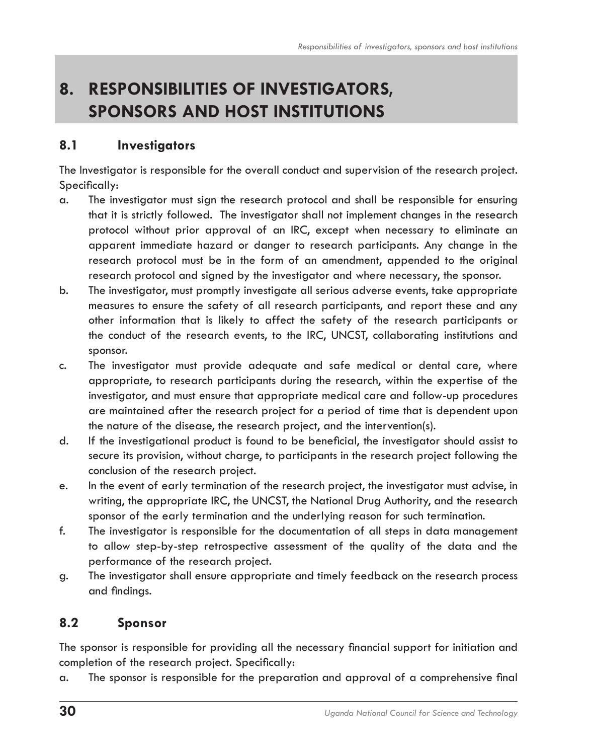# 8. RESPONSIBILITIES OF INVESTIGATORS, SPONSORS AND HOST INSTITUTIONS

## 8.1 Investigators

The Investigator is responsible for the overall conduct and supervision of the research project. Specifically:

a. The investigator must sign the research protocol and shall be responsible for ensuring that it is strictly followed. The investigator shall not implement changes in the research protocol without prior approval of an IRC, except when necessary to eliminate an apparent immediate hazard or danger to research participants. Any change in the research protocol must be in the form of an amendment, appended to the original research protocol and signed by the investigator and where necessary, the sponsor.

b. The investigator, must promptly investigate all serious adverse events, take appropriate measures to ensure the safety of all research participants, and report these and any other information that is likely to affect the safety of the research participants or the conduct of the research events, to the IRC, UNCST, collaborating institutions and sponsor.

c. The investigator must provide adequate and safe medical or dental care, where appropriate, to research participants during the research, within the expertise of the investigator, and must ensure that appropriate medical care and follow-up procedures are maintained after the research project for a period of time that is dependent upon the nature of the disease, the research project, and the intervention(s).

d. If the investigational product is found to be beneficial, the investigator should assist to secure its provision, without charge, to participants in the research project following the conclusion of the research project.

e. In the event of early termination of the research project, the investigator must advise, in writing, the appropriate IRC, the UNCST, the National Drug Authority, and the research sponsor of the early termination and the underlying reason for such termination.

f. The investigator is responsible for the documentation of all steps in data management to allow step-by-step retrospective assessment of the quality of the data and the performance of the research project.

g. The investigator shall ensure appropriate and timely feedback on the research process and findings.

## 8.2 Sponsor

The sponsor is responsible for providing all the necessary financial support for initiation and completion of the research project. Specifically:

a. The sponsor is responsible for the preparation and approval of a comprehensive final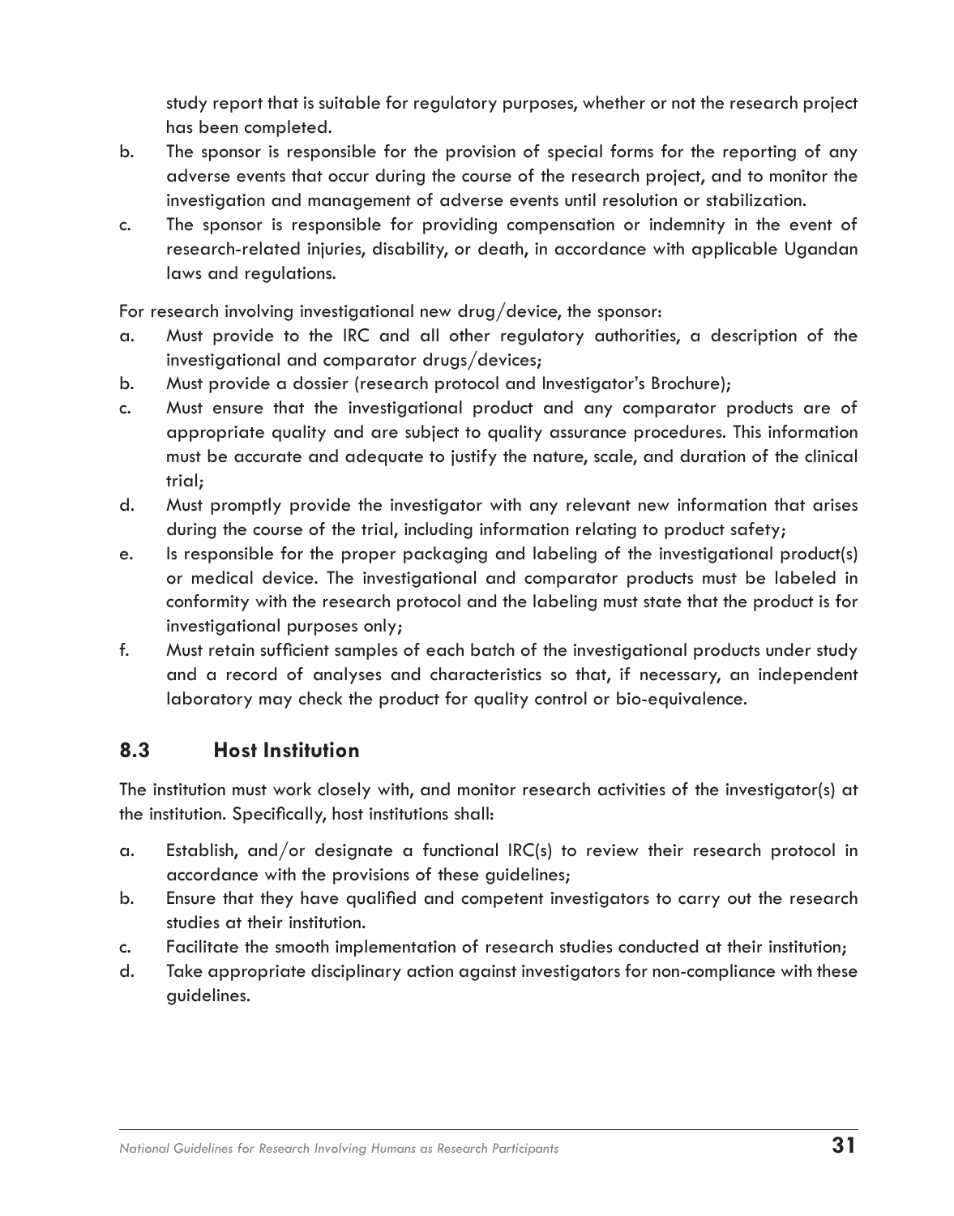study report that is suitable for regulatory purposes, whether or not the research project has been completed.

b. The sponsor is responsible for the provision of special forms for the reporting of any adverse events that occur during the course of the research project, and to monitor the investigation and management of adverse events until resolution or stabilization.

c. The sponsor is responsible for providing compensation or indemnity in the event of research-related injuries, disability, or death, in accordance with applicable Ugandan laws and regulations.

For research involving investigational new drug/device, the sponsor:

a. Must provide to the IRC and all other regulatory authorities, a description of the investigational and comparator drugs/devices;

b. Must provide a dossier (research protocol and Investigator's Brochure);

c. Must ensure that the investigational product and any comparator products are of appropriate quality and are subject to quality assurance procedures. This information must be accurate and adequate to justify the nature, scale, and duration of the clinical trial;

d. Must promptly provide the investigator with any relevant new information that arises during the course of the trial, including information relating to product safety;

e. Is responsible for the proper packaging and labeling of the investigational product(s) or medical device. The investigational and comparator products must be labeled in conformity with the research protocol and the labeling must state that the product is for investigational purposes only;

f. Must retain sufficient samples of each batch of the investigational products under study and a record of analyses and characteristics so that, if necessary, an independent laboratory may check the product for quality control or bio-equivalence.

## 8.3 Host Institution

The institution must work closely with, and monitor research activities of the investigator(s) at the institution. Specifically, host institutions shall:

a. Establish, and/or designate a functional IRC(s) to review their research protocol in accordance with the provisions of these guidelines;

b. Ensure that they have qualified and competent investigators to carry out the research studies at their institution.

c. Facilitate the smooth implementation of research studies conducted at their institution;

d. Take appropriate disciplinary action against investigators for non-compliance with these guidelines.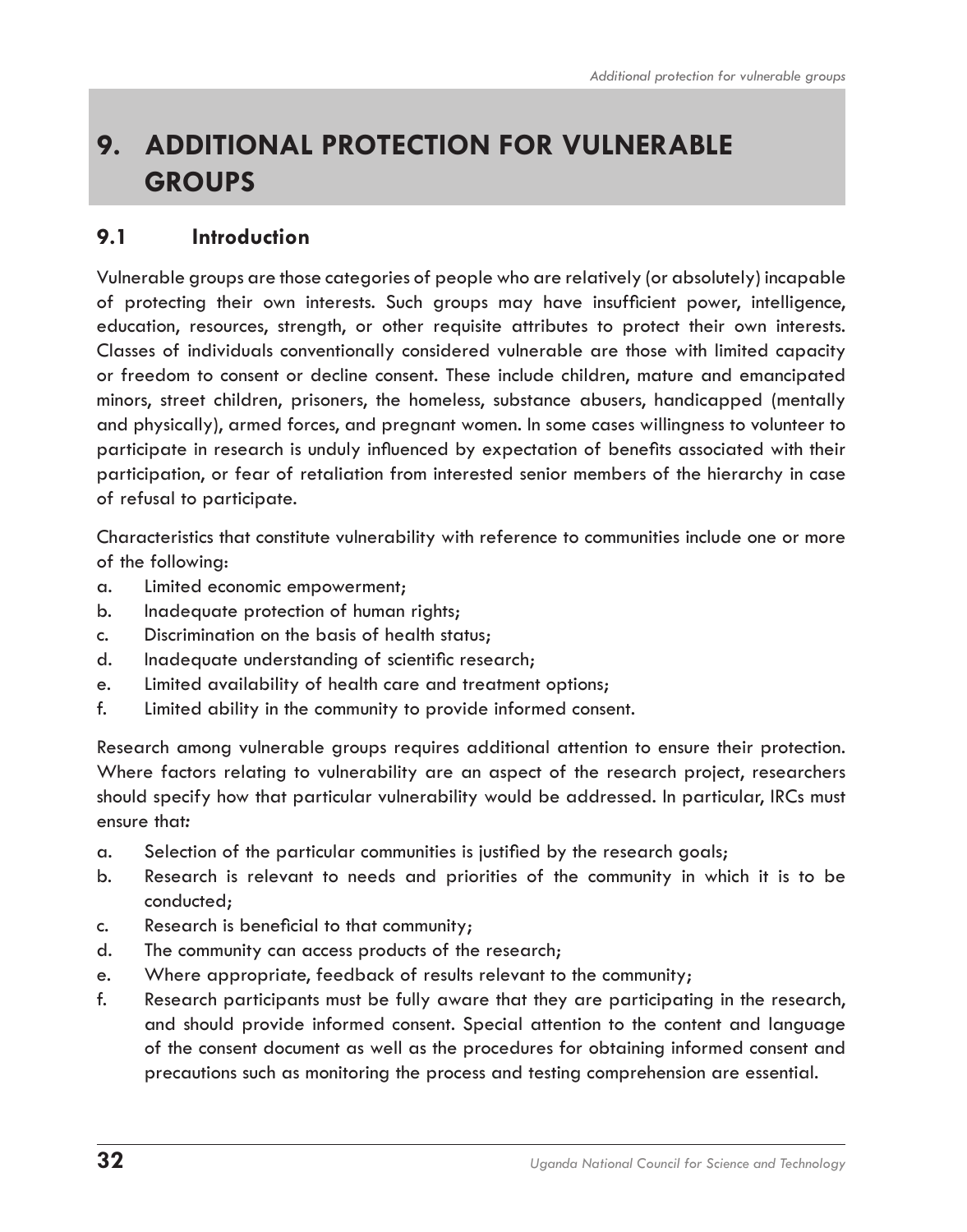# 9. ADDITIONAL PROTECTION FOR VULNERABLE GROUPS

## 9.1 Introduction

Vulnerable groups are those categories of people who are relatively (or absolutely) incapable of protecting their own interests. Such groups may have insufficient power, intelligence, education, resources, strength, or other requisite attributes to protect their own interests. Classes of individuals conventionally considered vulnerable are those with limited capacity or freedom to consent or decline consent. These include children, mature and emancipated minors, street children, prisoners, the homeless, substance abusers, handicapped (mentally and physically), armed forces, and pregnant women. In some cases willingness to volunteer to participate in research is unduly influenced by expectation of benefits associated with their participation, or fear of retaliation from interested senior members of the hierarchy in case of refusal to participate.

Characteristics that constitute vulnerability with reference to communities include one or more of the following:

a. Limited economic empowerment;
b. Inadequate protection of human rights;
c. Discrimination on the basis of health status;
d. Inadequate understanding of scientific research;
e. Limited availability of health care and treatment options;
f. Limited ability in the community to provide informed consent.

Research among vulnerable groups requires additional attention to ensure their protection. Where factors relating to vulnerability are an aspect of the research project, researchers should specify how that particular vulnerability would be addressed. In particular, IRCs must ensure that*:*

a. Selection of the particular communities is justified by the research goals;
b. Research is relevant to needs and priorities of the community in which it is to be conducted;
c. Research is beneficial to that community;
d. The community can access products of the research;
e. Where appropriate, feedback of results relevant to the community;
f. Research participants must be fully aware that they are participating in the research, and should provide informed consent. Special attention to the content and language of the consent document as well as the procedures for obtaining informed consent and precautions such as monitoring the process and testing comprehension are essential.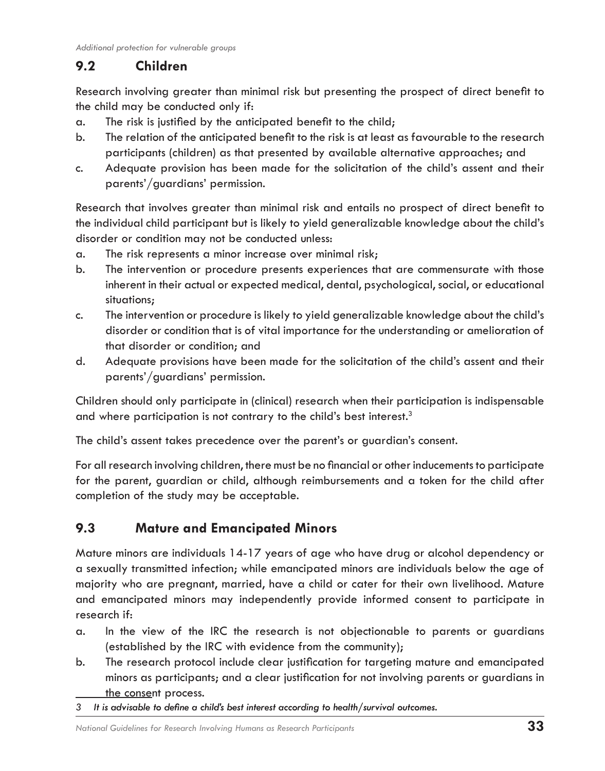## 9.2 Children

Research involving greater than minimal risk but presenting the prospect of direct benefit to the child may be conducted only if:

a. The risk is justified by the anticipated benefit to the child;
b. The relation of the anticipated benefit to the risk is at least as favourable to the research participants (children) as that presented by available alternative approaches; and
c. Adequate provision has been made for the solicitation of the child's assent and their parents'/guardians' permission.

Research that involves greater than minimal risk and entails no prospect of direct benefit to the individual child participant but is likely to yield generalizable knowledge about the child's disorder or condition may not be conducted unless:

a. The risk represents a minor increase over minimal risk;
b. The intervention or procedure presents experiences that are commensurate with those inherent in their actual or expected medical, dental, psychological, social, or educational situations;
c. The intervention or procedure is likely to yield generalizable knowledge about the child's disorder or condition that is of vital importance for the understanding or amelioration of that disorder or condition; and
d. Adequate provisions have been made for the solicitation of the child's assent and their parents'/guardians' permission.

Children should only participate in (clinical) research when their participation is indispensable and where participation is not contrary to the child's best interest.[3]

The child's assent takes precedence over the parent's or guardian's consent.

For all research involving children, there must be no financial or other inducements to participate for the parent, guardian or child, although reimbursements and a token for the child after completion of the study may be acceptable.

## 9.3 Mature and Emancipated Minors

Mature minors are individuals 14-17 years of age who have drug or alcohol dependency or a sexually transmitted infection; while emancipated minors are individuals below the age of majority who are pregnant, married, have a child or cater for their own livelihood. Mature and emancipated minors may independently provide informed consent to participate in research if:

a. In the view of the IRC the research is not objectionable to parents or guardians (established by the IRC with evidence from the community);
b. The research protocol include clear justification for targeting mature and emancipated minors as participants; and a clear justification for not involving parents or guardians in the consent process.

*3 It is advisable to define a child's best interest according to health/survival outcomes.*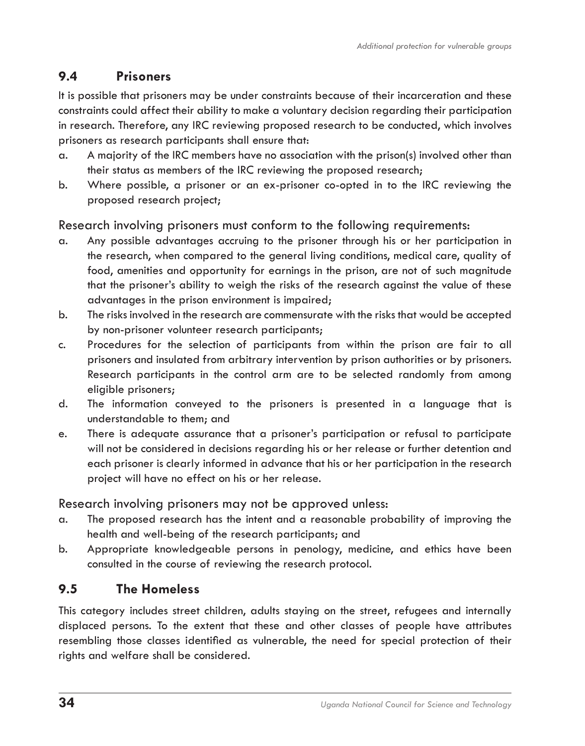## 9.4 Prisoners

It is possible that prisoners may be under constraints because of their incarceration and these constraints could affect their ability to make a voluntary decision regarding their participation in research. Therefore, any IRC reviewing proposed research to be conducted, which involves prisoners as research participants shall ensure that:

a. A majority of the IRC members have no association with the prison(s) involved other than their status as members of the IRC reviewing the proposed research;
b. Where possible, a prisoner or an ex-prisoner co-opted in to the IRC reviewing the proposed research project;

Research involving prisoners must conform to the following requirements:

a. Any possible advantages accruing to the prisoner through his or her participation in the research, when compared to the general living conditions, medical care, quality of food, amenities and opportunity for earnings in the prison, are not of such magnitude that the prisoner's ability to weigh the risks of the research against the value of these advantages in the prison environment is impaired;
b. The risks involved in the research are commensurate with the risks that would be accepted by non-prisoner volunteer research participants;
c. Procedures for the selection of participants from within the prison are fair to all prisoners and insulated from arbitrary intervention by prison authorities or by prisoners. Research participants in the control arm are to be selected randomly from among eligible prisoners;
d. The information conveyed to the prisoners is presented in a language that is understandable to them; and
e. There is adequate assurance that a prisoner's participation or refusal to participate will not be considered in decisions regarding his or her release or further detention and each prisoner is clearly informed in advance that his or her participation in the research project will have no effect on his or her release.

Research involving prisoners may not be approved unless:

a. The proposed research has the intent and a reasonable probability of improving the health and well-being of the research participants; and
b. Appropriate knowledgeable persons in penology, medicine, and ethics have been consulted in the course of reviewing the research protocol.

## 9.5 The Homeless

This category includes street children, adults staying on the street, refugees and internally displaced persons. To the extent that these and other classes of people have attributes resembling those classes identified as vulnerable, the need for special protection of their rights and welfare shall be considered.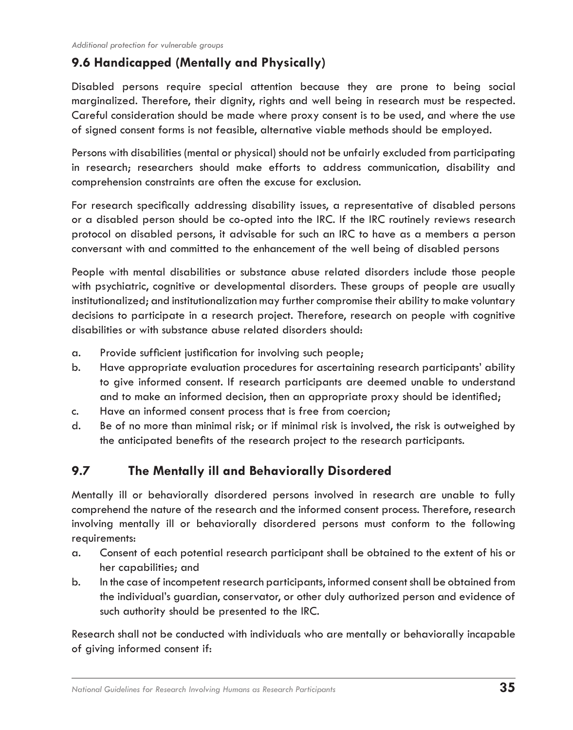## 9.6 Handicapped (Mentally and Physically)

Disabled persons require special attention because they are prone to being social marginalized. Therefore, their dignity, rights and well being in research must be respected. Careful consideration should be made where proxy consent is to be used, and where the use of signed consent forms is not feasible, alternative viable methods should be employed.

Persons with disabilities (mental or physical) should not be unfairly excluded from participating in research; researchers should make efforts to address communication, disability and comprehension constraints are often the excuse for exclusion.

For research specifically addressing disability issues, a representative of disabled persons or a disabled person should be co-opted into the IRC. If the IRC routinely reviews research protocol on disabled persons, it advisable for such an IRC to have as a members a person conversant with and committed to the enhancement of the well being of disabled persons

People with mental disabilities or substance abuse related disorders include those people with psychiatric, cognitive or developmental disorders. These groups of people are usually institutionalized; and institutionalization may further compromise their ability to make voluntary decisions to participate in a research project. Therefore, research on people with cognitive disabilities or with substance abuse related disorders should:

a. Provide sufficient justification for involving such people;
b. Have appropriate evaluation procedures for ascertaining research participants' ability to give informed consent. If research participants are deemed unable to understand and to make an informed decision, then an appropriate proxy should be identified;
c. Have an informed consent process that is free from coercion;
d. Be of no more than minimal risk; or if minimal risk is involved, the risk is outweighed by the anticipated benefits of the research project to the research participants.

## 9.7 The Mentally ill and Behaviorally Disordered

Mentally ill or behaviorally disordered persons involved in research are unable to fully comprehend the nature of the research and the informed consent process. Therefore, research involving mentally ill or behaviorally disordered persons must conform to the following requirements:

a. Consent of each potential research participant shall be obtained to the extent of his or her capabilities; and
b. In the case of incompetent research participants, informed consent shall be obtained from the individual's guardian, conservator, or other duly authorized person and evidence of such authority should be presented to the IRC.

Research shall not be conducted with individuals who are mentally or behaviorally incapable of giving informed consent if: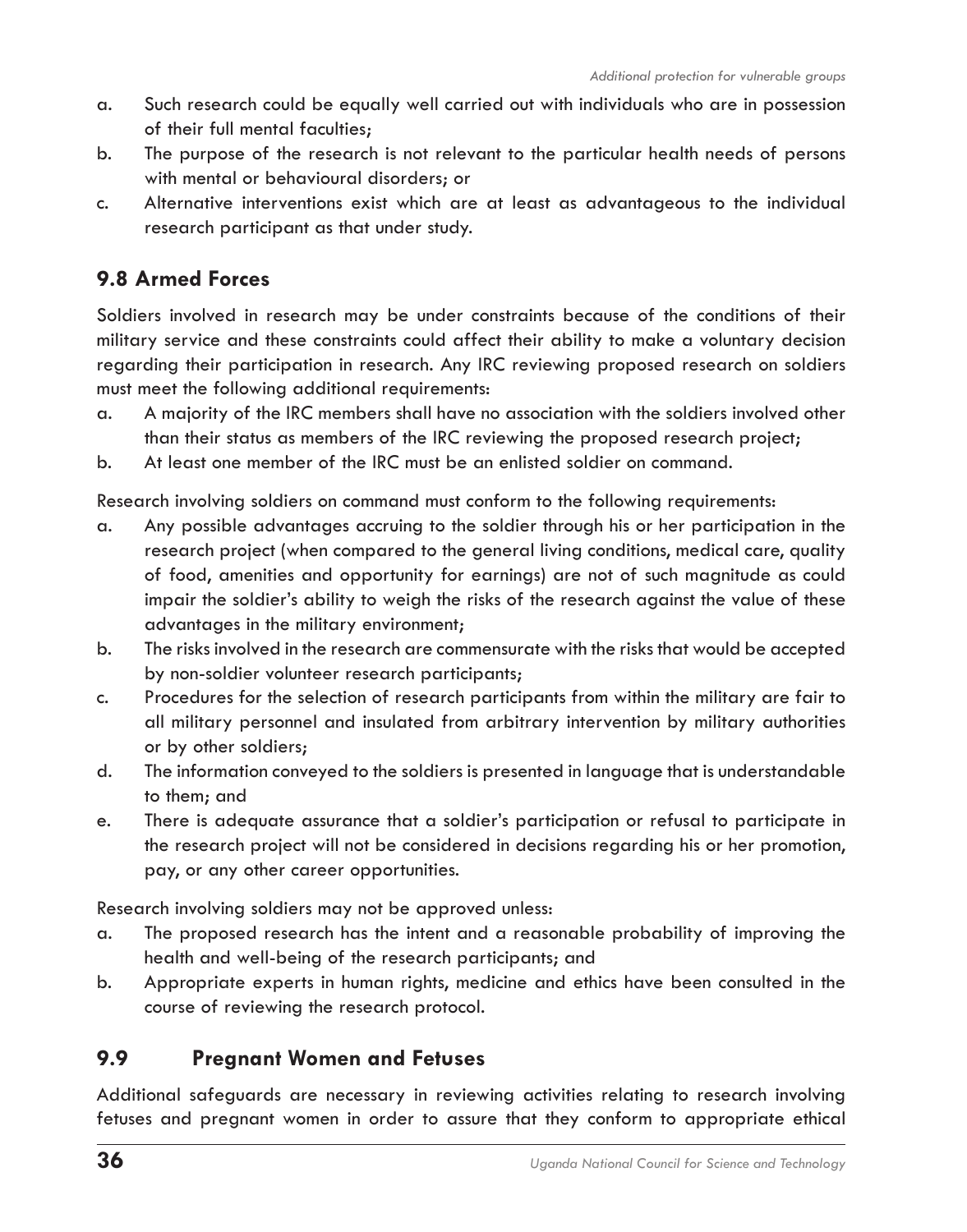a. Such research could be equally well carried out with individuals who are in possession of their full mental faculties;
b. The purpose of the research is not relevant to the particular health needs of persons with mental or behavioural disorders; or
c. Alternative interventions exist which are at least as advantageous to the individual research participant as that under study.

## 9.8 Armed Forces

Soldiers involved in research may be under constraints because of the conditions of their military service and these constraints could affect their ability to make a voluntary decision regarding their participation in research. Any IRC reviewing proposed research on soldiers must meet the following additional requirements:

a. A majority of the IRC members shall have no association with the soldiers involved other than their status as members of the IRC reviewing the proposed research project;
b. At least one member of the IRC must be an enlisted soldier on command.

Research involving soldiers on command must conform to the following requirements:

a. Any possible advantages accruing to the soldier through his or her participation in the research project (when compared to the general living conditions, medical care, quality of food, amenities and opportunity for earnings) are not of such magnitude as could impair the soldier's ability to weigh the risks of the research against the value of these advantages in the military environment;
b. The risks involved in the research are commensurate with the risks that would be accepted by non-soldier volunteer research participants;
c. Procedures for the selection of research participants from within the military are fair to all military personnel and insulated from arbitrary intervention by military authorities or by other soldiers;
d. The information conveyed to the soldiers is presented in language that is understandable to them; and
e. There is adequate assurance that a soldier's participation or refusal to participate in the research project will not be considered in decisions regarding his or her promotion, pay, or any other career opportunities.

Research involving soldiers may not be approved unless:

a. The proposed research has the intent and a reasonable probability of improving the health and well-being of the research participants; and
b. Appropriate experts in human rights, medicine and ethics have been consulted in the course of reviewing the research protocol.

## 9.9 Pregnant Women and Fetuses

Additional safeguards are necessary in reviewing activities relating to research involving fetuses and pregnant women in order to assure that they conform to appropriate ethical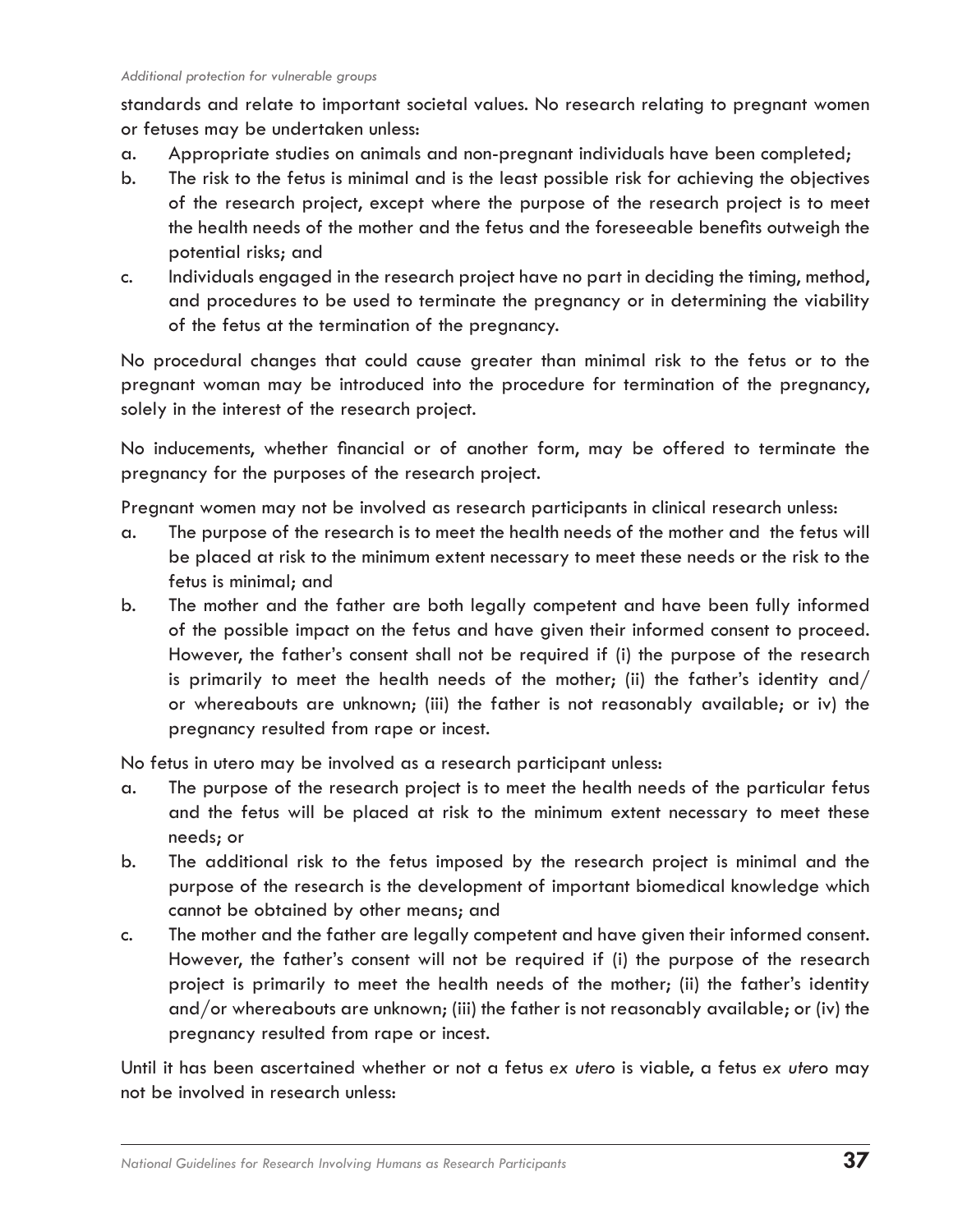standards and relate to important societal values. No research relating to pregnant women or fetuses may be undertaken unless:

a. Appropriate studies on animals and non-pregnant individuals have been completed;
b. The risk to the fetus is minimal and is the least possible risk for achieving the objectives of the research project, except where the purpose of the research project is to meet the health needs of the mother and the fetus and the foreseeable benefits outweigh the potential risks; and
c. Individuals engaged in the research project have no part in deciding the timing, method, and procedures to be used to terminate the pregnancy or in determining the viability of the fetus at the termination of the pregnancy.

No procedural changes that could cause greater than minimal risk to the fetus or to the pregnant woman may be introduced into the procedure for termination of the pregnancy, solely in the interest of the research project.

No inducements, whether financial or of another form, may be offered to terminate the pregnancy for the purposes of the research project.

Pregnant women may not be involved as research participants in clinical research unless:

a. The purpose of the research is to meet the health needs of the mother and the fetus will be placed at risk to the minimum extent necessary to meet these needs or the risk to the fetus is minimal; and
b. The mother and the father are both legally competent and have been fully informed of the possible impact on the fetus and have given their informed consent to proceed. However, the father's consent shall not be required if (i) the purpose of the research is primarily to meet the health needs of the mother; (ii) the father's identity and/or whereabouts are unknown; (iii) the father is not reasonably available; or iv) the pregnancy resulted from rape or incest.

No fetus in utero may be involved as a research participant unless:

a. The purpose of the research project is to meet the health needs of the particular fetus and the fetus will be placed at risk to the minimum extent necessary to meet these needs; or
b. The additional risk to the fetus imposed by the research project is minimal and the purpose of the research is the development of important biomedical knowledge which cannot be obtained by other means; and
c. The mother and the father are legally competent and have given their informed consent. However, the father's consent will not be required if (i) the purpose of the research project is primarily to meet the health needs of the mother; (ii) the father's identity and/or whereabouts are unknown; (iii) the father is not reasonably available; or (iv) the pregnancy resulted from rape or incest.

Until it has been ascertained whether or not a fetus *ex utero* is viable, a fetus *ex utero* may not be involved in research unless: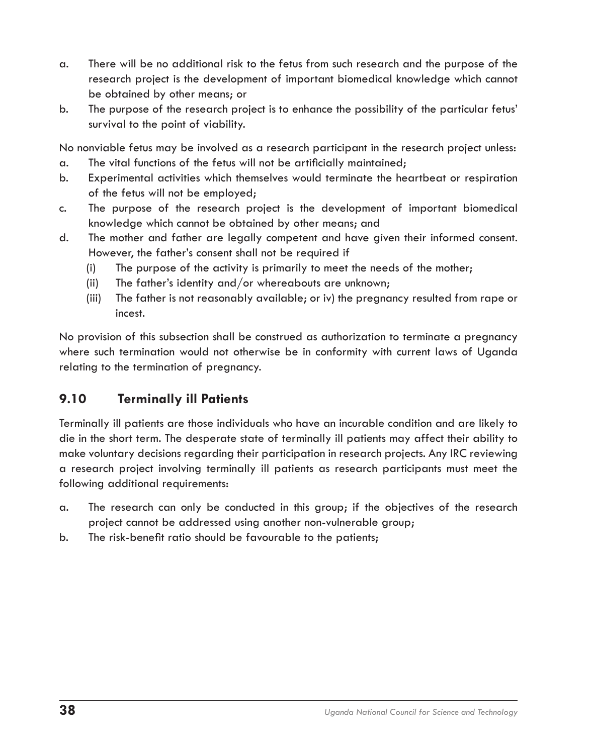a. There will be no additional risk to the fetus from such research and the purpose of the research project is the development of important biomedical knowledge which cannot be obtained by other means; or
b. The purpose of the research project is to enhance the possibility of the particular fetus' survival to the point of viability.

No nonviable fetus may be involved as a research participant in the research project unless:

a. The vital functions of the fetus will not be artificially maintained;
b. Experimental activities which themselves would terminate the heartbeat or respiration of the fetus will not be employed;
c. The purpose of the research project is the development of important biomedical knowledge which cannot be obtained by other means; and
d. The mother and father are legally competent and have given their informed consent. However, the father's consent shall not be required if
   (i) The purpose of the activity is primarily to meet the needs of the mother;
   (ii) The father's identity and/or whereabouts are unknown;
   (iii) The father is not reasonably available; or iv) the pregnancy resulted from rape or incest.

No provision of this subsection shall be construed as authorization to terminate a pregnancy where such termination would not otherwise be in conformity with current laws of Uganda relating to the termination of pregnancy.

## 9.10 Terminally ill Patients

Terminally ill patients are those individuals who have an incurable condition and are likely to die in the short term. The desperate state of terminally ill patients may affect their ability to make voluntary decisions regarding their participation in research projects. Any IRC reviewing a research project involving terminally ill patients as research participants must meet the following additional requirements:

a. The research can only be conducted in this group; if the objectives of the research project cannot be addressed using another non-vulnerable group;
b. The risk-benefit ratio should be favourable to the patients;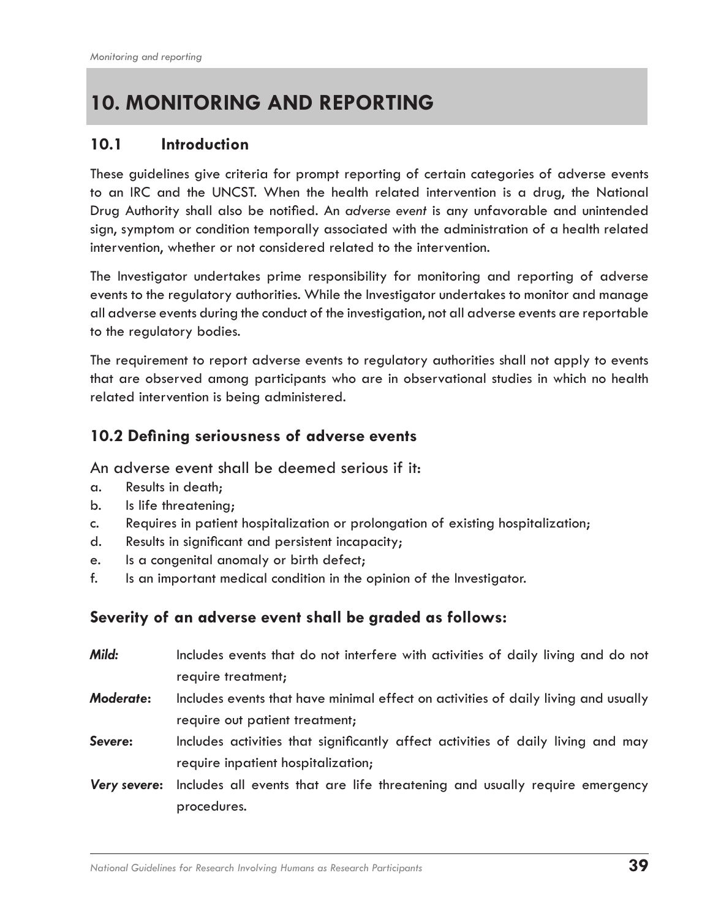# 10. MONITORING AND REPORTING

## 10.1 Introduction

These guidelines give criteria for prompt reporting of certain categories of adverse events to an IRC and the UNCST. When the health related intervention is a drug, the National Drug Authority shall also be notified. An *adverse event* is any unfavorable and unintended sign, symptom or condition temporally associated with the administration of a health related intervention, whether or not considered related to the intervention.

The Investigator undertakes prime responsibility for monitoring and reporting of adverse events to the regulatory authorities. While the Investigator undertakes to monitor and manage all adverse events during the conduct of the investigation, not all adverse events are reportable to the regulatory bodies.

The requirement to report adverse events to regulatory authorities shall not apply to events that are observed among participants who are in observational studies in which no health related intervention is being administered.

## 10.2 Defining seriousness of adverse events

An adverse event shall be deemed serious if it:

a. Results in death;
b. Is life threatening;
c. Requires in patient hospitalization or prolongation of existing hospitalization;
d. Results in significant and persistent incapacity;
e. Is a congenital anomaly or birth defect;
f. Is an important medical condition in the opinion of the Investigator.

### Severity of an adverse event shall be graded as follows:

***Mild:*** Includes events that do not interfere with activities of daily living and do not require treatment;

***Moderate*:** Includes events that have minimal effect on activities of daily living and usually require out patient treatment;

***Severe*:** Includes activities that significantly affect activities of daily living and may require inpatient hospitalization;

***Very severe*:** Includes all events that are life threatening and usually require emergency procedures.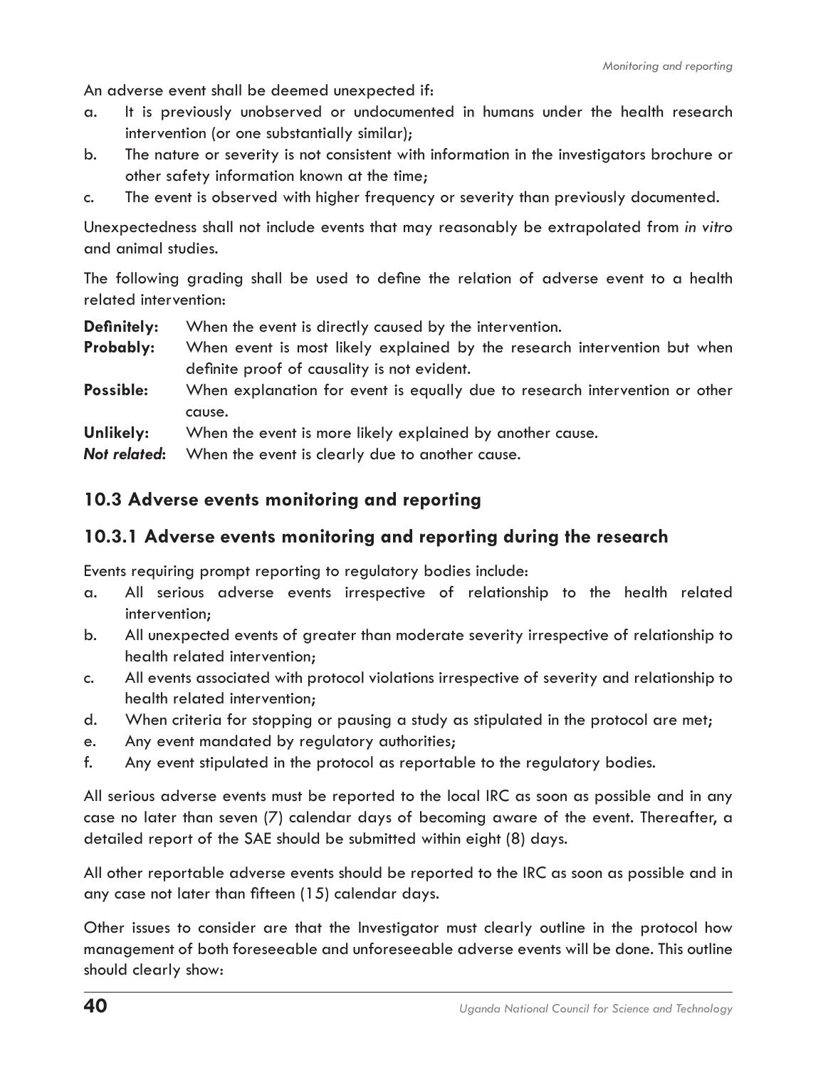An adverse event shall be deemed unexpected if:

a. It is previously unobserved or undocumented in humans under the health research intervention (or one substantially similar);
b. The nature or severity is not consistent with information in the investigators brochure or other safety information known at the time;
c. The event is observed with higher frequency or severity than previously documented.

Unexpectedness shall not include events that may reasonably be extrapolated from *in vitro* and animal studies.

The following grading shall be used to define the relation of adverse event to a health related intervention:

**Definitely:** When the event is directly caused by the intervention.
**Probably:** When event is most likely explained by the research intervention but when definite proof of causality is not evident.
**Possible:** When explanation for event is equally due to research intervention or other cause.
**Unlikely:** When the event is more likely explained by another cause.
***Not related*:** When the event is clearly due to another cause.

## 10.3 Adverse events monitoring and reporting

### 10.3.1 Adverse events monitoring and reporting during the research

Events requiring prompt reporting to regulatory bodies include:

a. All serious adverse events irrespective of relationship to the health related intervention;
b. All unexpected events of greater than moderate severity irrespective of relationship to health related intervention;
c. All events associated with protocol violations irrespective of severity and relationship to health related intervention;
d. When criteria for stopping or pausing a study as stipulated in the protocol are met;
e. Any event mandated by regulatory authorities;
f. Any event stipulated in the protocol as reportable to the regulatory bodies.

All serious adverse events must be reported to the local IRC as soon as possible and in any case no later than seven (7) calendar days of becoming aware of the event. Thereafter, a detailed report of the SAE should be submitted within eight (8) days.

All other reportable adverse events should be reported to the IRC as soon as possible and in any case not later than fifteen (15) calendar days.

Other issues to consider are that the Investigator must clearly outline in the protocol how management of both foreseeable and unforeseeable adverse events will be done. This outline should clearly show: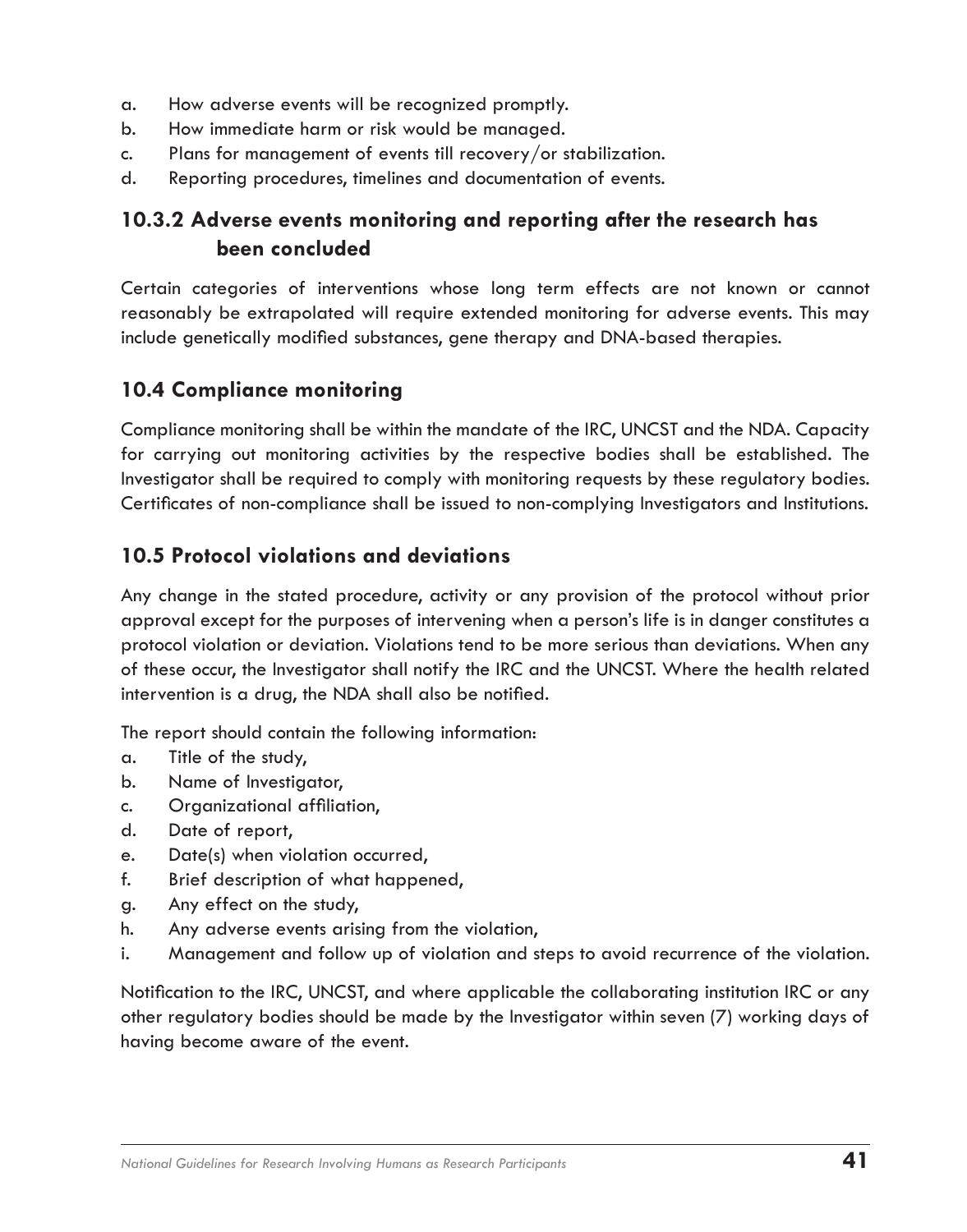a. How adverse events will be recognized promptly.
b. How immediate harm or risk would be managed.
c. Plans for management of events till recovery/or stabilization.
d. Reporting procedures, timelines and documentation of events.

### 10.3.2 Adverse events monitoring and reporting after the research has been concluded

Certain categories of interventions whose long term effects are not known or cannot reasonably be extrapolated will require extended monitoring for adverse events. This may include genetically modified substances, gene therapy and DNA-based therapies.

## 10.4 Compliance monitoring

Compliance monitoring shall be within the mandate of the IRC, UNCST and the NDA. Capacity for carrying out monitoring activities by the respective bodies shall be established. The Investigator shall be required to comply with monitoring requests by these regulatory bodies. Certificates of non-compliance shall be issued to non-complying Investigators and Institutions.

## 10.5 Protocol violations and deviations

Any change in the stated procedure, activity or any provision of the protocol without prior approval except for the purposes of intervening when a person's life is in danger constitutes a protocol violation or deviation. Violations tend to be more serious than deviations. When any of these occur, the Investigator shall notify the IRC and the UNCST. Where the health related intervention is a drug, the NDA shall also be notified.

The report should contain the following information:

a. Title of the study,
b. Name of Investigator,
c. Organizational affiliation,
d. Date of report,
e. Date(s) when violation occurred,
f. Brief description of what happened,
g. Any effect on the study,
h. Any adverse events arising from the violation,
i. Management and follow up of violation and steps to avoid recurrence of the violation.

Notification to the IRC, UNCST, and where applicable the collaborating institution IRC or any other regulatory bodies should be made by the Investigator within seven (7) working days of having become aware of the event.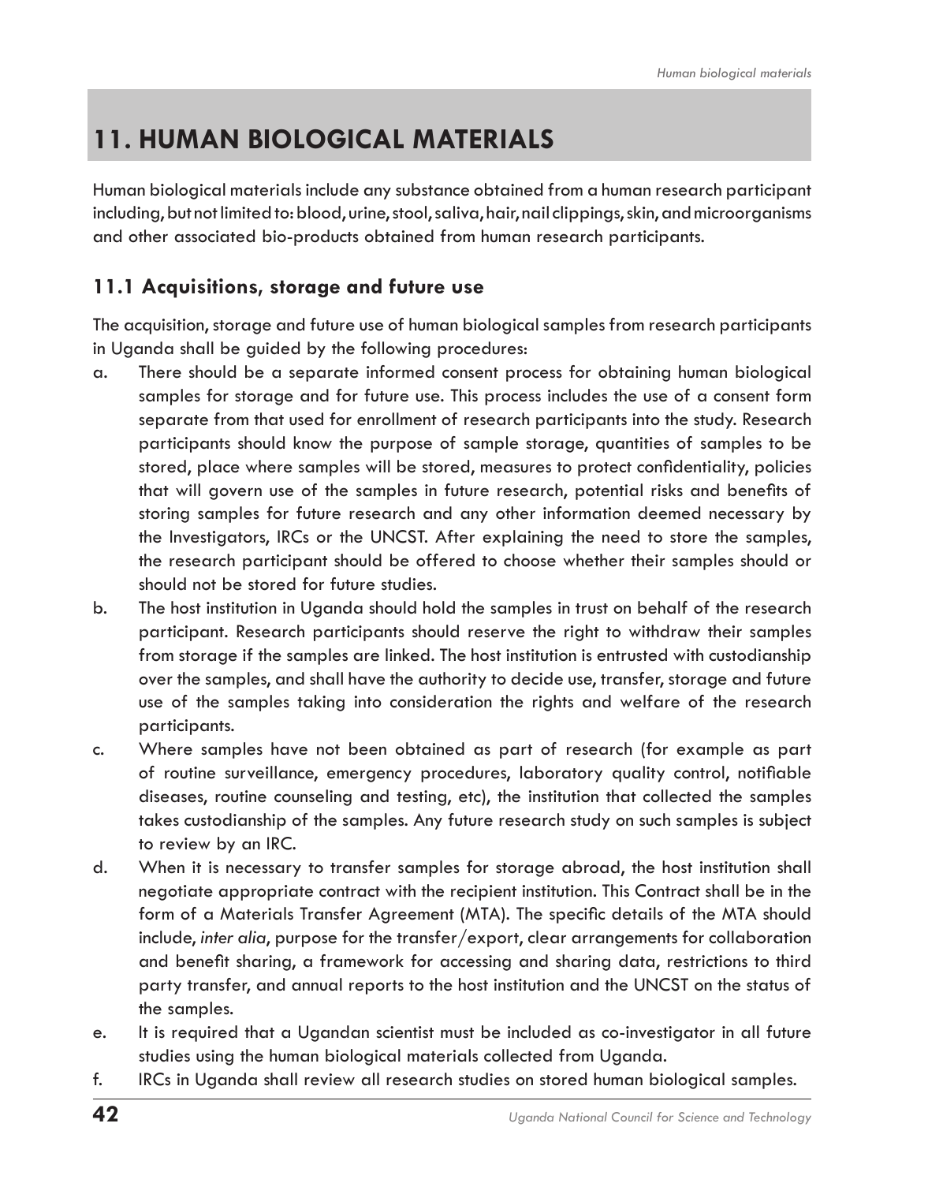# 11. HUMAN BIOLOGICAL MATERIALS

Human biological materials include any substance obtained from a human research participant including, but not limited to: blood, urine, stool, saliva, hair, nail clippings, skin, and microorganisms and other associated bio-products obtained from human research participants.

## 11.1 Acquisitions, storage and future use

The acquisition, storage and future use of human biological samples from research participants in Uganda shall be guided by the following procedures:

a. There should be a separate informed consent process for obtaining human biological samples for storage and for future use. This process includes the use of a consent form separate from that used for enrollment of research participants into the study. Research participants should know the purpose of sample storage, quantities of samples to be stored, place where samples will be stored, measures to protect confidentiality, policies that will govern use of the samples in future research, potential risks and benefits of storing samples for future research and any other information deemed necessary by the Investigators, IRCs or the UNCST. After explaining the need to store the samples, the research participant should be offered to choose whether their samples should or should not be stored for future studies.

b. The host institution in Uganda should hold the samples in trust on behalf of the research participant. Research participants should reserve the right to withdraw their samples from storage if the samples are linked. The host institution is entrusted with custodianship over the samples, and shall have the authority to decide use, transfer, storage and future use of the samples taking into consideration the rights and welfare of the research participants.

c. Where samples have not been obtained as part of research (for example as part of routine surveillance, emergency procedures, laboratory quality control, notifiable diseases, routine counseling and testing, etc), the institution that collected the samples takes custodianship of the samples. Any future research study on such samples is subject to review by an IRC.

d. When it is necessary to transfer samples for storage abroad, the host institution shall negotiate appropriate contract with the recipient institution. This Contract shall be in the form of a Materials Transfer Agreement (MTA). The specific details of the MTA should include, *inter alia*, purpose for the transfer/export, clear arrangements for collaboration and benefit sharing, a framework for accessing and sharing data, restrictions to third party transfer, and annual reports to the host institution and the UNCST on the status of the samples.

e. It is required that a Ugandan scientist must be included as co-investigator in all future studies using the human biological materials collected from Uganda.

f. IRCs in Uganda shall review all research studies on stored human biological samples.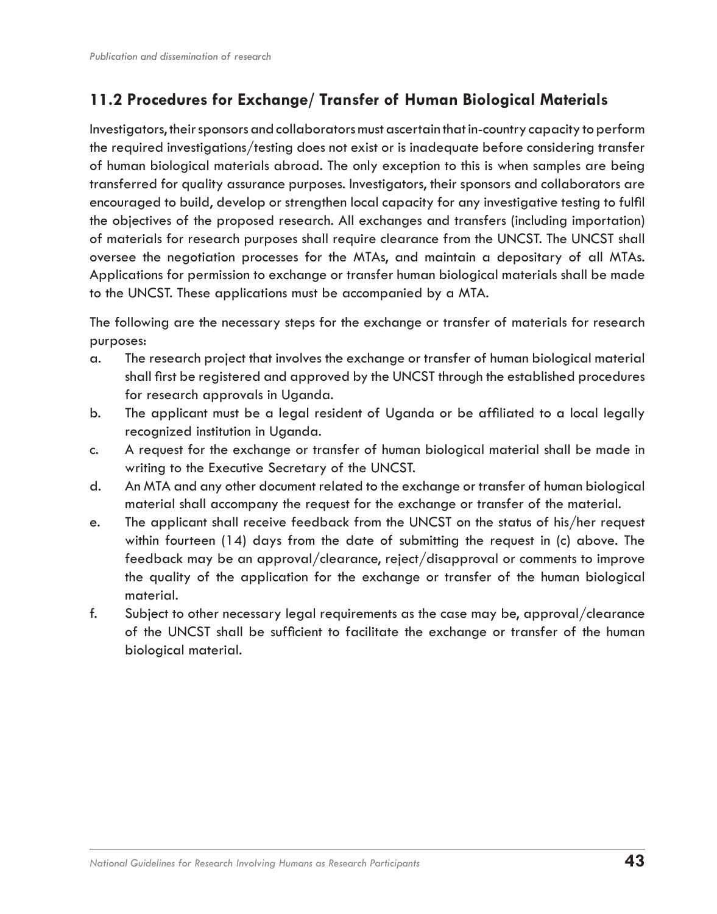## 11.2 Procedures for Exchange/ Transfer of Human Biological Materials

Investigators, their sponsors and collaborators must ascertain that in-country capacity to perform the required investigations/testing does not exist or is inadequate before considering transfer of human biological materials abroad. The only exception to this is when samples are being transferred for quality assurance purposes. Investigators, their sponsors and collaborators are encouraged to build, develop or strengthen local capacity for any investigative testing to fulfil the objectives of the proposed research. All exchanges and transfers (including importation) of materials for research purposes shall require clearance from the UNCST. The UNCST shall oversee the negotiation processes for the MTAs, and maintain a depositary of all MTAs. Applications for permission to exchange or transfer human biological materials shall be made to the UNCST. These applications must be accompanied by a MTA.

The following are the necessary steps for the exchange or transfer of materials for research purposes:

a. The research project that involves the exchange or transfer of human biological material shall first be registered and approved by the UNCST through the established procedures for research approvals in Uganda.

b. The applicant must be a legal resident of Uganda or be affiliated to a local legally recognized institution in Uganda.

c. A request for the exchange or transfer of human biological material shall be made in writing to the Executive Secretary of the UNCST.

d. An MTA and any other document related to the exchange or transfer of human biological material shall accompany the request for the exchange or transfer of the material.

e. The applicant shall receive feedback from the UNCST on the status of his/her request within fourteen (14) days from the date of submitting the request in (c) above. The feedback may be an approval/clearance, reject/disapproval or comments to improve the quality of the application for the exchange or transfer of the human biological material.

f. Subject to other necessary legal requirements as the case may be, approval/clearance of the UNCST shall be sufficient to facilitate the exchange or transfer of the human biological material.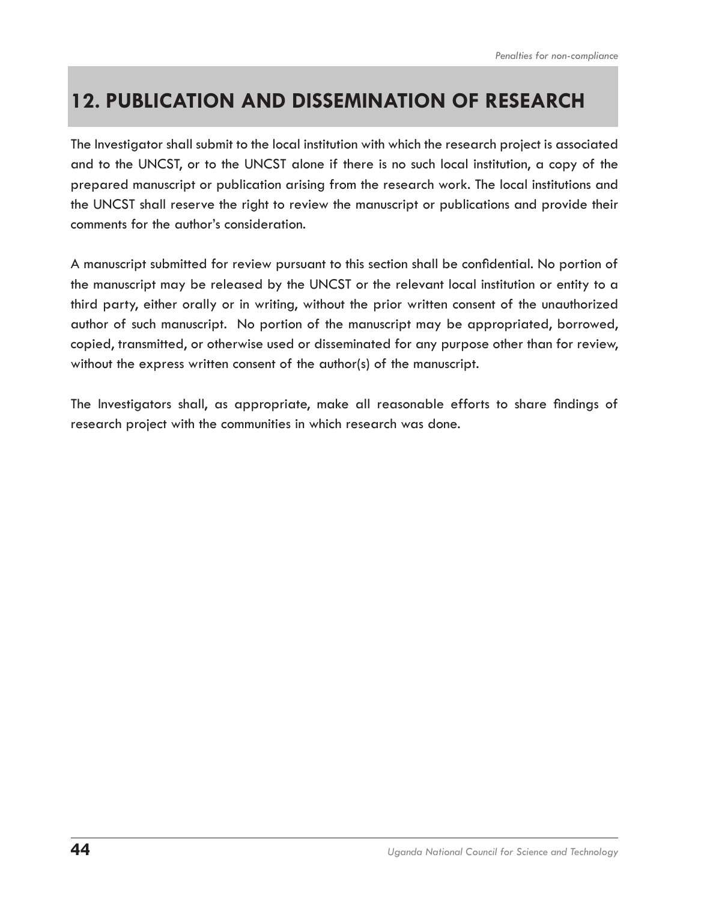# 12. PUBLICATION AND DISSEMINATION OF RESEARCH

The Investigator shall submit to the local institution with which the research project is associated and to the UNCST, or to the UNCST alone if there is no such local institution, a copy of the prepared manuscript or publication arising from the research work. The local institutions and the UNCST shall reserve the right to review the manuscript or publications and provide their comments for the author's consideration.

A manuscript submitted for review pursuant to this section shall be confidential. No portion of the manuscript may be released by the UNCST or the relevant local institution or entity to a third party, either orally or in writing, without the prior written consent of the unauthorized author of such manuscript.  No portion of the manuscript may be appropriated, borrowed, copied, transmitted, or otherwise used or disseminated for any purpose other than for review, without the express written consent of the author(s) of the manuscript.

The Investigators shall, as appropriate, make all reasonable efforts to share findings of research project with the communities in which research was done.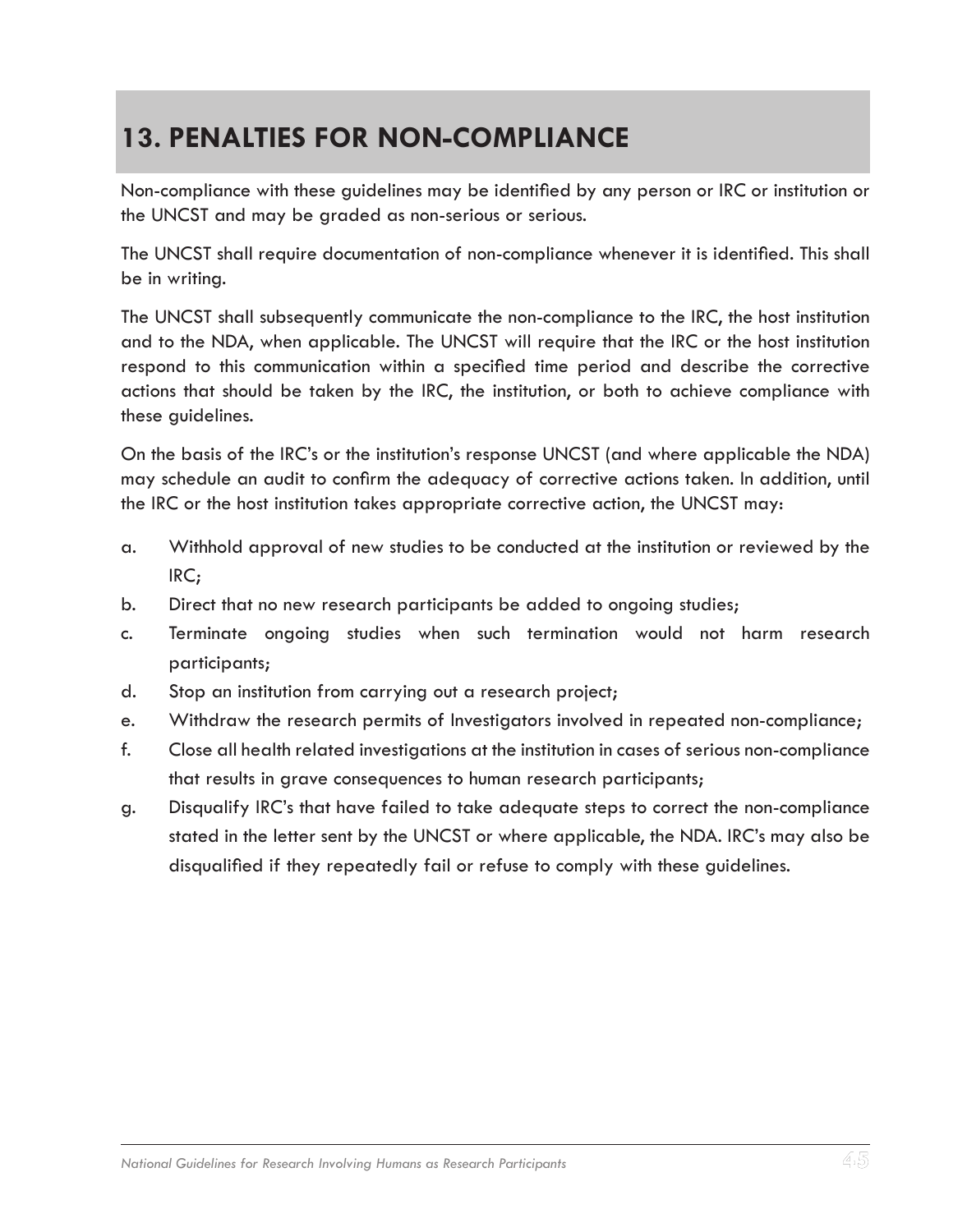# 13. PENALTIES FOR NON-COMPLIANCE

Non-compliance with these guidelines may be identified by any person or IRC or institution or the UNCST and may be graded as non-serious or serious.

The UNCST shall require documentation of non-compliance whenever it is identified. This shall be in writing.

The UNCST shall subsequently communicate the non-compliance to the IRC, the host institution and to the NDA, when applicable. The UNCST will require that the IRC or the host institution respond to this communication within a specified time period and describe the corrective actions that should be taken by the IRC, the institution, or both to achieve compliance with these guidelines.

On the basis of the IRC's or the institution's response UNCST (and where applicable the NDA) may schedule an audit to confirm the adequacy of corrective actions taken. In addition, until the IRC or the host institution takes appropriate corrective action, the UNCST may:

a. Withhold approval of new studies to be conducted at the institution or reviewed by the IRC;
b. Direct that no new research participants be added to ongoing studies;
c. Terminate ongoing studies when such termination would not harm research participants;
d. Stop an institution from carrying out a research project;
e. Withdraw the research permits of Investigators involved in repeated non-compliance;
f. Close all health related investigations at the institution in cases of serious non-compliance that results in grave consequences to human research participants;
g. Disqualify IRC's that have failed to take adequate steps to correct the non-compliance stated in the letter sent by the UNCST or where applicable, the NDA. IRC's may also be disqualified if they repeatedly fail or refuse to comply with these guidelines.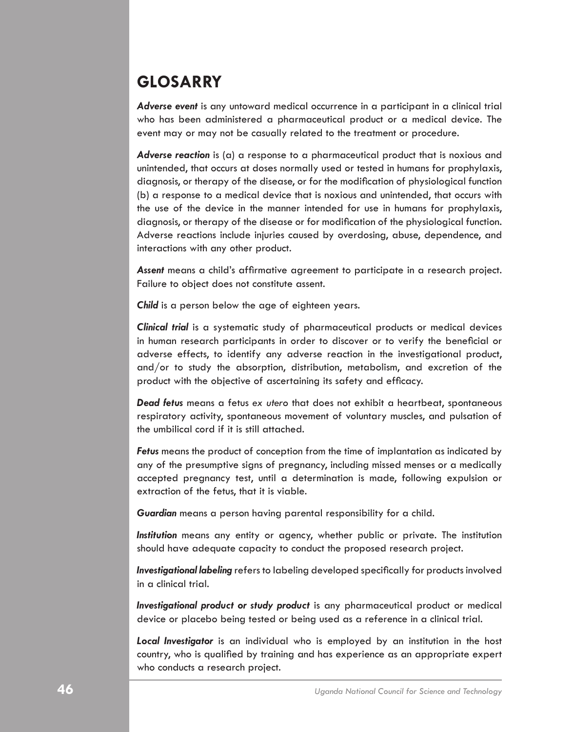# GLOSARRY

***Adverse event*** is any untoward medical occurrence in a participant in a clinical trial who has been administered a pharmaceutical product or a medical device. The event may or may not be casually related to the treatment or procedure.

***Adverse reaction*** is (a) a response to a pharmaceutical product that is noxious and unintended, that occurs at doses normally used or tested in humans for prophylaxis, diagnosis, or therapy of the disease, or for the modification of physiological function (b) a response to a medical device that is noxious and unintended, that occurs with the use of the device in the manner intended for use in humans for prophylaxis, diagnosis, or therapy of the disease or for modification of the physiological function. Adverse reactions include injuries caused by overdosing, abuse, dependence, and interactions with any other product.

***Assent*** means a child's affirmative agreement to participate in a research project. Failure to object does not constitute assent.

***Child*** is a person below the age of eighteen years.

***Clinical trial*** is a systematic study of pharmaceutical products or medical devices in human research participants in order to discover or to verify the beneficial or adverse effects, to identify any adverse reaction in the investigational product, and/or to study the absorption, distribution, metabolism, and excretion of the product with the objective of ascertaining its safety and efficacy.

***Dead fetus*** means a fetus *ex utero* that does not exhibit a heartbeat, spontaneous respiratory activity, spontaneous movement of voluntary muscles, and pulsation of the umbilical cord if it is still attached.

***Fetus*** means the product of conception from the time of implantation as indicated by any of the presumptive signs of pregnancy, including missed menses or a medically accepted pregnancy test, until a determination is made, following expulsion or extraction of the fetus, that it is viable.

***Guardian*** means a person having parental responsibility for a child.

***Institution*** means any entity or agency, whether public or private. The institution should have adequate capacity to conduct the proposed research project.

***Investigational labeling*** refers to labeling developed specifically for products involved in a clinical trial.

***Investigational product or study product*** is any pharmaceutical product or medical device or placebo being tested or being used as a reference in a clinical trial.

***Local Investigator*** is an individual who is employed by an institution in the host country, who is qualified by training and has experience as an appropriate expert who conducts a research project.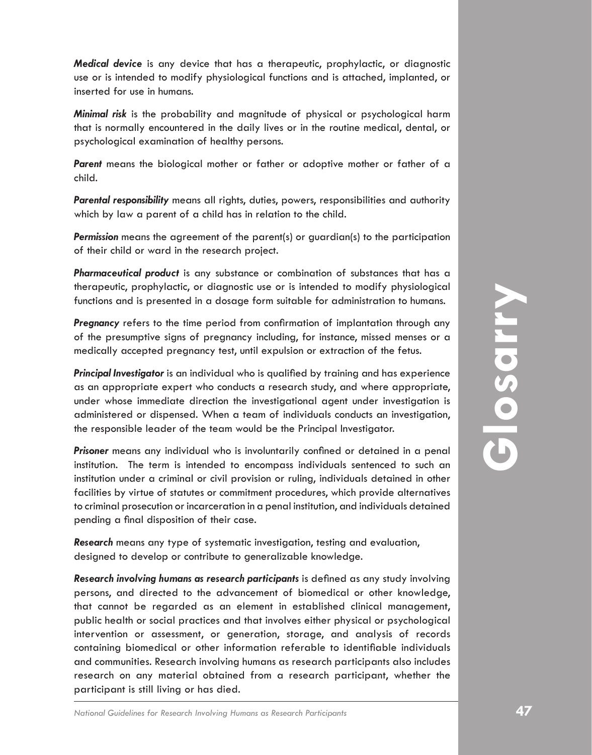***Medical device*** is any device that has a therapeutic, prophylactic, or diagnostic use or is intended to modify physiological functions and is attached, implanted, or inserted for use in humans.

***Minimal risk*** is the probability and magnitude of physical or psychological harm that is normally encountered in the daily lives or in the routine medical, dental, or psychological examination of healthy persons.

***Parent*** means the biological mother or father or adoptive mother or father of a child.

***Parental responsibility*** means all rights, duties, powers, responsibilities and authority which by law a parent of a child has in relation to the child.

***Permission*** means the agreement of the parent(s) or guardian(s) to the participation of their child or ward in the research project.

***Pharmaceutical product*** is any substance or combination of substances that has a therapeutic, prophylactic, or diagnostic use or is intended to modify physiological functions and is presented in a dosage form suitable for administration to humans.

***Pregnancy*** refers to the time period from confirmation of implantation through any of the presumptive signs of pregnancy including, for instance, missed menses or a medically accepted pregnancy test, until expulsion or extraction of the fetus.

***Principal Investigator*** is an individual who is qualified by training and has experience as an appropriate expert who conducts a research study, and where appropriate, under whose immediate direction the investigational agent under investigation is administered or dispensed. When a team of individuals conducts an investigation, the responsible leader of the team would be the Principal Investigator.

***Prisoner*** means any individual who is involuntarily confined or detained in a penal institution. The term is intended to encompass individuals sentenced to such an institution under a criminal or civil provision or ruling, individuals detained in other facilities by virtue of statutes or commitment procedures, which provide alternatives to criminal prosecution or incarceration in a penal institution, and individuals detained pending a final disposition of their case.

***Research*** means any type of systematic investigation, testing and evaluation, designed to develop or contribute to generalizable knowledge.

***Research involving humans as research participants*** is defined as any study involving persons, and directed to the advancement of biomedical or other knowledge, that cannot be regarded as an element in established clinical management, public health or social practices and that involves either physical or psychological intervention or assessment, or generation, storage, and analysis of records containing biomedical or other information referable to identifiable individuals and communities. Research involving humans as research participants also includes research on any material obtained from a research participant, whether the participant is still living or has died.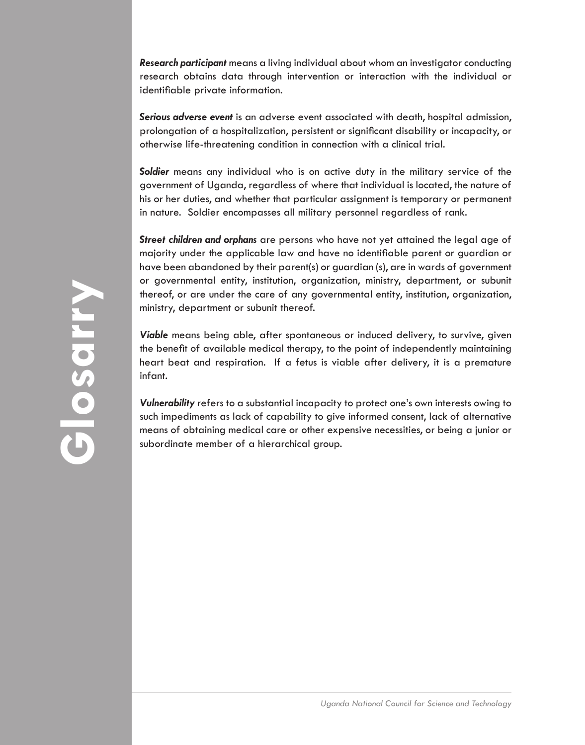# Glossary

***Research participant*** means a living individual about whom an investigator conducting research obtains data through intervention or interaction with the individual or identifiable private information.

***Serious adverse event*** is an adverse event associated with death, hospital admission, prolongation of a hospitalization, persistent or significant disability or incapacity, or otherwise life-threatening condition in connection with a clinical trial.

***Soldier*** means any individual who is on active duty in the military service of the government of Uganda, regardless of where that individual is located, the nature of his or her duties, and whether that particular assignment is temporary or permanent in nature. Soldier encompasses all military personnel regardless of rank.

***Street children and orphans*** are persons who have not yet attained the legal age of majority under the applicable law and have no identifiable parent or guardian or have been abandoned by their parent(s) or guardian (s), are in wards of government or governmental entity, institution, organization, ministry, department, or subunit thereof, or are under the care of any governmental entity, institution, organization, ministry, department or subunit thereof.

***Viable*** means being able, after spontaneous or induced delivery, to survive, given the benefit of available medical therapy, to the point of independently maintaining heart beat and respiration. If a fetus is viable after delivery, it is a premature infant.

***Vulnerability*** refers to a substantial incapacity to protect one's own interests owing to such impediments as lack of capability to give informed consent, lack of alternative means of obtaining medical care or other expensive necessities, or being a junior or subordinate member of a hierarchical group.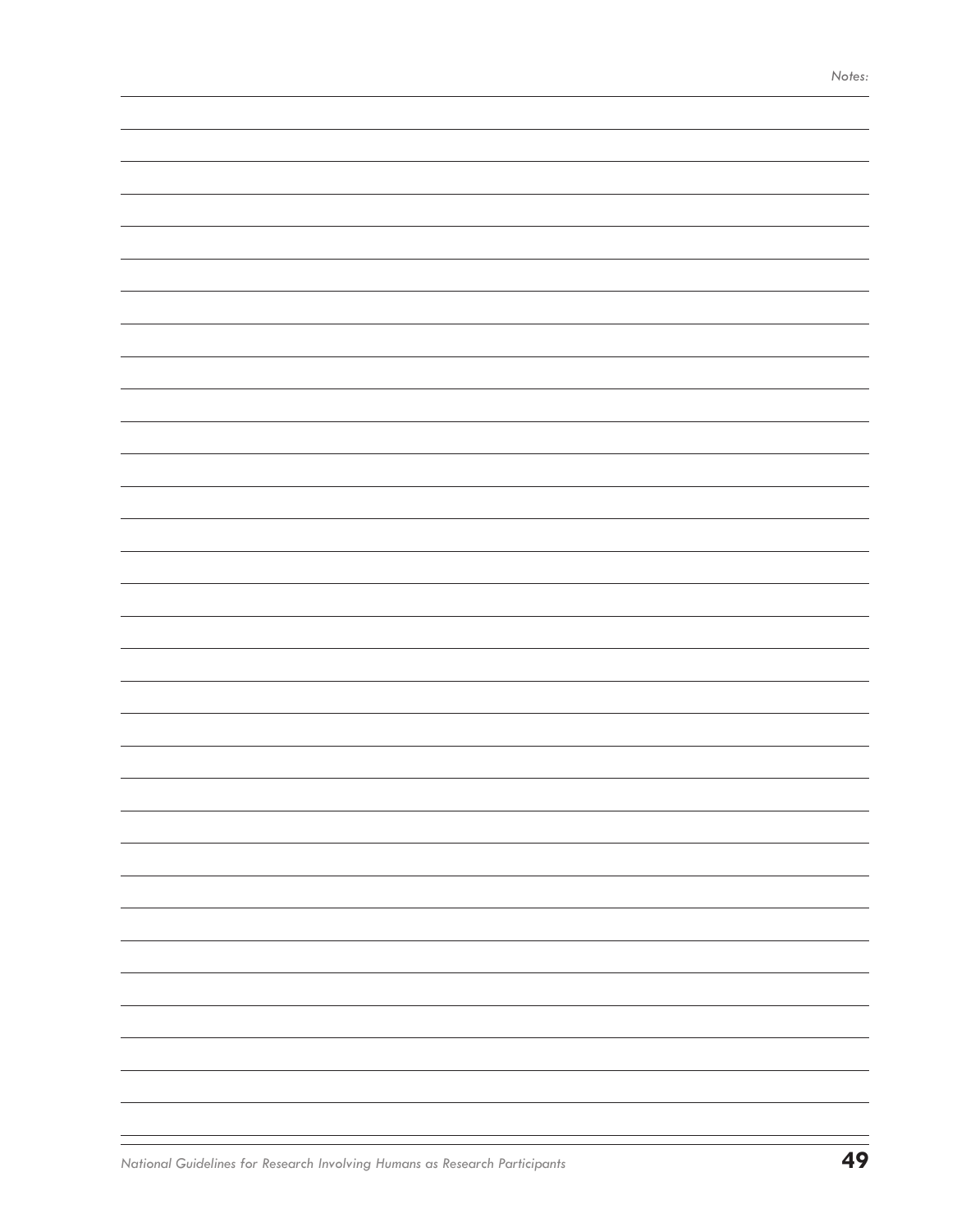*Notes:*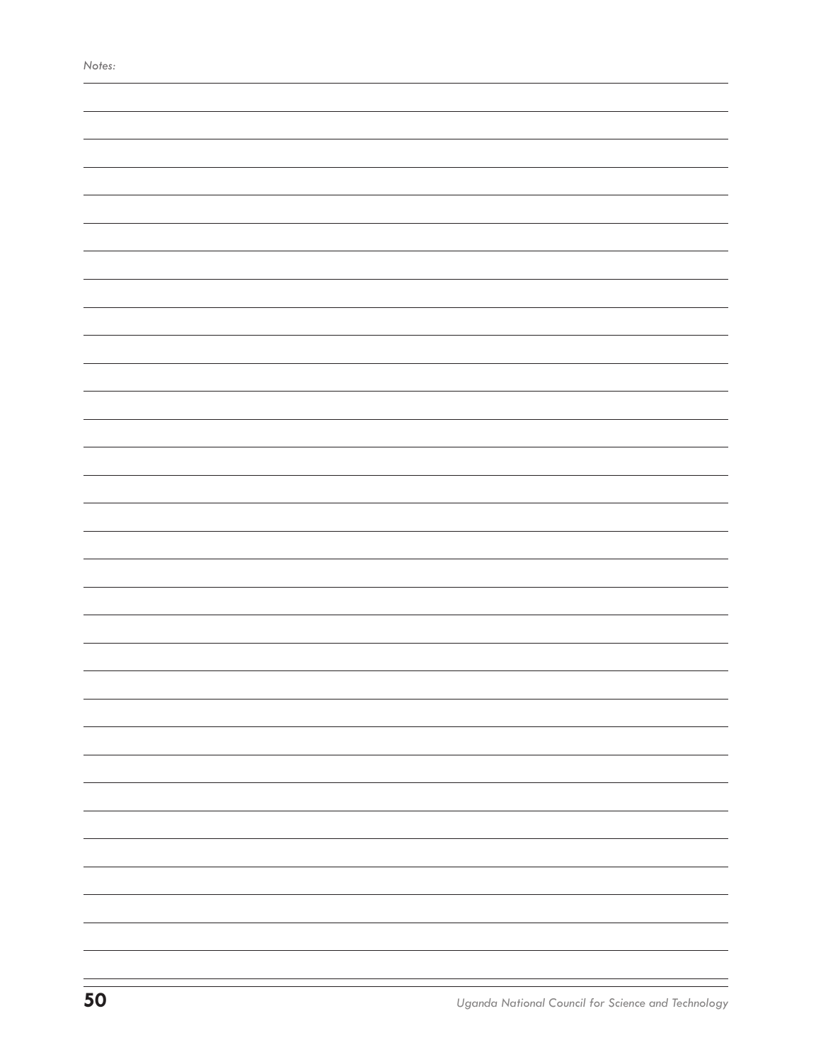*Notes:*